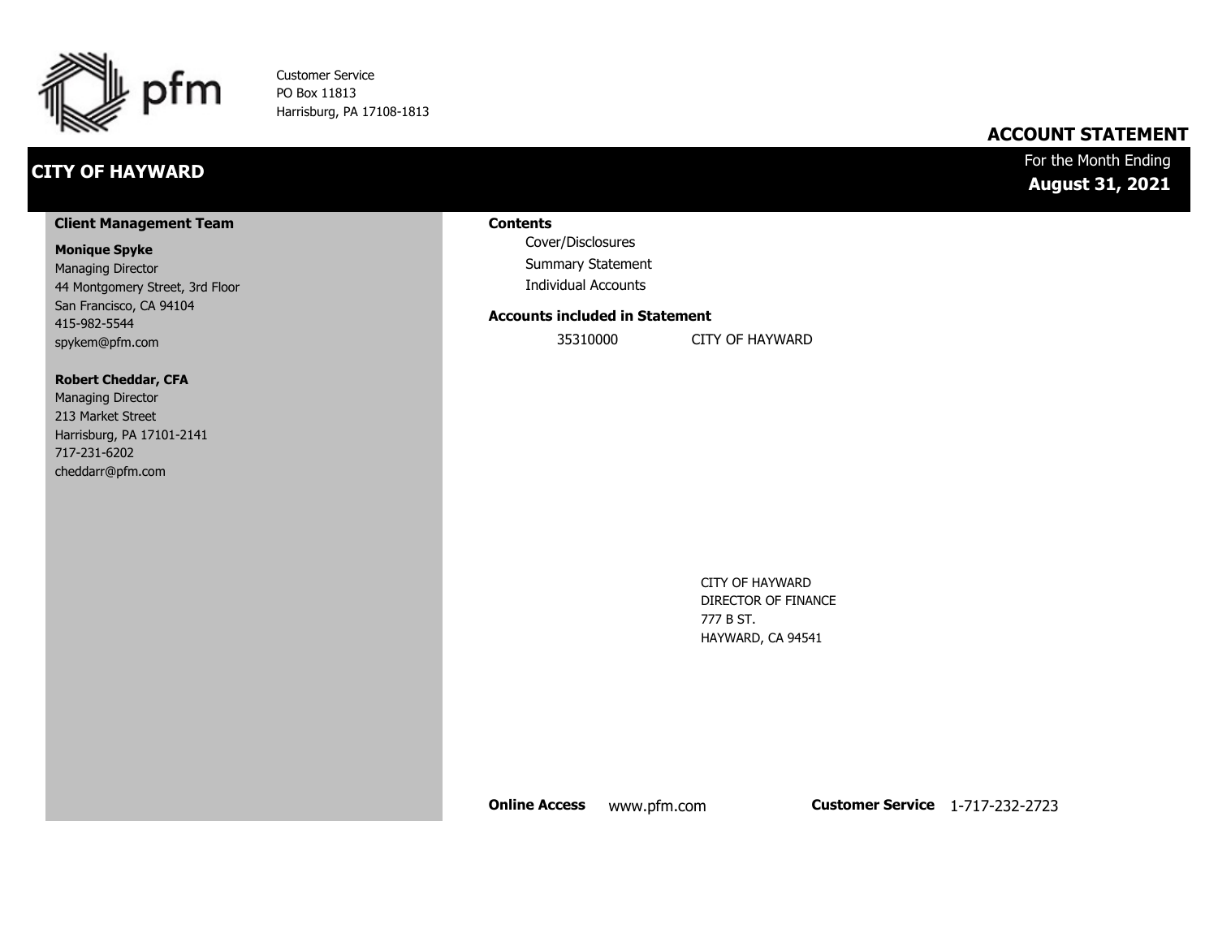pfm

Customer Service
PO Box 11813
Harrisburg, PA 17108-1813

# ACCOUNT STATEMENT

## CITY OF HAYWARD

For the Month Ending
**August 31, 2021**

### Client Management Team

**Monique Spyke**
Managing Director
44 Montgomery Street, 3rd Floor
San Francisco, CA 94104
415-982-5544
spykem@pfm.com

**Robert Cheddar, CFA**
Managing Director
213 Market Street
Harrisburg, PA 17101-2141
717-231-6202
cheddarr@pfm.com

### Contents

- Cover/Disclosures
- Summary Statement
- Individual Accounts

### Accounts included in Statement

| | |
|---|---|
| 35310000 | CITY OF HAYWARD |

CITY OF HAYWARD
DIRECTOR OF FINANCE
777 B ST.
HAYWARD, CA 94541

**Online Access** www.pfm.com **Customer Service** 1-717-232-2723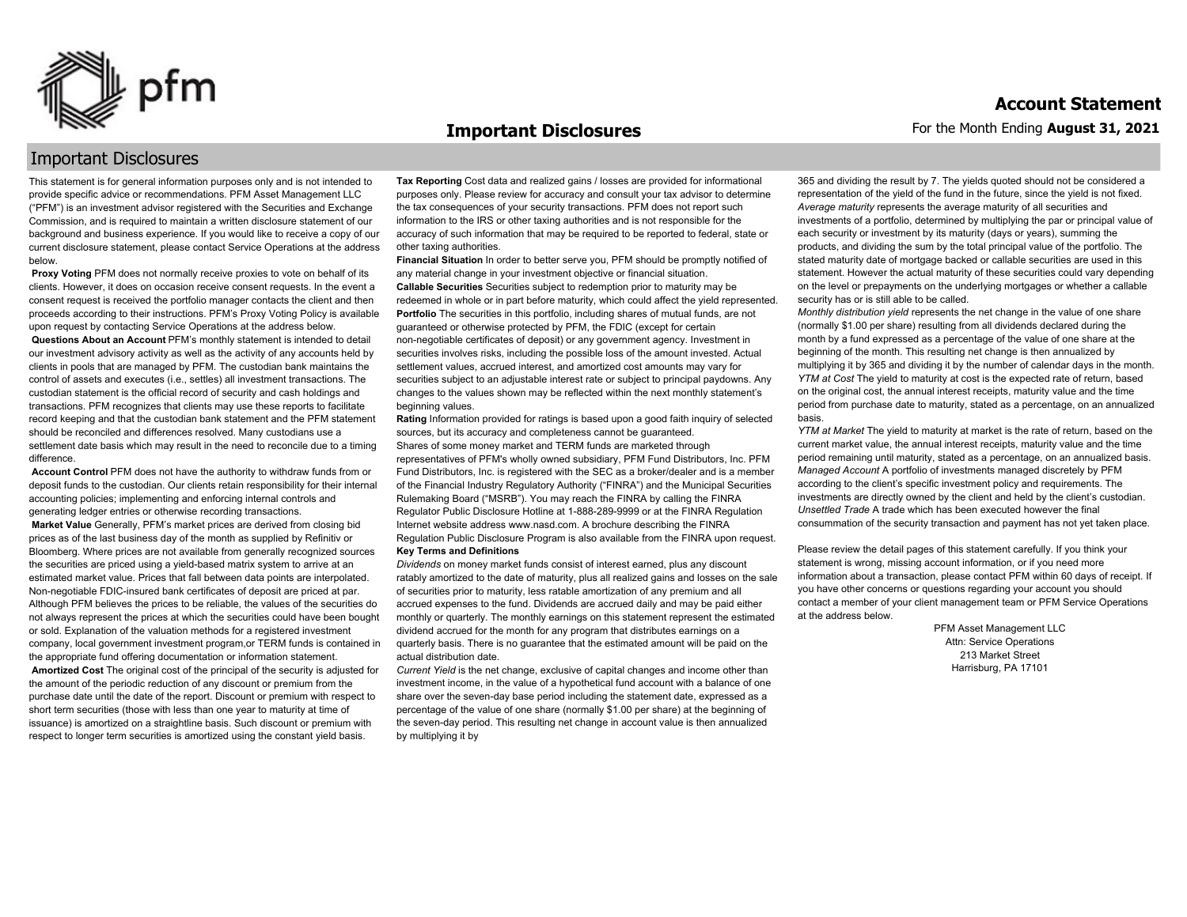# Important Disclosures

This statement is for general information purposes only and is not intended to provide specific advice or recommendations. PFM Asset Management LLC ("PFM") is an investment advisor registered with the Securities and Exchange Commission, and is required to maintain a written disclosure statement of our background and business experience. If you would like to receive a copy of our current disclosure statement, please contact Service Operations at the address below.

**Proxy Voting** PFM does not normally receive proxies to vote on behalf of its clients. However, it does on occasion receive consent requests. In the event a consent request is received the portfolio manager contacts the client and then proceeds according to their instructions. PFM's Proxy Voting Policy is available upon request by contacting Service Operations at the address below.

**Questions About an Account** PFM's monthly statement is intended to detail our investment advisory activity as well as the activity of any accounts held by clients in pools that are managed by PFM. The custodian bank maintains the control of assets and executes (i.e., settles) all investment transactions. The custodian statement is the official record of security and cash holdings and transactions. PFM recognizes that clients may use these reports to facilitate record keeping and that the custodian bank statement and the PFM statement should be reconciled and differences resolved. Many custodians use a settlement date basis which may result in the need to reconcile due to a timing difference.

**Account Control** PFM does not have the authority to withdraw funds from or deposit funds to the custodian. Our clients retain responsibility for their internal accounting policies; implementing and enforcing internal controls and generating ledger entries or otherwise recording transactions.

**Market Value** Generally, PFM's market prices are derived from closing bid prices as of the last business day of the month as supplied by Refinitiv or Bloomberg. Where prices are not available from generally recognized sources the securities are priced using a yield-based matrix system to arrive at an estimated market value. Prices that fall between data points are interpolated. Non-negotiable FDIC-insured bank certificates of deposit are priced at par. Although PFM believes the prices to be reliable, the values of the securities do not always represent the prices at which the securities could have been bought or sold. Explanation of the valuation methods for a registered investment company, local government investment program,or TERM funds is contained in the appropriate fund offering documentation or information statement.

**Amortized Cost** The original cost of the principal of the security is adjusted for the amount of the periodic reduction of any discount or premium from the purchase date until the date of the report. Discount or premium with respect to short term securities (those with less than one year to maturity at time of issuance) is amortized on a straightline basis. Such discount or premium with respect to longer term securities is amortized using the constant yield basis.

**Tax Reporting** Cost data and realized gains / losses are provided for informational purposes only. Please review for accuracy and consult your tax advisor to determine the tax consequences of your security transactions. PFM does not report such information to the IRS or other taxing authorities and is not responsible for the accuracy of such information that may be required to be reported to federal, state or other taxing authorities.

**Financial Situation** In order to better serve you, PFM should be promptly notified of any material change in your investment objective or financial situation.

**Callable Securities** Securities subject to redemption prior to maturity may be redeemed in whole or in part before maturity, which could affect the yield represented.

**Portfolio** The securities in this portfolio, including shares of mutual funds, are not guaranteed or otherwise protected by PFM, the FDIC (except for certain non-negotiable certificates of deposit) or any government agency. Investment in securities involves risks, including the possible loss of the amount invested. Actual settlement values, accrued interest, and amortized cost amounts may vary for securities subject to an adjustable interest rate or subject to principal paydowns. Any changes to the values shown may be reflected within the next monthly statement's beginning values.

**Rating** Information provided for ratings is based upon a good faith inquiry of selected sources, but its accuracy and completeness cannot be guaranteed.

Shares of some money market and TERM funds are marketed through representatives of PFM's wholly owned subsidiary, PFM Fund Distributors, Inc. PFM Fund Distributors, Inc. is registered with the SEC as a broker/dealer and is a member of the Financial Industry Regulatory Authority ("FINRA") and the Municipal Securities Rulemaking Board ("MSRB"). You may reach the FINRA by calling the FINRA Regulator Public Disclosure Hotline at 1-888-289-9999 or at the FINRA Regulation Internet website address www.nasd.com. A brochure describing the FINRA Regulation Public Disclosure Program is also available from the FINRA upon request.

**Key Terms and Definitions**

*Dividends* on money market funds consist of interest earned, plus any discount ratably amortized to the date of maturity, plus all realized gains and losses on the sale of securities prior to maturity, less ratable amortization of any premium and all accrued expenses to the fund. Dividends are accrued daily and may be paid either monthly or quarterly. The monthly earnings on this statement represent the estimated dividend accrued for the month for any program that distributes earnings on a quarterly basis. There is no guarantee that the estimated amount will be paid on the actual distribution date.

*Current Yield* is the net change, exclusive of capital changes and income other than investment income, in the value of a hypothetical fund account with a balance of one share over the seven-day base period including the statement date, expressed as a percentage of the value of one share (normally $1.00 per share) at the beginning of the seven-day period. This resulting net change in account value is then annualized by multiplying it by 365 and dividing the result by 7. The yields quoted should not be considered a representation of the yield of the fund in the future, since the yield is not fixed.

*Average maturity* represents the average maturity of all securities and investments of a portfolio, determined by multiplying the par or principal value of each security or investment by its maturity (days or years), summing the products, and dividing the sum by the total principal value of the portfolio. The stated maturity date of mortgage backed or callable securities are used in this statement. However the actual maturity of these securities could vary depending on the level or prepayments on the underlying mortgages or whether a callable security has or is still able to be called.

*Monthly distribution yield* represents the net change in the value of one share (normally $1.00 per share) resulting from all dividends declared during the month by a fund expressed as a percentage of the value of one share at the beginning of the month. This resulting net change is then annualized by multiplying it by 365 and dividing it by the number of calendar days in the month.

*YTM at Cost* The yield to maturity at cost is the expected rate of return, based on the original cost, the annual interest receipts, maturity value and the time period from purchase date to maturity, stated as a percentage, on an annualized basis.

*YTM at Market* The yield to maturity at market is the rate of return, based on the current market value, the annual interest receipts, maturity value and the time period remaining until maturity, stated as a percentage, on an annualized basis.

*Managed Account* A portfolio of investments managed discretely by PFM according to the client's specific investment policy and requirements. The investments are directly owned by the client and held by the client's custodian.

*Unsettled Trade* A trade which has been executed however the final consummation of the security transaction and payment has not yet taken place.

Please review the detail pages of this statement carefully. If you think your statement is wrong, missing account information, or if you need more information about a transaction, please contact PFM within 60 days of receipt. If you have other concerns or questions regarding your account you should contact a member of your client management team or PFM Service Operations at the address below.

PFM Asset Management LLC
Attn: Service Operations
213 Market Street
Harrisburg, PA 17101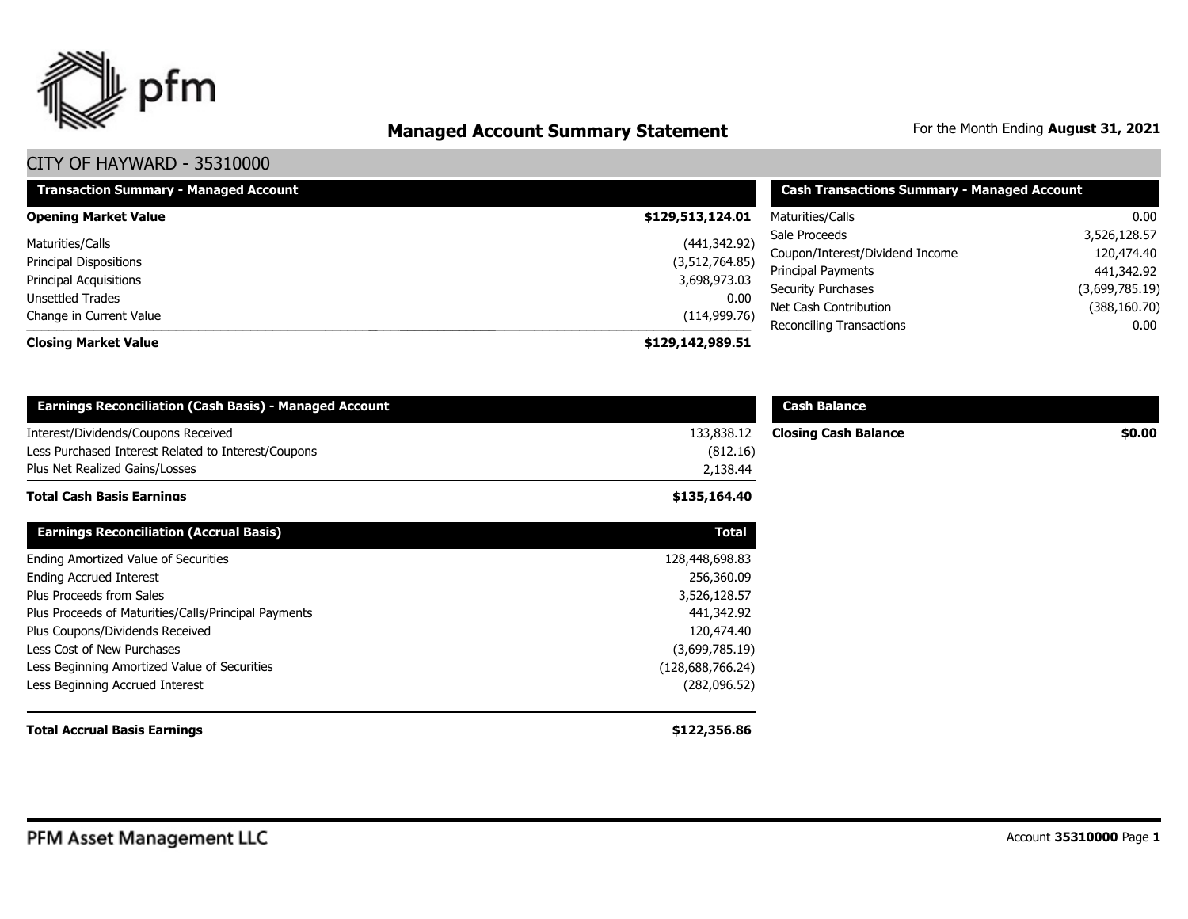# Managed Account Summary Statement

For the Month Ending **August 31, 2021**

## CITY OF HAYWARD - 35310000

| Transaction Summary - Managed Account | |
|---|---|
| **Opening Market Value** | **$129,513,124.01** |
| Maturities/Calls | (441,342.92) |
| Principal Dispositions | (3,512,764.85) |
| Principal Acquisitions | 3,698,973.03 |
| Unsettled Trades | 0.00 |
| Change in Current Value | (114,999.76) |
| **Closing Market Value** | **$129,142,989.51** |

| Cash Transactions Summary - Managed Account | |
|---|---|
| Maturities/Calls | 0.00 |
| Sale Proceeds | 3,526,128.57 |
| Coupon/Interest/Dividend Income | 120,474.40 |
| Principal Payments | 441,342.92 |
| Security Purchases | (3,699,785.19) |
| Net Cash Contribution | (388,160.70) |
| Reconciling Transactions | 0.00 |

| Earnings Reconciliation (Cash Basis) - Managed Account | |
|---|---|
| Interest/Dividends/Coupons Received | 133,838.12 |
| Less Purchased Interest Related to Interest/Coupons | (812.16) |
| Plus Net Realized Gains/Losses | 2,138.44 |
| **Total Cash Basis Earnings** | **$135,164.40** |

| Cash Balance | |
|---|---|
| **Closing Cash Balance** | **$0.00** |

| Earnings Reconciliation (Accrual Basis) | Total |
|---|---|
| Ending Amortized Value of Securities | 128,448,698.83 |
| Ending Accrued Interest | 256,360.09 |
| Plus Proceeds from Sales | 3,526,128.57 |
| Plus Proceeds of Maturities/Calls/Principal Payments | 441,342.92 |
| Plus Coupons/Dividends Received | 120,474.40 |
| Less Cost of New Purchases | (3,699,785.19) |
| Less Beginning Amortized Value of Securities | (128,688,766.24) |
| Less Beginning Accrued Interest | (282,096.52) |
| **Total Accrual Basis Earnings** | **$122,356.86** |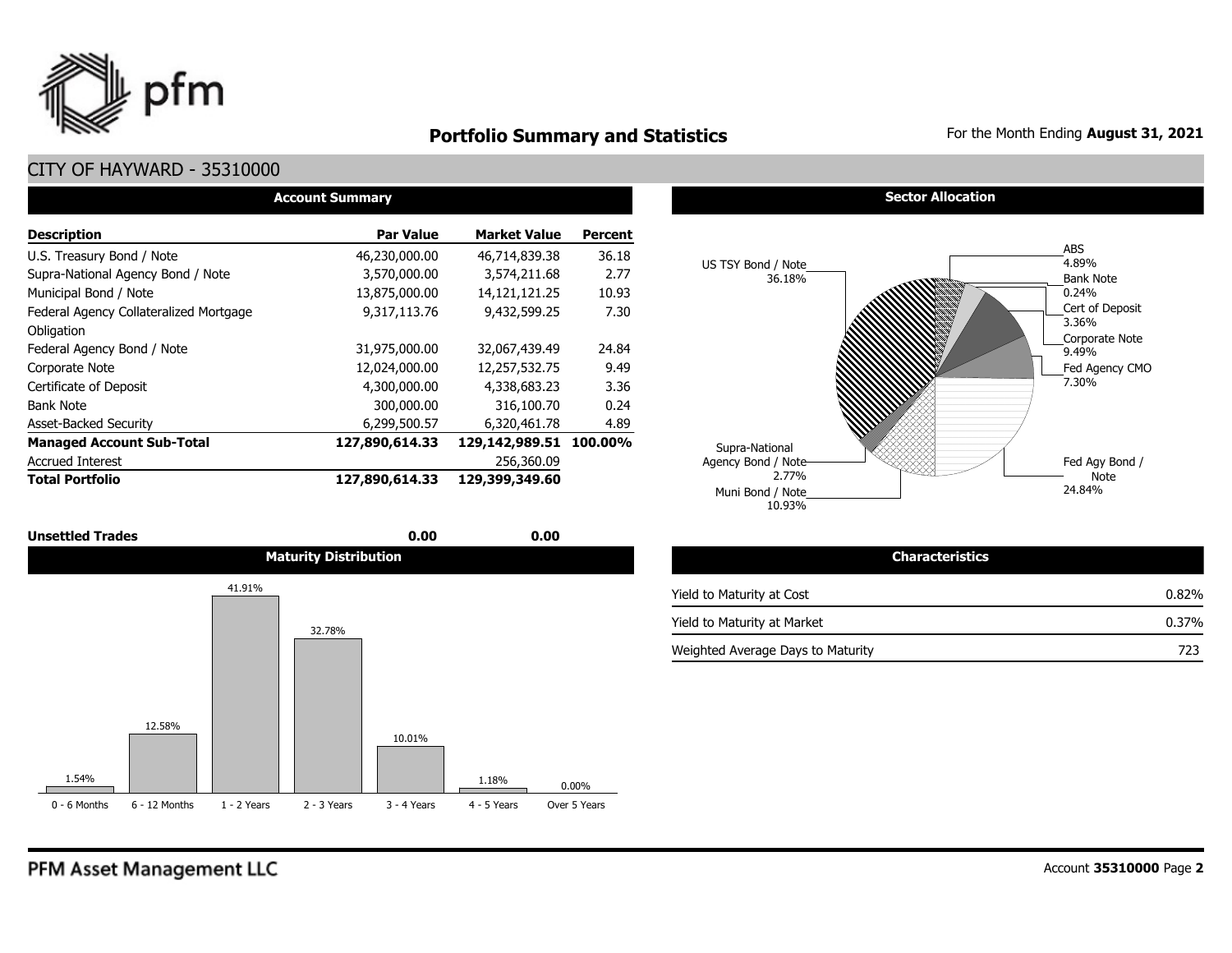# Portfolio Summary and Statistics

For the Month Ending **August 31, 2021**

## CITY OF HAYWARD - 35310000

### Account Summary

| Description | Par Value | Market Value | Percent |
|---|---|---|---|
| U.S. Treasury Bond / Note | 46,230,000.00 | 46,714,839.38 | 36.18 |
| Supra-National Agency Bond / Note | 3,570,000.00 | 3,574,211.68 | 2.77 |
| Municipal Bond / Note | 13,875,000.00 | 14,121,121.25 | 10.93 |
| Federal Agency Collateralized Mortgage Obligation | 9,317,113.76 | 9,432,599.25 | 7.30 |
| Federal Agency Bond / Note | 31,975,000.00 | 32,067,439.49 | 24.84 |
| Corporate Note | 12,024,000.00 | 12,257,532.75 | 9.49 |
| Certificate of Deposit | 4,300,000.00 | 4,338,683.23 | 3.36 |
| Bank Note | 300,000.00 | 316,100.70 | 0.24 |
| Asset-Backed Security | 6,299,500.57 | 6,320,461.78 | 4.89 |
| **Managed Account Sub-Total** | **127,890,614.33** | **129,142,989.51** | **100.00%** |
| Accrued Interest | | 256,360.09 | |
| **Total Portfolio** | **127,890,614.33** | **129,399,349.60** | |
| **Unsettled Trades** | **0.00** | **0.00** | |

### Sector Allocation

| Sector | Percent |
|---|---|
| US TSY Bond / Note | 36.18% |
| ABS | 4.89% |
| Bank Note | 0.24% |
| Cert of Deposit | 3.36% |
| Corporate Note | 9.49% |
| Fed Agency CMO | 7.30% |
| Fed Agy Bond / Note | 24.84% |
| Muni Bond / Note | 10.93% |
| Supra-National Agency Bond / Note | 2.77% |

### Maturity Distribution

| 0 - 6 Months | 6 - 12 Months | 1 - 2 Years | 2 - 3 Years | 3 - 4 Years | 4 - 5 Years | Over 5 Years |
|---|---|---|---|---|---|---|
| 1.54% | 12.58% | 41.91% | 32.78% | 10.01% | 1.18% | 0.00% |

### Characteristics

| | |
|---|---|
| Yield to Maturity at Cost | 0.82% |
| Yield to Maturity at Market | 0.37% |
| Weighted Average Days to Maturity | 723 |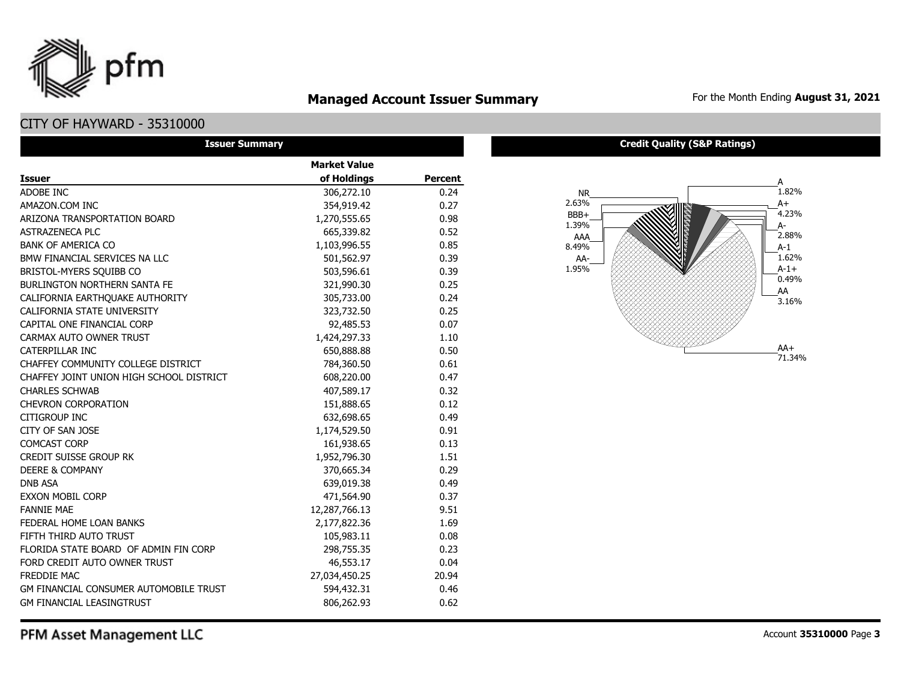# Managed Account Issuer Summary

For the Month Ending **August 31, 2021**

## CITY OF HAYWARD - 35310000

### Issuer Summary

| Issuer | Market Value of Holdings | Percent |
|---|---|---|
| ADOBE INC | 306,272.10 | 0.24 |
| AMAZON.COM INC | 354,919.42 | 0.27 |
| ARIZONA TRANSPORTATION BOARD | 1,270,555.65 | 0.98 |
| ASTRAZENECA PLC | 665,339.82 | 0.52 |
| BANK OF AMERICA CO | 1,103,996.55 | 0.85 |
| BMW FINANCIAL SERVICES NA LLC | 501,562.97 | 0.39 |
| BRISTOL-MYERS SQUIBB CO | 503,596.61 | 0.39 |
| BURLINGTON NORTHERN SANTA FE | 321,990.30 | 0.25 |
| CALIFORNIA EARTHQUAKE AUTHORITY | 305,733.00 | 0.24 |
| CALIFORNIA STATE UNIVERSITY | 323,732.50 | 0.25 |
| CAPITAL ONE FINANCIAL CORP | 92,485.53 | 0.07 |
| CARMAX AUTO OWNER TRUST | 1,424,297.33 | 1.10 |
| CATERPILLAR INC | 650,888.88 | 0.50 |
| CHAFFEY COMMUNITY COLLEGE DISTRICT | 784,360.50 | 0.61 |
| CHAFFEY JOINT UNION HIGH SCHOOL DISTRICT | 608,220.00 | 0.47 |
| CHARLES SCHWAB | 407,589.17 | 0.32 |
| CHEVRON CORPORATION | 151,888.65 | 0.12 |
| CITIGROUP INC | 632,698.65 | 0.49 |
| CITY OF SAN JOSE | 1,174,529.50 | 0.91 |
| COMCAST CORP | 161,938.65 | 0.13 |
| CREDIT SUISSE GROUP RK | 1,952,796.30 | 1.51 |
| DEERE & COMPANY | 370,665.34 | 0.29 |
| DNB ASA | 639,019.38 | 0.49 |
| EXXON MOBIL CORP | 471,564.90 | 0.37 |
| FANNIE MAE | 12,287,766.13 | 9.51 |
| FEDERAL HOME LOAN BANKS | 2,177,822.36 | 1.69 |
| FIFTH THIRD AUTO TRUST | 105,983.11 | 0.08 |
| FLORIDA STATE BOARD OF ADMIN FIN CORP | 298,755.35 | 0.23 |
| FORD CREDIT AUTO OWNER TRUST | 46,553.17 | 0.04 |
| FREDDIE MAC | 27,034,450.25 | 20.94 |
| GM FINANCIAL CONSUMER AUTOMOBILE TRUST | 594,432.31 | 0.46 |
| GM FINANCIAL LEASINGTRUST | 806,262.93 | 0.62 |

### Credit Quality (S&P Ratings)

| Rating | Percent |
|---|---|
| A | 1.82% |
| A+ | 4.23% |
| A- | 2.88% |
| A-1 | 1.62% |
| A-1+ | 0.49% |
| AA | 3.16% |
| AA+ | 71.34% |
| AA- | 1.95% |
| AAA | 8.49% |
| BBB+ | 1.39% |
| NR | 2.63% |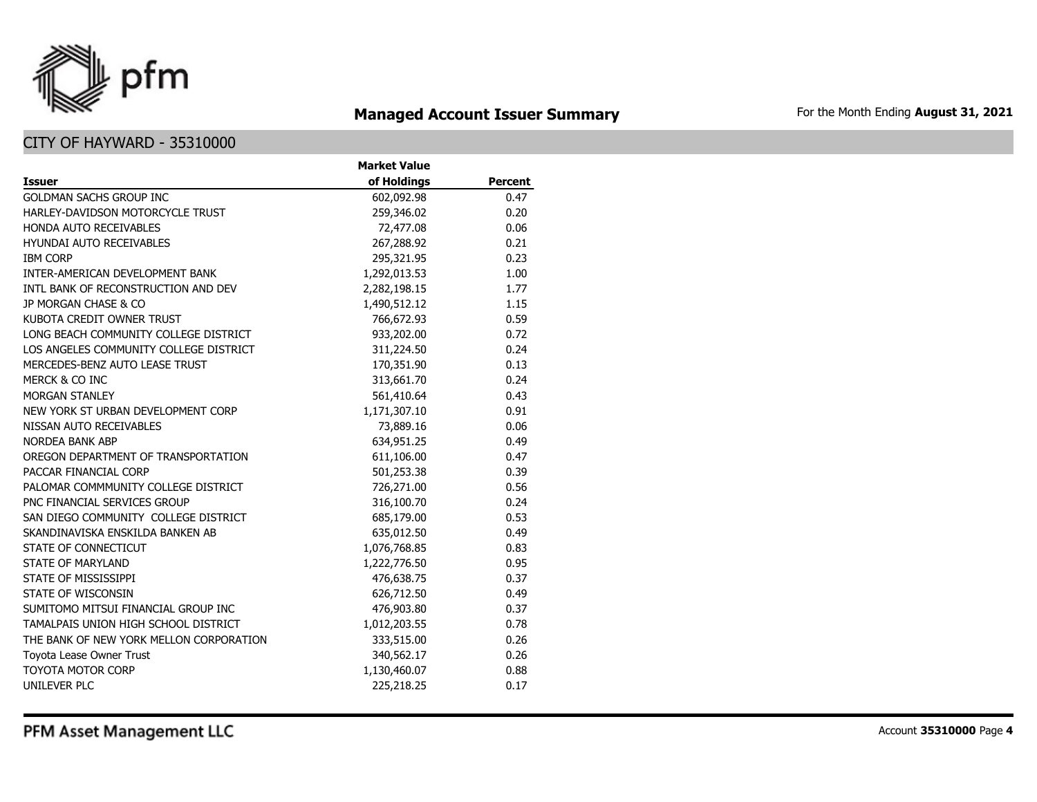# Managed Account Issuer Summary

For the Month Ending **August 31, 2021**

## CITY OF HAYWARD - 35310000

| Issuer | Market Value of Holdings | Percent |
|---|---|---|
| GOLDMAN SACHS GROUP INC | 602,092.98 | 0.47 |
| HARLEY-DAVIDSON MOTORCYCLE TRUST | 259,346.02 | 0.20 |
| HONDA AUTO RECEIVABLES | 72,477.08 | 0.06 |
| HYUNDAI AUTO RECEIVABLES | 267,288.92 | 0.21 |
| IBM CORP | 295,321.95 | 0.23 |
| INTER-AMERICAN DEVELOPMENT BANK | 1,292,013.53 | 1.00 |
| INTL BANK OF RECONSTRUCTION AND DEV | 2,282,198.15 | 1.77 |
| JP MORGAN CHASE & CO | 1,490,512.12 | 1.15 |
| KUBOTA CREDIT OWNER TRUST | 766,672.93 | 0.59 |
| LONG BEACH COMMUNITY COLLEGE DISTRICT | 933,202.00 | 0.72 |
| LOS ANGELES COMMUNITY COLLEGE DISTRICT | 311,224.50 | 0.24 |
| MERCEDES-BENZ AUTO LEASE TRUST | 170,351.90 | 0.13 |
| MERCK & CO INC | 313,661.70 | 0.24 |
| MORGAN STANLEY | 561,410.64 | 0.43 |
| NEW YORK ST URBAN DEVELOPMENT CORP | 1,171,307.10 | 0.91 |
| NISSAN AUTO RECEIVABLES | 73,889.16 | 0.06 |
| NORDEA BANK ABP | 634,951.25 | 0.49 |
| OREGON DEPARTMENT OF TRANSPORTATION | 611,106.00 | 0.47 |
| PACCAR FINANCIAL CORP | 501,253.38 | 0.39 |
| PALOMAR COMMMUNITY COLLEGE DISTRICT | 726,271.00 | 0.56 |
| PNC FINANCIAL SERVICES GROUP | 316,100.70 | 0.24 |
| SAN DIEGO COMMUNITY COLLEGE DISTRICT | 685,179.00 | 0.53 |
| SKANDINAVISKA ENSKILDA BANKEN AB | 635,012.50 | 0.49 |
| STATE OF CONNECTICUT | 1,076,768.85 | 0.83 |
| STATE OF MARYLAND | 1,222,776.50 | 0.95 |
| STATE OF MISSISSIPPI | 476,638.75 | 0.37 |
| STATE OF WISCONSIN | 626,712.50 | 0.49 |
| SUMITOMO MITSUI FINANCIAL GROUP INC | 476,903.80 | 0.37 |
| TAMALPAIS UNION HIGH SCHOOL DISTRICT | 1,012,203.55 | 0.78 |
| THE BANK OF NEW YORK MELLON CORPORATION | 333,515.00 | 0.26 |
| Toyota Lease Owner Trust | 340,562.17 | 0.26 |
| TOYOTA MOTOR CORP | 1,130,460.07 | 0.88 |
| UNILEVER PLC | 225,218.25 | 0.17 |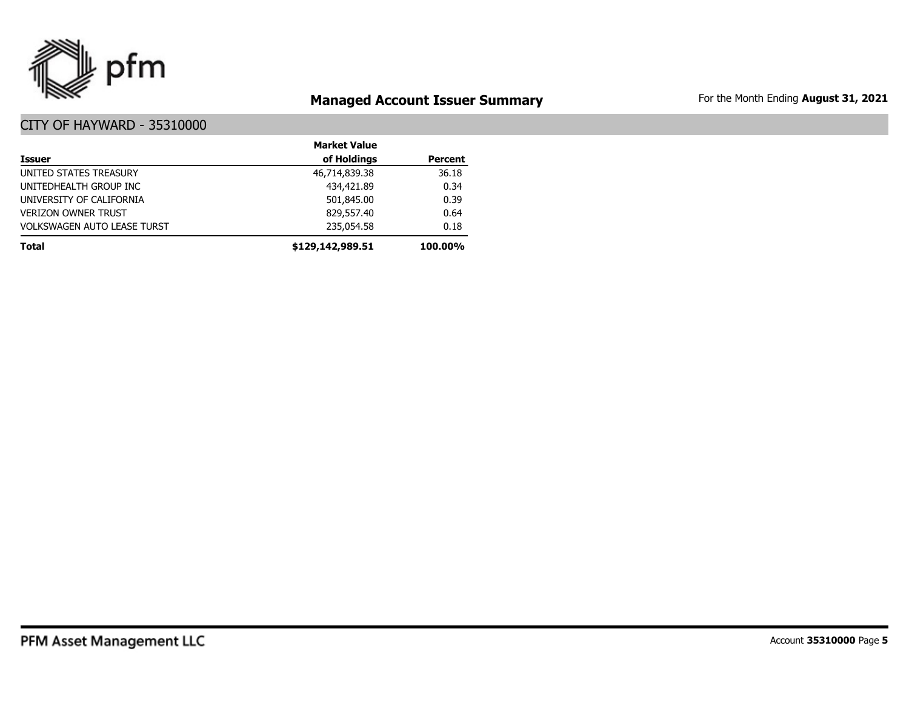# Managed Account Issuer Summary

For the Month Ending **August 31, 2021**

## CITY OF HAYWARD - 35310000

| Issuer | Market Value of Holdings | Percent |
|---|---|---|
| UNITED STATES TREASURY | 46,714,839.38 | 36.18 |
| UNITEDHEALTH GROUP INC | 434,421.89 | 0.34 |
| UNIVERSITY OF CALIFORNIA | 501,845.00 | 0.39 |
| VERIZON OWNER TRUST | 829,557.40 | 0.64 |
| VOLKSWAGEN AUTO LEASE TURST | 235,054.58 | 0.18 |
| **Total** | **$129,142,989.51** | **100.00%** |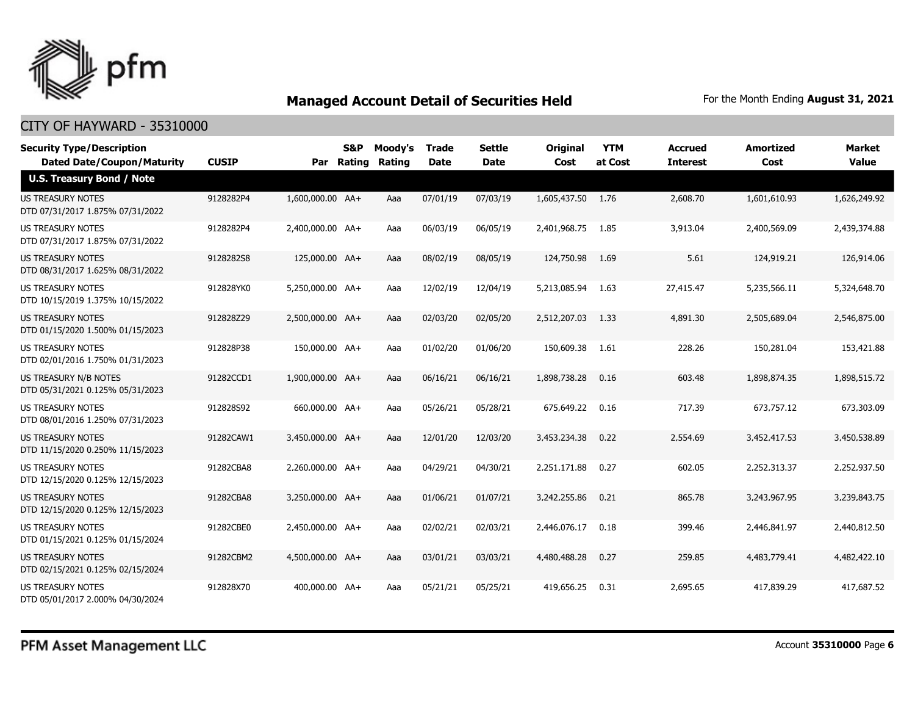## Managed Account Detail of Securities Held

For the Month Ending **August 31, 2021**

### CITY OF HAYWARD - 35310000

| Security Type/Description Dated Date/Coupon/Maturity | CUSIP | Par | S&P Rating | Moody's Rating | Trade Date | Settle Date | Original Cost | YTM at Cost | Accrued Interest | Amortized Cost | Market Value |
|---|---|---|---|---|---|---|---|---|---|---|---|
| **U.S. Treasury Bond / Note** | | | | | | | | | | | |
| US TREASURY NOTES DTD 07/31/2017 1.875% 07/31/2022 | 9128282P4 | 1,600,000.00 | AA+ | Aaa | 07/01/19 | 07/03/19 | 1,605,437.50 | 1.76 | 2,608.70 | 1,601,610.93 | 1,626,249.92 |
| US TREASURY NOTES DTD 07/31/2017 1.875% 07/31/2022 | 9128282P4 | 2,400,000.00 | AA+ | Aaa | 06/03/19 | 06/05/19 | 2,401,968.75 | 1.85 | 3,913.04 | 2,400,569.09 | 2,439,374.88 |
| US TREASURY NOTES DTD 08/31/2017 1.625% 08/31/2022 | 9128282S8 | 125,000.00 | AA+ | Aaa | 08/02/19 | 08/05/19 | 124,750.98 | 1.69 | 5.61 | 124,919.21 | 126,914.06 |
| US TREASURY NOTES DTD 10/15/2019 1.375% 10/15/2022 | 912828YK0 | 5,250,000.00 | AA+ | Aaa | 12/02/19 | 12/04/19 | 5,213,085.94 | 1.63 | 27,415.47 | 5,235,566.11 | 5,324,648.70 |
| US TREASURY NOTES DTD 01/15/2020 1.500% 01/15/2023 | 912828Z29 | 2,500,000.00 | AA+ | Aaa | 02/03/20 | 02/05/20 | 2,512,207.03 | 1.33 | 4,891.30 | 2,505,689.04 | 2,546,875.00 |
| US TREASURY NOTES DTD 02/01/2016 1.750% 01/31/2023 | 912828P38 | 150,000.00 | AA+ | Aaa | 01/02/20 | 01/06/20 | 150,609.38 | 1.61 | 228.26 | 150,281.04 | 153,421.88 |
| US TREASURY N/B NOTES DTD 05/31/2021 0.125% 05/31/2023 | 91282CCD1 | 1,900,000.00 | AA+ | Aaa | 06/16/21 | 06/16/21 | 1,898,738.28 | 0.16 | 603.48 | 1,898,874.35 | 1,898,515.72 |
| US TREASURY NOTES DTD 08/01/2016 1.250% 07/31/2023 | 912828S92 | 660,000.00 | AA+ | Aaa | 05/26/21 | 05/28/21 | 675,649.22 | 0.16 | 717.39 | 673,757.12 | 673,303.09 |
| US TREASURY NOTES DTD 11/15/2020 0.250% 11/15/2023 | 91282CAW1 | 3,450,000.00 | AA+ | Aaa | 12/01/20 | 12/03/20 | 3,453,234.38 | 0.22 | 2,554.69 | 3,452,417.53 | 3,450,538.89 |
| US TREASURY NOTES DTD 12/15/2020 0.125% 12/15/2023 | 91282CBA8 | 2,260,000.00 | AA+ | Aaa | 04/29/21 | 04/30/21 | 2,251,171.88 | 0.27 | 602.05 | 2,252,313.37 | 2,252,937.50 |
| US TREASURY NOTES DTD 12/15/2020 0.125% 12/15/2023 | 91282CBA8 | 3,250,000.00 | AA+ | Aaa | 01/06/21 | 01/07/21 | 3,242,255.86 | 0.21 | 865.78 | 3,243,967.95 | 3,239,843.75 |
| US TREASURY NOTES DTD 01/15/2021 0.125% 01/15/2024 | 91282CBE0 | 2,450,000.00 | AA+ | Aaa | 02/02/21 | 02/03/21 | 2,446,076.17 | 0.18 | 399.46 | 2,446,841.97 | 2,440,812.50 |
| US TREASURY NOTES DTD 02/15/2021 0.125% 02/15/2024 | 91282CBM2 | 4,500,000.00 | AA+ | Aaa | 03/01/21 | 03/03/21 | 4,480,488.28 | 0.27 | 259.85 | 4,483,779.41 | 4,482,422.10 |
| US TREASURY NOTES DTD 05/01/2017 2.000% 04/30/2024 | 912828X70 | 400,000.00 | AA+ | Aaa | 05/21/21 | 05/25/21 | 419,656.25 | 0.31 | 2,695.65 | 417,839.29 | 417,687.52 |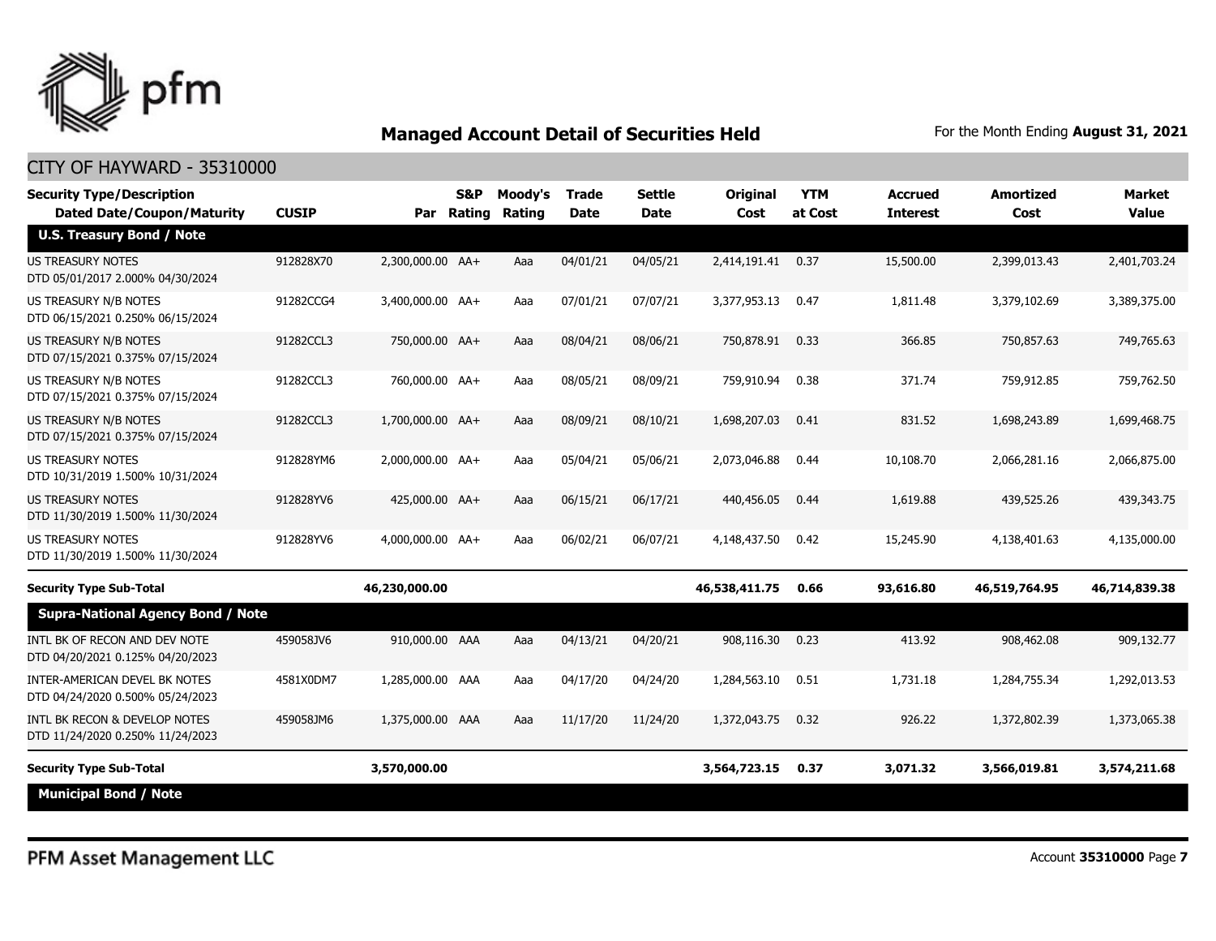## Managed Account Detail of Securities Held

For the Month Ending **August 31, 2021**

CITY OF HAYWARD - 35310000

| Security Type/Description Dated Date/Coupon/Maturity | CUSIP | Par | S&P Rating | Moody's Rating | Trade Date | Settle Date | Original Cost | YTM at Cost | Accrued Interest | Amortized Cost | Market Value |
|---|---|---|---|---|---|---|---|---|---|---|---|
| **U.S. Treasury Bond / Note** | | | | | | | | | | | |
| US TREASURY NOTES DTD 05/01/2017 2.000% 04/30/2024 | 912828X70 | 2,300,000.00 | AA+ | Aaa | 04/01/21 | 04/05/21 | 2,414,191.41 | 0.37 | 15,500.00 | 2,399,013.43 | 2,401,703.24 |
| US TREASURY N/B NOTES DTD 06/15/2021 0.250% 06/15/2024 | 91282CCG4 | 3,400,000.00 | AA+ | Aaa | 07/01/21 | 07/07/21 | 3,377,953.13 | 0.47 | 1,811.48 | 3,379,102.69 | 3,389,375.00 |
| US TREASURY N/B NOTES DTD 07/15/2021 0.375% 07/15/2024 | 91282CCL3 | 750,000.00 | AA+ | Aaa | 08/04/21 | 08/06/21 | 750,878.91 | 0.33 | 366.85 | 750,857.63 | 749,765.63 |
| US TREASURY N/B NOTES DTD 07/15/2021 0.375% 07/15/2024 | 91282CCL3 | 760,000.00 | AA+ | Aaa | 08/05/21 | 08/09/21 | 759,910.94 | 0.38 | 371.74 | 759,912.85 | 759,762.50 |
| US TREASURY N/B NOTES DTD 07/15/2021 0.375% 07/15/2024 | 91282CCL3 | 1,700,000.00 | AA+ | Aaa | 08/09/21 | 08/10/21 | 1,698,207.03 | 0.41 | 831.52 | 1,698,243.89 | 1,699,468.75 |
| US TREASURY NOTES DTD 10/31/2019 1.500% 10/31/2024 | 912828YM6 | 2,000,000.00 | AA+ | Aaa | 05/04/21 | 05/06/21 | 2,073,046.88 | 0.44 | 10,108.70 | 2,066,281.16 | 2,066,875.00 |
| US TREASURY NOTES DTD 11/30/2019 1.500% 11/30/2024 | 912828YV6 | 425,000.00 | AA+ | Aaa | 06/15/21 | 06/17/21 | 440,456.05 | 0.44 | 1,619.88 | 439,525.26 | 439,343.75 |
| US TREASURY NOTES DTD 11/30/2019 1.500% 11/30/2024 | 912828YV6 | 4,000,000.00 | AA+ | Aaa | 06/02/21 | 06/07/21 | 4,148,437.50 | 0.42 | 15,245.90 | 4,138,401.63 | 4,135,000.00 |
| **Security Type Sub-Total** | | **46,230,000.00** | | | | | **46,538,411.75** | **0.66** | **93,616.80** | **46,519,764.95** | **46,714,839.38** |
| **Supra-National Agency Bond / Note** | | | | | | | | | | | |
| INTL BK OF RECON AND DEV NOTE DTD 04/20/2021 0.125% 04/20/2023 | 459058JV6 | 910,000.00 | AAA | Aaa | 04/13/21 | 04/20/21 | 908,116.30 | 0.23 | 413.92 | 908,462.08 | 909,132.77 |
| INTER-AMERICAN DEVEL BK NOTES DTD 04/24/2020 0.500% 05/24/2023 | 4581X0DM7 | 1,285,000.00 | AAA | Aaa | 04/17/20 | 04/24/20 | 1,284,563.10 | 0.51 | 1,731.18 | 1,284,755.34 | 1,292,013.53 |
| INTL BK RECON & DEVELOP NOTES DTD 11/24/2020 0.250% 11/24/2023 | 459058JM6 | 1,375,000.00 | AAA | Aaa | 11/17/20 | 11/24/20 | 1,372,043.75 | 0.32 | 926.22 | 1,372,802.39 | 1,373,065.38 |
| **Security Type Sub-Total** | | **3,570,000.00** | | | | | **3,564,723.15** | **0.37** | **3,071.32** | **3,566,019.81** | **3,574,211.68** |
| **Municipal Bond / Note** | | | | | | | | | | | |

PFM Asset Management LLC

Account **35310000**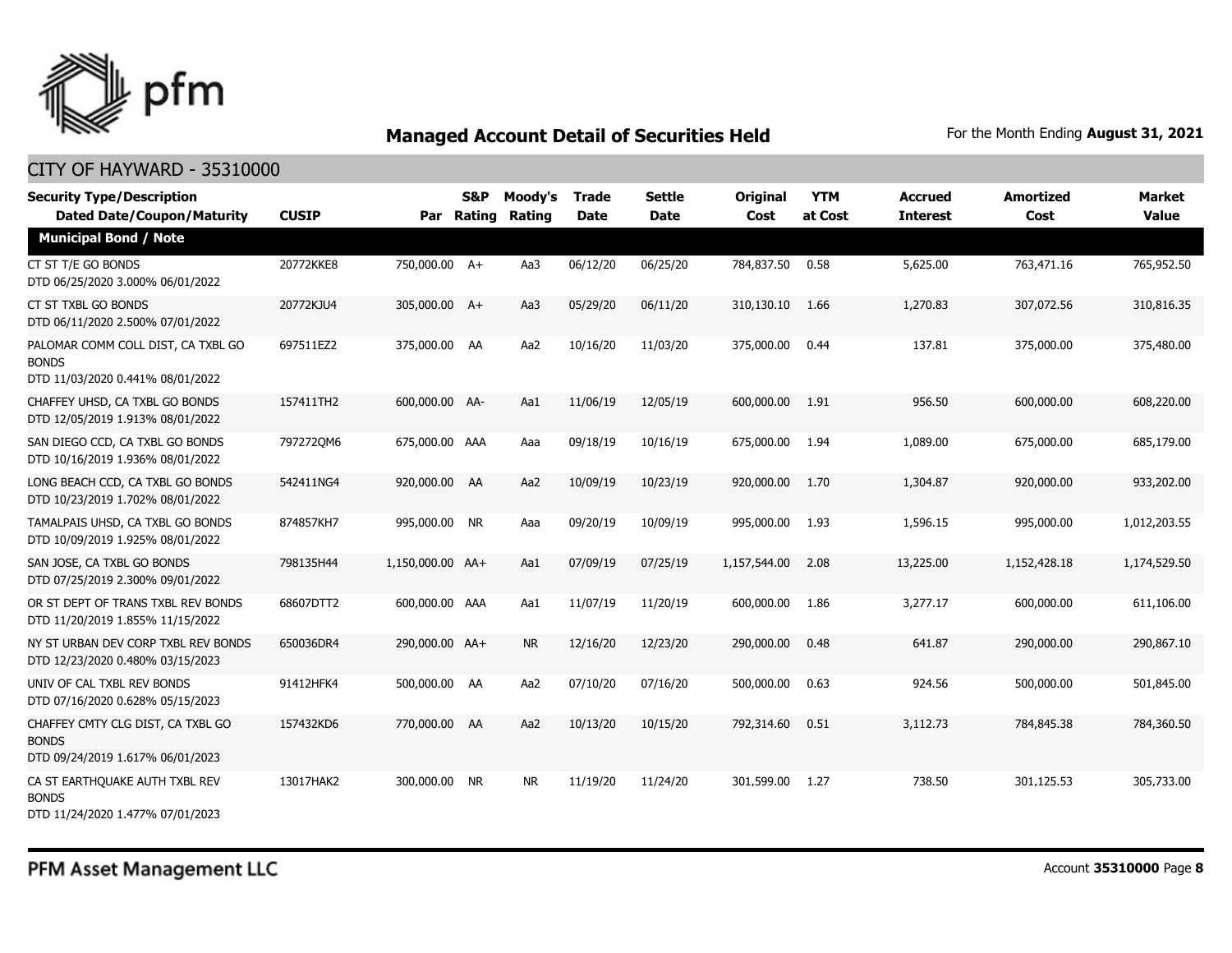# Managed Account Detail of Securities Held

For the Month Ending **August 31, 2021**

## CITY OF HAYWARD - 35310000

| Security Type/Description Dated Date/Coupon/Maturity | CUSIP | Par | S&P Rating | Moody's Rating | Trade Date | Settle Date | Original Cost | YTM at Cost | Accrued Interest | Amortized Cost | Market Value |
|---|---|---|---|---|---|---|---|---|---|---|---|
| **Municipal Bond / Note** | | | | | | | | | | | |
| CT ST T/E GO BONDS DTD 06/25/2020 3.000% 06/01/2022 | 20772KKE8 | 750,000.00 | A+ | Aa3 | 06/12/20 | 06/25/20 | 784,837.50 | 0.58 | 5,625.00 | 763,471.16 | 765,952.50 |
| CT ST TXBL GO BONDS DTD 06/11/2020 2.500% 07/01/2022 | 20772KJU4 | 305,000.00 | A+ | Aa3 | 05/29/20 | 06/11/20 | 310,130.10 | 1.66 | 1,270.83 | 307,072.56 | 310,816.35 |
| PALOMAR COMM COLL DIST, CA TXBL GO BONDS DTD 11/03/2020 0.441% 08/01/2022 | 697511EZ2 | 375,000.00 | AA | Aa2 | 10/16/20 | 11/03/20 | 375,000.00 | 0.44 | 137.81 | 375,000.00 | 375,480.00 |
| CHAFFEY UHSD, CA TXBL GO BONDS DTD 12/05/2019 1.913% 08/01/2022 | 157411TH2 | 600,000.00 | AA- | Aa1 | 11/06/19 | 12/05/19 | 600,000.00 | 1.91 | 956.50 | 600,000.00 | 608,220.00 |
| SAN DIEGO CCD, CA TXBL GO BONDS DTD 10/16/2019 1.936% 08/01/2022 | 797272QM6 | 675,000.00 | AAA | Aaa | 09/18/19 | 10/16/19 | 675,000.00 | 1.94 | 1,089.00 | 675,000.00 | 685,179.00 |
| LONG BEACH CCD, CA TXBL GO BONDS DTD 10/23/2019 1.702% 08/01/2022 | 542411NG4 | 920,000.00 | AA | Aa2 | 10/09/19 | 10/23/19 | 920,000.00 | 1.70 | 1,304.87 | 920,000.00 | 933,202.00 |
| TAMALPAIS UHSD, CA TXBL GO BONDS DTD 10/09/2019 1.925% 08/01/2022 | 874857KH7 | 995,000.00 | NR | Aaa | 09/20/19 | 10/09/19 | 995,000.00 | 1.93 | 1,596.15 | 995,000.00 | 1,012,203.55 |
| SAN JOSE, CA TXBL GO BONDS DTD 07/25/2019 2.300% 09/01/2022 | 798135H44 | 1,150,000.00 | AA+ | Aa1 | 07/09/19 | 07/25/19 | 1,157,544.00 | 2.08 | 13,225.00 | 1,152,428.18 | 1,174,529.50 |
| OR ST DEPT OF TRANS TXBL REV BONDS DTD 11/20/2019 1.855% 11/15/2022 | 68607DTT2 | 600,000.00 | AAA | Aa1 | 11/07/19 | 11/20/19 | 600,000.00 | 1.86 | 3,277.17 | 600,000.00 | 611,106.00 |
| NY ST URBAN DEV CORP TXBL REV BONDS DTD 12/23/2020 0.480% 03/15/2023 | 650036DR4 | 290,000.00 | AA+ | NR | 12/16/20 | 12/23/20 | 290,000.00 | 0.48 | 641.87 | 290,000.00 | 290,867.10 |
| UNIV OF CAL TXBL REV BONDS DTD 07/16/2020 0.628% 05/15/2023 | 91412HFK4 | 500,000.00 | AA | Aa2 | 07/10/20 | 07/16/20 | 500,000.00 | 0.63 | 924.56 | 500,000.00 | 501,845.00 |
| CHAFFEY CMTY CLG DIST, CA TXBL GO BONDS DTD 09/24/2019 1.617% 06/01/2023 | 157432KD6 | 770,000.00 | AA | Aa2 | 10/13/20 | 10/15/20 | 792,314.60 | 0.51 | 3,112.73 | 784,845.38 | 784,360.50 |
| CA ST EARTHQUAKE AUTH TXBL REV BONDS DTD 11/24/2020 1.477% 07/01/2023 | 13017HAK2 | 300,000.00 | NR | NR | 11/19/20 | 11/24/20 | 301,599.00 | 1.27 | 738.50 | 301,125.53 | 305,733.00 |

PFM Asset Management LLC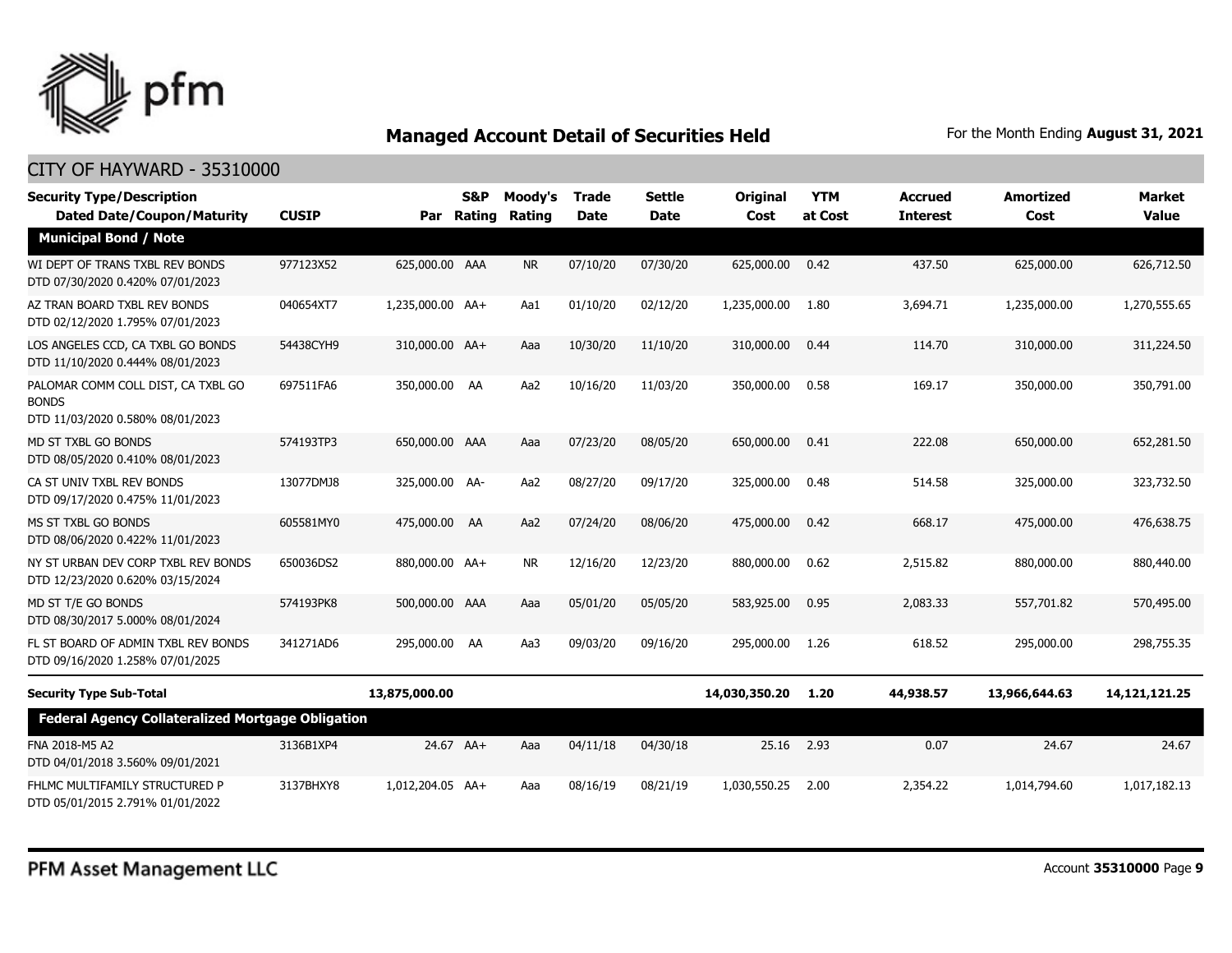## Managed Account Detail of Securities Held

For the Month Ending **August 31, 2021**

CITY OF HAYWARD - 35310000

| Security Type/Description Dated Date/Coupon/Maturity | CUSIP | Par | S&P Rating | Moody's Rating | Trade Date | Settle Date | Original Cost | YTM at Cost | Accrued Interest | Amortized Cost | Market Value |
|---|---|---|---|---|---|---|---|---|---|---|---|
| **Municipal Bond / Note** | | | | | | | | | | | |
| WI DEPT OF TRANS TXBL REV BONDS DTD 07/30/2020 0.420% 07/01/2023 | 977123X52 | 625,000.00 | AAA | NR | 07/10/20 | 07/30/20 | 625,000.00 | 0.42 | 437.50 | 625,000.00 | 626,712.50 |
| AZ TRAN BOARD TXBL REV BONDS DTD 02/12/2020 1.795% 07/01/2023 | 040654XT7 | 1,235,000.00 | AA+ | Aa1 | 01/10/20 | 02/12/20 | 1,235,000.00 | 1.80 | 3,694.71 | 1,235,000.00 | 1,270,555.65 |
| LOS ANGELES CCD, CA TXBL GO BONDS DTD 11/10/2020 0.444% 08/01/2023 | 54438CYH9 | 310,000.00 | AA+ | Aaa | 10/30/20 | 11/10/20 | 310,000.00 | 0.44 | 114.70 | 310,000.00 | 311,224.50 |
| PALOMAR COMM COLL DIST, CA TXBL GO BONDS DTD 11/03/2020 0.580% 08/01/2023 | 697511FA6 | 350,000.00 | AA | Aa2 | 10/16/20 | 11/03/20 | 350,000.00 | 0.58 | 169.17 | 350,000.00 | 350,791.00 |
| MD ST TXBL GO BONDS DTD 08/05/2020 0.410% 08/01/2023 | 574193TP3 | 650,000.00 | AAA | Aaa | 07/23/20 | 08/05/20 | 650,000.00 | 0.41 | 222.08 | 650,000.00 | 652,281.50 |
| CA ST UNIV TXBL REV BONDS DTD 09/17/2020 0.475% 11/01/2023 | 13077DMJ8 | 325,000.00 | AA- | Aa2 | 08/27/20 | 09/17/20 | 325,000.00 | 0.48 | 514.58 | 325,000.00 | 323,732.50 |
| MS ST TXBL GO BONDS DTD 08/06/2020 0.422% 11/01/2023 | 605581MY0 | 475,000.00 | AA | Aa2 | 07/24/20 | 08/06/20 | 475,000.00 | 0.42 | 668.17 | 475,000.00 | 476,638.75 |
| NY ST URBAN DEV CORP TXBL REV BONDS DTD 12/23/2020 0.620% 03/15/2024 | 650036DS2 | 880,000.00 | AA+ | NR | 12/16/20 | 12/23/20 | 880,000.00 | 0.62 | 2,515.82 | 880,000.00 | 880,440.00 |
| MD ST T/E GO BONDS DTD 08/30/2017 5.000% 08/01/2024 | 574193PK8 | 500,000.00 | AAA | Aaa | 05/01/20 | 05/05/20 | 583,925.00 | 0.95 | 2,083.33 | 557,701.82 | 570,495.00 |
| FL ST BOARD OF ADMIN TXBL REV BONDS DTD 09/16/2020 1.258% 07/01/2025 | 341271AD6 | 295,000.00 | AA | Aa3 | 09/03/20 | 09/16/20 | 295,000.00 | 1.26 | 618.52 | 295,000.00 | 298,755.35 |
| **Security Type Sub-Total** | | **13,875,000.00** | | | | | **14,030,350.20** | **1.20** | **44,938.57** | **13,966,644.63** | **14,121,121.25** |
| **Federal Agency Collateralized Mortgage Obligation** | | | | | | | | | | | |
| FNA 2018-M5 A2 DTD 04/01/2018 3.560% 09/01/2021 | 3136B1XP4 | 24.67 | AA+ | Aaa | 04/11/18 | 04/30/18 | 25.16 | 2.93 | 0.07 | 24.67 | 24.67 |
| FHLMC MULTIFAMILY STRUCTURED P DTD 05/01/2015 2.791% 01/01/2022 | 3137BHXY8 | 1,012,204.05 | AA+ | Aaa | 08/16/19 | 08/21/19 | 1,030,550.25 | 2.00 | 2,354.22 | 1,014,794.60 | 1,017,182.13 |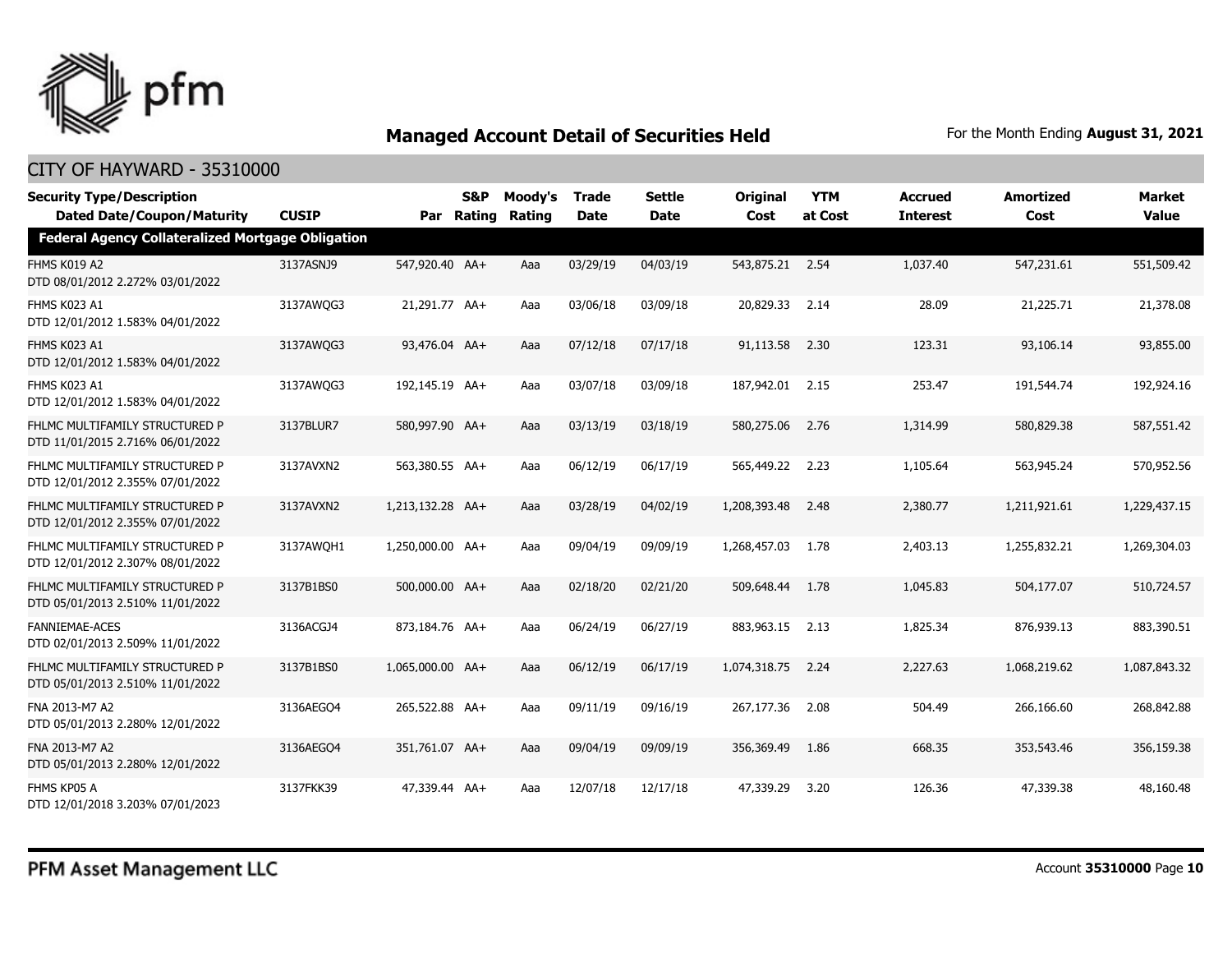## Managed Account Detail of Securities Held

For the Month Ending **August 31, 2021**

### CITY OF HAYWARD - 35310000

| Security Type/Description Dated Date/Coupon/Maturity | CUSIP | Par | S&P Rating | Moody's Rating | Trade Date | Settle Date | Original Cost | YTM at Cost | Accrued Interest | Amortized Cost | Market Value |
|---|---|---|---|---|---|---|---|---|---|---|---|
| **Federal Agency Collateralized Mortgage Obligation** | | | | | | | | | | | |
| FHMS K019 A2 DTD 08/01/2012 2.272% 03/01/2022 | 3137ASNJ9 | 547,920.40 | AA+ | Aaa | 03/29/19 | 04/03/19 | 543,875.21 | 2.54 | 1,037.40 | 547,231.61 | 551,509.42 |
| FHMS K023 A1 DTD 12/01/2012 1.583% 04/01/2022 | 3137AWQG3 | 21,291.77 | AA+ | Aaa | 03/06/18 | 03/09/18 | 20,829.33 | 2.14 | 28.09 | 21,225.71 | 21,378.08 |
| FHMS K023 A1 DTD 12/01/2012 1.583% 04/01/2022 | 3137AWQG3 | 93,476.04 | AA+ | Aaa | 07/12/18 | 07/17/18 | 91,113.58 | 2.30 | 123.31 | 93,106.14 | 93,855.00 |
| FHMS K023 A1 DTD 12/01/2012 1.583% 04/01/2022 | 3137AWQG3 | 192,145.19 | AA+ | Aaa | 03/07/18 | 03/09/18 | 187,942.01 | 2.15 | 253.47 | 191,544.74 | 192,924.16 |
| FHLMC MULTIFAMILY STRUCTURED P DTD 11/01/2015 2.716% 06/01/2022 | 3137BLUR7 | 580,997.90 | AA+ | Aaa | 03/13/19 | 03/18/19 | 580,275.06 | 2.76 | 1,314.99 | 580,829.38 | 587,551.42 |
| FHLMC MULTIFAMILY STRUCTURED P DTD 12/01/2012 2.355% 07/01/2022 | 3137AVXN2 | 563,380.55 | AA+ | Aaa | 06/12/19 | 06/17/19 | 565,449.22 | 2.23 | 1,105.64 | 563,945.24 | 570,952.56 |
| FHLMC MULTIFAMILY STRUCTURED P DTD 12/01/2012 2.355% 07/01/2022 | 3137AVXN2 | 1,213,132.28 | AA+ | Aaa | 03/28/19 | 04/02/19 | 1,208,393.48 | 2.48 | 2,380.77 | 1,211,921.61 | 1,229,437.15 |
| FHLMC MULTIFAMILY STRUCTURED P DTD 12/01/2012 2.307% 08/01/2022 | 3137AWQH1 | 1,250,000.00 | AA+ | Aaa | 09/04/19 | 09/09/19 | 1,268,457.03 | 1.78 | 2,403.13 | 1,255,832.21 | 1,269,304.03 |
| FHLMC MULTIFAMILY STRUCTURED P DTD 05/01/2013 2.510% 11/01/2022 | 3137B1BS0 | 500,000.00 | AA+ | Aaa | 02/18/20 | 02/21/20 | 509,648.44 | 1.78 | 1,045.83 | 504,177.07 | 510,724.57 |
| FANNIEMAE-ACES DTD 02/01/2013 2.509% 11/01/2022 | 3136ACGJ4 | 873,184.76 | AA+ | Aaa | 06/24/19 | 06/27/19 | 883,963.15 | 2.13 | 1,825.34 | 876,939.13 | 883,390.51 |
| FHLMC MULTIFAMILY STRUCTURED P DTD 05/01/2013 2.510% 11/01/2022 | 3137B1BS0 | 1,065,000.00 | AA+ | Aaa | 06/12/19 | 06/17/19 | 1,074,318.75 | 2.24 | 2,227.63 | 1,068,219.62 | 1,087,843.32 |
| FNA 2013-M7 A2 DTD 05/01/2013 2.280% 12/01/2022 | 3136AEGO4 | 265,522.88 | AA+ | Aaa | 09/11/19 | 09/16/19 | 267,177.36 | 2.08 | 504.49 | 266,166.60 | 268,842.88 |
| FNA 2013-M7 A2 DTD 05/01/2013 2.280% 12/01/2022 | 3136AEGO4 | 351,761.07 | AA+ | Aaa | 09/04/19 | 09/09/19 | 356,369.49 | 1.86 | 668.35 | 353,543.46 | 356,159.38 |
| FHMS KP05 A DTD 12/01/2018 3.203% 07/01/2023 | 3137FKK39 | 47,339.44 | AA+ | Aaa | 12/07/18 | 12/17/18 | 47,339.29 | 3.20 | 126.36 | 47,339.38 | 48,160.48 |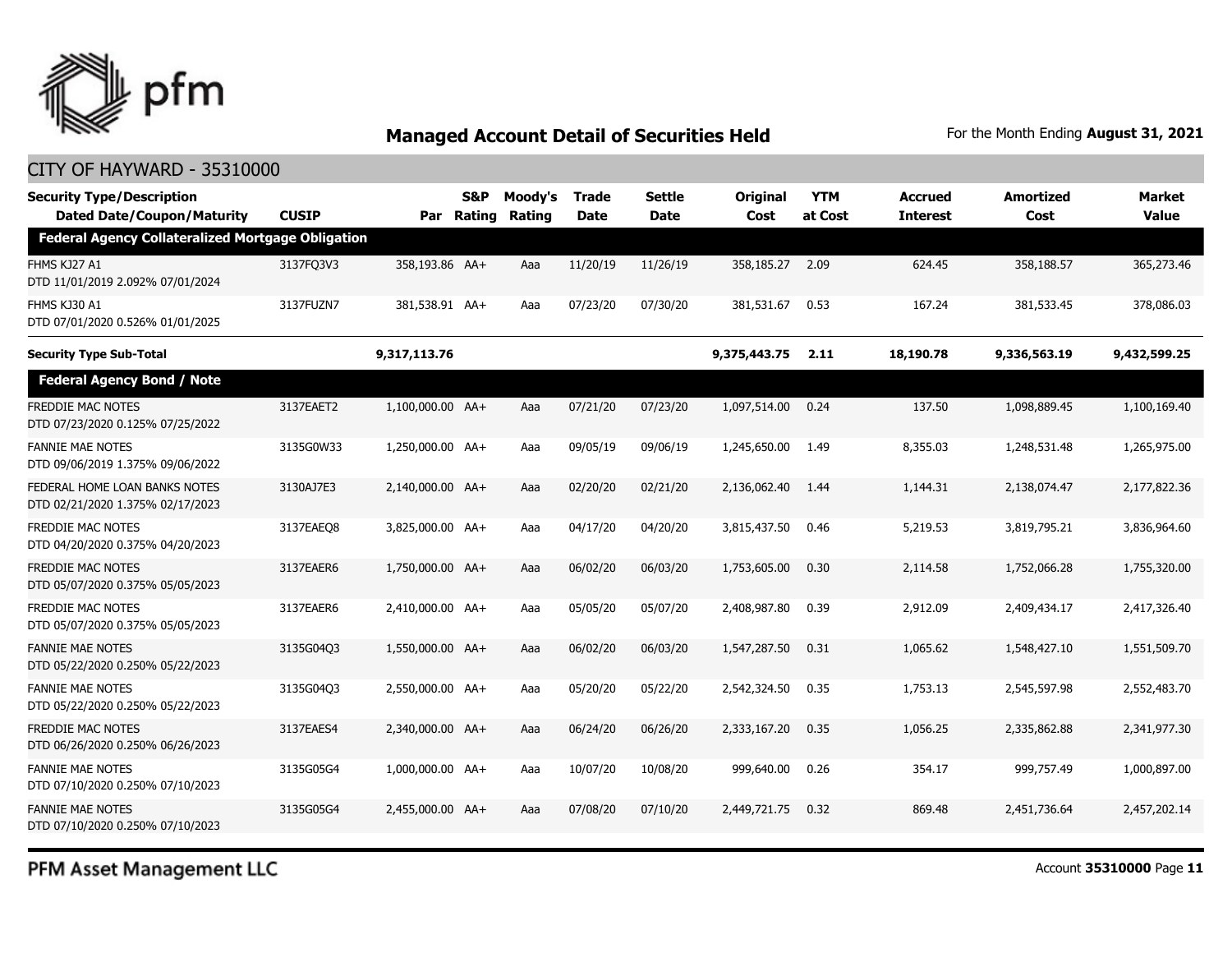## Managed Account Detail of Securities Held

For the Month Ending **August 31, 2021**

CITY OF HAYWARD - 35310000

| Security Type/Description Dated Date/Coupon/Maturity | CUSIP | Par | S&P Rating | Moody's Rating | Trade Date | Settle Date | Original Cost | YTM at Cost | Accrued Interest | Amortized Cost | Market Value |
|---|---|---|---|---|---|---|---|---|---|---|---|
| **Federal Agency Collateralized Mortgage Obligation** | | | | | | | | | | | |
| FHMS KJ27 A1 DTD 11/01/2019 2.092% 07/01/2024 | 3137FQ3V3 | 358,193.86 | AA+ | Aaa | 11/20/19 | 11/26/19 | 358,185.27 | 2.09 | 624.45 | 358,188.57 | 365,273.46 |
| FHMS KJ30 A1 DTD 07/01/2020 0.526% 01/01/2025 | 3137FUZN7 | 381,538.91 | AA+ | Aaa | 07/23/20 | 07/30/20 | 381,531.67 | 0.53 | 167.24 | 381,533.45 | 378,086.03 |
| **Security Type Sub-Total** | | **9,317,113.76** | | | | | **9,375,443.75** | **2.11** | **18,190.78** | **9,336,563.19** | **9,432,599.25** |
| **Federal Agency Bond / Note** | | | | | | | | | | | |
| FREDDIE MAC NOTES DTD 07/23/2020 0.125% 07/25/2022 | 3137EAET2 | 1,100,000.00 | AA+ | Aaa | 07/21/20 | 07/23/20 | 1,097,514.00 | 0.24 | 137.50 | 1,098,889.45 | 1,100,169.40 |
| FANNIE MAE NOTES DTD 09/06/2019 1.375% 09/06/2022 | 3135G0W33 | 1,250,000.00 | AA+ | Aaa | 09/05/19 | 09/06/19 | 1,245,650.00 | 1.49 | 8,355.03 | 1,248,531.48 | 1,265,975.00 |
| FEDERAL HOME LOAN BANKS NOTES DTD 02/21/2020 1.375% 02/17/2023 | 3130AJ7E3 | 2,140,000.00 | AA+ | Aaa | 02/20/20 | 02/21/20 | 2,136,062.40 | 1.44 | 1,144.31 | 2,138,074.47 | 2,177,822.36 |
| FREDDIE MAC NOTES DTD 04/20/2020 0.375% 04/20/2023 | 3137EAEQ8 | 3,825,000.00 | AA+ | Aaa | 04/17/20 | 04/20/20 | 3,815,437.50 | 0.46 | 5,219.53 | 3,819,795.21 | 3,836,964.60 |
| FREDDIE MAC NOTES DTD 05/07/2020 0.375% 05/05/2023 | 3137EAER6 | 1,750,000.00 | AA+ | Aaa | 06/02/20 | 06/03/20 | 1,753,605.00 | 0.30 | 2,114.58 | 1,752,066.28 | 1,755,320.00 |
| FREDDIE MAC NOTES DTD 05/07/2020 0.375% 05/05/2023 | 3137EAER6 | 2,410,000.00 | AA+ | Aaa | 05/05/20 | 05/07/20 | 2,408,987.80 | 0.39 | 2,912.09 | 2,409,434.17 | 2,417,326.40 |
| FANNIE MAE NOTES DTD 05/22/2020 0.250% 05/22/2023 | 3135G04Q3 | 1,550,000.00 | AA+ | Aaa | 06/02/20 | 06/03/20 | 1,547,287.50 | 0.31 | 1,065.62 | 1,548,427.10 | 1,551,509.70 |
| FANNIE MAE NOTES DTD 05/22/2020 0.250% 05/22/2023 | 3135G04Q3 | 2,550,000.00 | AA+ | Aaa | 05/20/20 | 05/22/20 | 2,542,324.50 | 0.35 | 1,753.13 | 2,545,597.98 | 2,552,483.70 |
| FREDDIE MAC NOTES DTD 06/26/2020 0.250% 06/26/2023 | 3137EAES4 | 2,340,000.00 | AA+ | Aaa | 06/24/20 | 06/26/20 | 2,333,167.20 | 0.35 | 1,056.25 | 2,335,862.88 | 2,341,977.30 |
| FANNIE MAE NOTES DTD 07/10/2020 0.250% 07/10/2023 | 3135G05G4 | 1,000,000.00 | AA+ | Aaa | 10/07/20 | 10/08/20 | 999,640.00 | 0.26 | 354.17 | 999,757.49 | 1,000,897.00 |
| FANNIE MAE NOTES DTD 07/10/2020 0.250% 07/10/2023 | 3135G05G4 | 2,455,000.00 | AA+ | Aaa | 07/08/20 | 07/10/20 | 2,449,721.75 | 0.32 | 869.48 | 2,451,736.64 | 2,457,202.14 |

PFM Asset Management LLC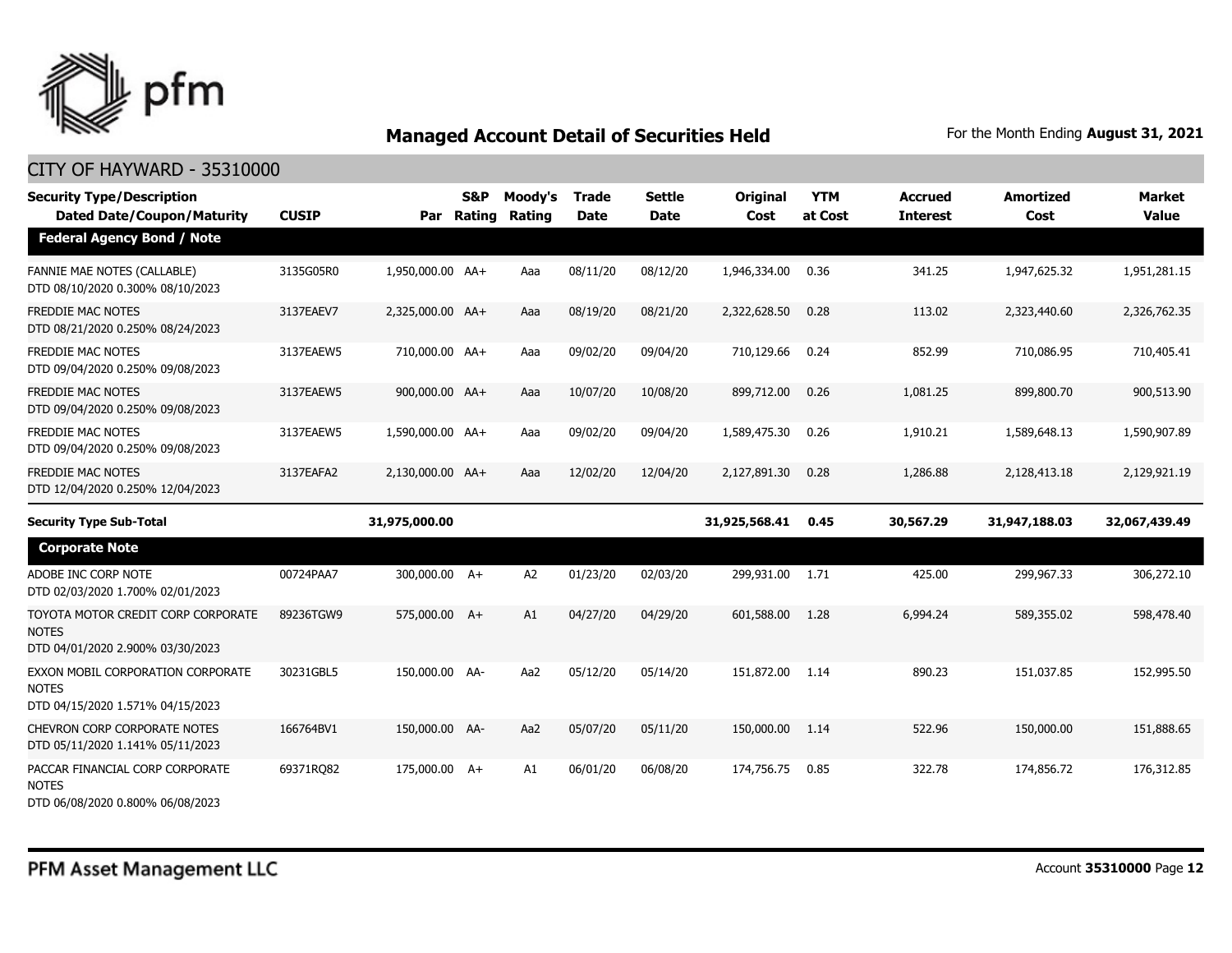## Managed Account Detail of Securities Held

For the Month Ending **August 31, 2021**

CITY OF HAYWARD - 35310000

| Security Type/Description Dated Date/Coupon/Maturity | CUSIP | Par | S&P Rating | Moody's Rating | Trade Date | Settle Date | Original Cost | YTM at Cost | Accrued Interest | Amortized Cost | Market Value |
|---|---|---|---|---|---|---|---|---|---|---|---|
| **Federal Agency Bond / Note** | | | | | | | | | | | |
| FANNIE MAE NOTES (CALLABLE) DTD 08/10/2020 0.300% 08/10/2023 | 3135G05R0 | 1,950,000.00 | AA+ | Aaa | 08/11/20 | 08/12/20 | 1,946,334.00 | 0.36 | 341.25 | 1,947,625.32 | 1,951,281.15 |
| FREDDIE MAC NOTES DTD 08/21/2020 0.250% 08/24/2023 | 3137EAEV7 | 2,325,000.00 | AA+ | Aaa | 08/19/20 | 08/21/20 | 2,322,628.50 | 0.28 | 113.02 | 2,323,440.60 | 2,326,762.35 |
| FREDDIE MAC NOTES DTD 09/04/2020 0.250% 09/08/2023 | 3137EAEW5 | 710,000.00 | AA+ | Aaa | 09/02/20 | 09/04/20 | 710,129.66 | 0.24 | 852.99 | 710,086.95 | 710,405.41 |
| FREDDIE MAC NOTES DTD 09/04/2020 0.250% 09/08/2023 | 3137EAEW5 | 900,000.00 | AA+ | Aaa | 10/07/20 | 10/08/20 | 899,712.00 | 0.26 | 1,081.25 | 899,800.70 | 900,513.90 |
| FREDDIE MAC NOTES DTD 09/04/2020 0.250% 09/08/2023 | 3137EAEW5 | 1,590,000.00 | AA+ | Aaa | 09/02/20 | 09/04/20 | 1,589,475.30 | 0.26 | 1,910.21 | 1,589,648.13 | 1,590,907.89 |
| FREDDIE MAC NOTES DTD 12/04/2020 0.250% 12/04/2023 | 3137EAFA2 | 2,130,000.00 | AA+ | Aaa | 12/02/20 | 12/04/20 | 2,127,891.30 | 0.28 | 1,286.88 | 2,128,413.18 | 2,129,921.19 |
| **Security Type Sub-Total** | | **31,975,000.00** | | | | | **31,925,568.41** | **0.45** | **30,567.29** | **31,947,188.03** | **32,067,439.49** |
| **Corporate Note** | | | | | | | | | | | |
| ADOBE INC CORP NOTE DTD 02/03/2020 1.700% 02/01/2023 | 00724PAA7 | 300,000.00 | A+ | A2 | 01/23/20 | 02/03/20 | 299,931.00 | 1.71 | 425.00 | 299,967.33 | 306,272.10 |
| TOYOTA MOTOR CREDIT CORP CORPORATE NOTES DTD 04/01/2020 2.900% 03/30/2023 | 89236TGW9 | 575,000.00 | A+ | A1 | 04/27/20 | 04/29/20 | 601,588.00 | 1.28 | 6,994.24 | 589,355.02 | 598,478.40 |
| EXXON MOBIL CORPORATION CORPORATE NOTES DTD 04/15/2020 1.571% 04/15/2023 | 30231GBL5 | 150,000.00 | AA- | Aa2 | 05/12/20 | 05/14/20 | 151,872.00 | 1.14 | 890.23 | 151,037.85 | 152,995.50 |
| CHEVRON CORP CORPORATE NOTES DTD 05/11/2020 1.141% 05/11/2023 | 166764BV1 | 150,000.00 | AA- | Aa2 | 05/07/20 | 05/11/20 | 150,000.00 | 1.14 | 522.96 | 150,000.00 | 151,888.65 |
| PACCAR FINANCIAL CORP CORPORATE NOTES DTD 06/08/2020 0.800% 06/08/2023 | 69371RQ82 | 175,000.00 | A+ | A1 | 06/01/20 | 06/08/20 | 174,756.75 | 0.85 | 322.78 | 174,856.72 | 176,312.85 |

PFM Asset Management LLC

Account **35310000**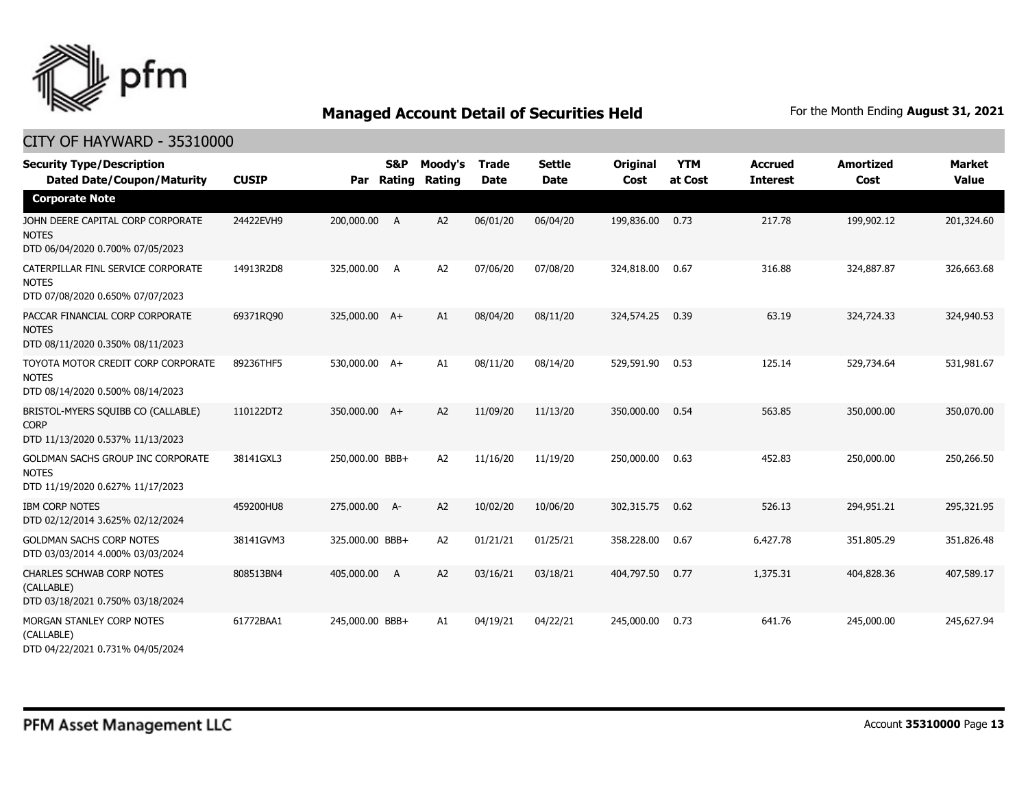## Managed Account Detail of Securities Held

For the Month Ending **August 31, 2021**

### CITY OF HAYWARD - 35310000

| Security Type/Description Dated Date/Coupon/Maturity | CUSIP | Par | S&P Rating | Moody's Rating | Trade Date | Settle Date | Original Cost | YTM at Cost | Accrued Interest | Amortized Cost | Market Value |
|---|---|---|---|---|---|---|---|---|---|---|---|
| **Corporate Note** | | | | | | | | | | | |
| JOHN DEERE CAPITAL CORP CORPORATE NOTES DTD 06/04/2020 0.700% 07/05/2023 | 24422EVH9 | 200,000.00 | A | A2 | 06/01/20 | 06/04/20 | 199,836.00 | 0.73 | 217.78 | 199,902.12 | 201,324.60 |
| CATERPILLAR FINL SERVICE CORPORATE NOTES DTD 07/08/2020 0.650% 07/07/2023 | 14913R2D8 | 325,000.00 | A | A2 | 07/06/20 | 07/08/20 | 324,818.00 | 0.67 | 316.88 | 324,887.87 | 326,663.68 |
| PACCAR FINANCIAL CORP CORPORATE NOTES DTD 08/11/2020 0.350% 08/11/2023 | 69371RQ90 | 325,000.00 | A+ | A1 | 08/04/20 | 08/11/20 | 324,574.25 | 0.39 | 63.19 | 324,724.33 | 324,940.53 |
| TOYOTA MOTOR CREDIT CORP CORPORATE NOTES DTD 08/14/2020 0.500% 08/14/2023 | 89236THF5 | 530,000.00 | A+ | A1 | 08/11/20 | 08/14/20 | 529,591.90 | 0.53 | 125.14 | 529,734.64 | 531,981.67 |
| BRISTOL-MYERS SQUIBB CO (CALLABLE) CORP DTD 11/13/2020 0.537% 11/13/2023 | 110122DT2 | 350,000.00 | A+ | A2 | 11/09/20 | 11/13/20 | 350,000.00 | 0.54 | 563.85 | 350,000.00 | 350,070.00 |
| GOLDMAN SACHS GROUP INC CORPORATE NOTES DTD 11/19/2020 0.627% 11/17/2023 | 38141GXL3 | 250,000.00 | BBB+ | A2 | 11/16/20 | 11/19/20 | 250,000.00 | 0.63 | 452.83 | 250,000.00 | 250,266.50 |
| IBM CORP NOTES DTD 02/12/2014 3.625% 02/12/2024 | 459200HU8 | 275,000.00 | A- | A2 | 10/02/20 | 10/06/20 | 302,315.75 | 0.62 | 526.13 | 294,951.21 | 295,321.95 |
| GOLDMAN SACHS CORP NOTES DTD 03/03/2014 4.000% 03/03/2024 | 38141GVM3 | 325,000.00 | BBB+ | A2 | 01/21/21 | 01/25/21 | 358,228.00 | 0.67 | 6,427.78 | 351,805.29 | 351,826.48 |
| CHARLES SCHWAB CORP NOTES (CALLABLE) DTD 03/18/2021 0.750% 03/18/2024 | 808513BN4 | 405,000.00 | A | A2 | 03/16/21 | 03/18/21 | 404,797.50 | 0.77 | 1,375.31 | 404,828.36 | 407,589.17 |
| MORGAN STANLEY CORP NOTES (CALLABLE) DTD 04/22/2021 0.731% 04/05/2024 | 61772BAA1 | 245,000.00 | BBB+ | A1 | 04/19/21 | 04/22/21 | 245,000.00 | 0.73 | 641.76 | 245,000.00 | 245,627.94 |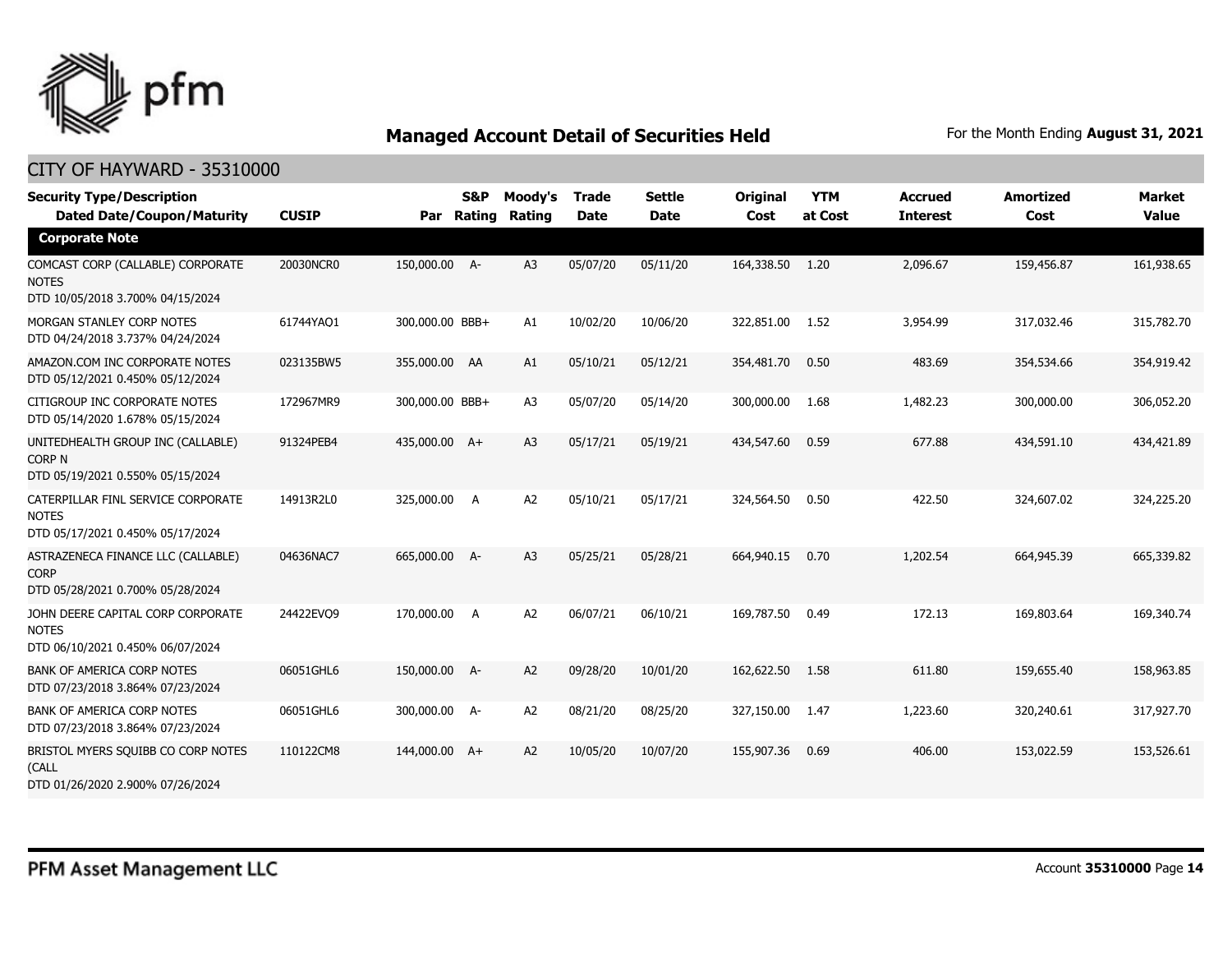## Managed Account Detail of Securities Held

For the Month Ending **August 31, 2021**

### CITY OF HAYWARD - 35310000

| Security Type/Description Dated Date/Coupon/Maturity | CUSIP | Par | S&P Rating | Moody's Rating | Trade Date | Settle Date | Original Cost | YTM at Cost | Accrued Interest | Amortized Cost | Market Value |
|---|---|---|---|---|---|---|---|---|---|---|---|
| **Corporate Note** | | | | | | | | | | | |
| COMCAST CORP (CALLABLE) CORPORATE NOTES DTD 10/05/2018 3.700% 04/15/2024 | 20030NCR0 | 150,000.00 | A- | A3 | 05/07/20 | 05/11/20 | 164,338.50 | 1.20 | 2,096.67 | 159,456.87 | 161,938.65 |
| MORGAN STANLEY CORP NOTES DTD 04/24/2018 3.737% 04/24/2024 | 61744YAQ1 | 300,000.00 | BBB+ | A1 | 10/02/20 | 10/06/20 | 322,851.00 | 1.52 | 3,954.99 | 317,032.46 | 315,782.70 |
| AMAZON.COM INC CORPORATE NOTES DTD 05/12/2021 0.450% 05/12/2024 | 023135BW5 | 355,000.00 | AA | A1 | 05/10/21 | 05/12/21 | 354,481.70 | 0.50 | 483.69 | 354,534.66 | 354,919.42 |
| CITIGROUP INC CORPORATE NOTES DTD 05/14/2020 1.678% 05/15/2024 | 172967MR9 | 300,000.00 | BBB+ | A3 | 05/07/20 | 05/14/20 | 300,000.00 | 1.68 | 1,482.23 | 300,000.00 | 306,052.20 |
| UNITEDHEALTH GROUP INC (CALLABLE) CORP N DTD 05/19/2021 0.550% 05/15/2024 | 91324PEB4 | 435,000.00 | A+ | A3 | 05/17/21 | 05/19/21 | 434,547.60 | 0.59 | 677.88 | 434,591.10 | 434,421.89 |
| CATERPILLAR FINL SERVICE CORPORATE NOTES DTD 05/17/2021 0.450% 05/17/2024 | 14913R2L0 | 325,000.00 | A | A2 | 05/10/21 | 05/17/21 | 324,564.50 | 0.50 | 422.50 | 324,607.02 | 324,225.20 |
| ASTRAZENECA FINANCE LLC (CALLABLE) CORP DTD 05/28/2021 0.700% 05/28/2024 | 04636NAC7 | 665,000.00 | A- | A3 | 05/25/21 | 05/28/21 | 664,940.15 | 0.70 | 1,202.54 | 664,945.39 | 665,339.82 |
| JOHN DEERE CAPITAL CORP CORPORATE NOTES DTD 06/10/2021 0.450% 06/07/2024 | 24422EVQ9 | 170,000.00 | A | A2 | 06/07/21 | 06/10/21 | 169,787.50 | 0.49 | 172.13 | 169,803.64 | 169,340.74 |
| BANK OF AMERICA CORP NOTES DTD 07/23/2018 3.864% 07/23/2024 | 06051GHL6 | 150,000.00 | A- | A2 | 09/28/20 | 10/01/20 | 162,622.50 | 1.58 | 611.80 | 159,655.40 | 158,963.85 |
| BANK OF AMERICA CORP NOTES DTD 07/23/2018 3.864% 07/23/2024 | 06051GHL6 | 300,000.00 | A- | A2 | 08/21/20 | 08/25/20 | 327,150.00 | 1.47 | 1,223.60 | 320,240.61 | 317,927.70 |
| BRISTOL MYERS SQUIBB CO CORP NOTES (CALL DTD 01/26/2020 2.900% 07/26/2024 | 110122CM8 | 144,000.00 | A+ | A2 | 10/05/20 | 10/07/20 | 155,907.36 | 0.69 | 406.00 | 153,022.59 | 153,526.61 |

PFM Asset Management LLC

Account **35310000**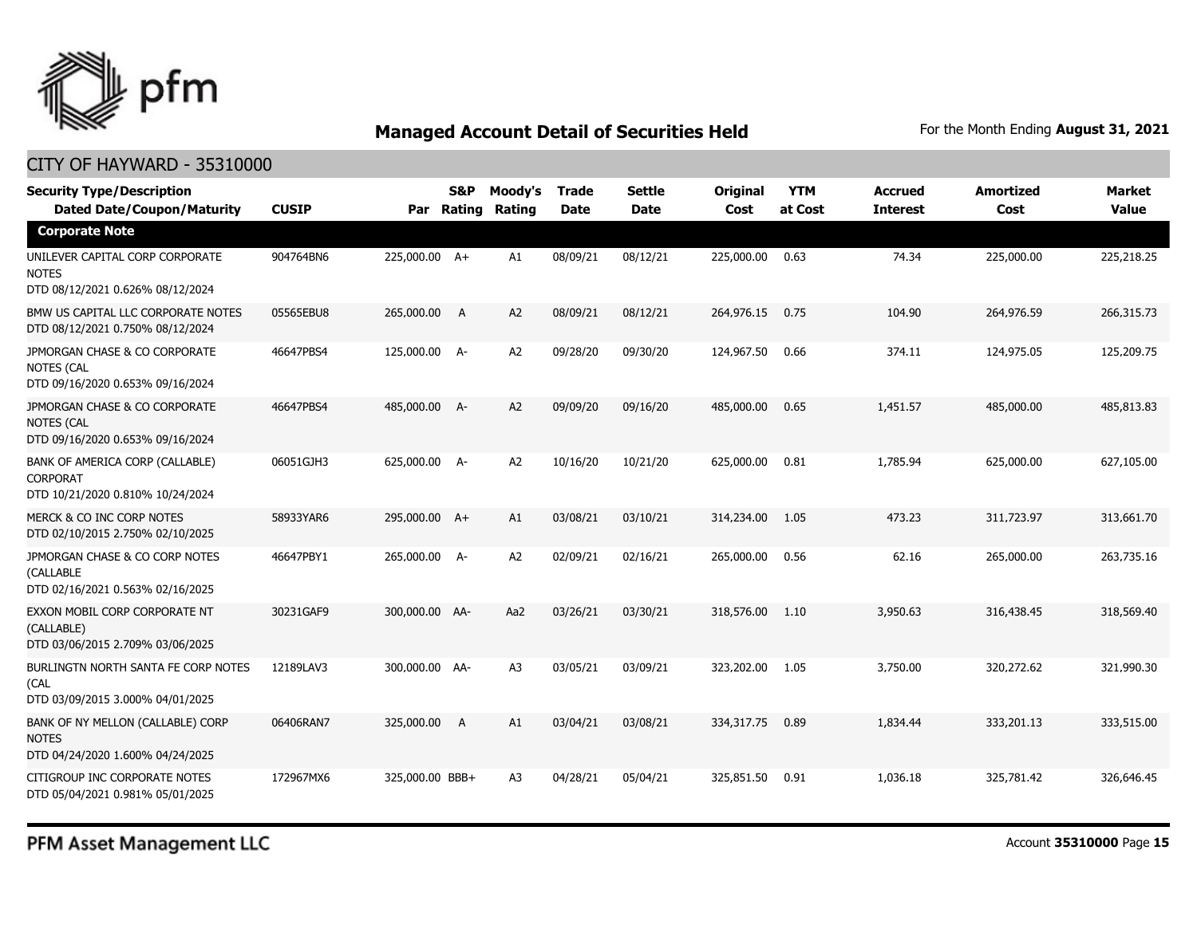## Managed Account Detail of Securities Held

For the Month Ending **August 31, 2021**

### CITY OF HAYWARD - 35310000

| Security Type/Description Dated Date/Coupon/Maturity | CUSIP | Par | S&P Rating | Moody's Rating | Trade Date | Settle Date | Original Cost | YTM at Cost | Accrued Interest | Amortized Cost | Market Value |
|---|---|---|---|---|---|---|---|---|---|---|---|
| **Corporate Note** | | | | | | | | | | | |
| UNILEVER CAPITAL CORP CORPORATE NOTES DTD 08/12/2021 0.626% 08/12/2024 | 904764BN6 | 225,000.00 | A+ | A1 | 08/09/21 | 08/12/21 | 225,000.00 | 0.63 | 74.34 | 225,000.00 | 225,218.25 |
| BMW US CAPITAL LLC CORPORATE NOTES DTD 08/12/2021 0.750% 08/12/2024 | 05565EBU8 | 265,000.00 | A | A2 | 08/09/21 | 08/12/21 | 264,976.15 | 0.75 | 104.90 | 264,976.59 | 266,315.73 |
| JPMORGAN CHASE & CO CORPORATE NOTES (CAL DTD 09/16/2020 0.653% 09/16/2024 | 46647PBS4 | 125,000.00 | A- | A2 | 09/28/20 | 09/30/20 | 124,967.50 | 0.66 | 374.11 | 124,975.05 | 125,209.75 |
| JPMORGAN CHASE & CO CORPORATE NOTES (CAL DTD 09/16/2020 0.653% 09/16/2024 | 46647PBS4 | 485,000.00 | A- | A2 | 09/09/20 | 09/16/20 | 485,000.00 | 0.65 | 1,451.57 | 485,000.00 | 485,813.83 |
| BANK OF AMERICA CORP (CALLABLE) CORPORAT DTD 10/21/2020 0.810% 10/24/2024 | 06051GJH3 | 625,000.00 | A- | A2 | 10/16/20 | 10/21/20 | 625,000.00 | 0.81 | 1,785.94 | 625,000.00 | 627,105.00 |
| MERCK & CO INC CORP NOTES DTD 02/10/2015 2.750% 02/10/2025 | 58933YAR6 | 295,000.00 | A+ | A1 | 03/08/21 | 03/10/21 | 314,234.00 | 1.05 | 473.23 | 311,723.97 | 313,661.70 |
| JPMORGAN CHASE & CO CORP NOTES (CALLABLE DTD 02/16/2021 0.563% 02/16/2025 | 46647PBY1 | 265,000.00 | A- | A2 | 02/09/21 | 02/16/21 | 265,000.00 | 0.56 | 62.16 | 265,000.00 | 263,735.16 |
| EXXON MOBIL CORP CORPORATE NT (CALLABLE) DTD 03/06/2015 2.709% 03/06/2025 | 30231GAF9 | 300,000.00 | AA- | Aa2 | 03/26/21 | 03/30/21 | 318,576.00 | 1.10 | 3,950.63 | 316,438.45 | 318,569.40 |
| BURLINGTN NORTH SANTA FE CORP NOTES (CAL DTD 03/09/2015 3.000% 04/01/2025 | 12189LAV3 | 300,000.00 | AA- | A3 | 03/05/21 | 03/09/21 | 323,202.00 | 1.05 | 3,750.00 | 320,272.62 | 321,990.30 |
| BANK OF NY MELLON (CALLABLE) CORP NOTES DTD 04/24/2020 1.600% 04/24/2025 | 06406RAN7 | 325,000.00 | A | A1 | 03/04/21 | 03/08/21 | 334,317.75 | 0.89 | 1,834.44 | 333,201.13 | 333,515.00 |
| CITIGROUP INC CORPORATE NOTES DTD 05/04/2021 0.981% 05/01/2025 | 172967MX6 | 325,000.00 | BBB+ | A3 | 04/28/21 | 05/04/21 | 325,851.50 | 0.91 | 1,036.18 | 325,781.42 | 326,646.45 |

PFM Asset Management LLC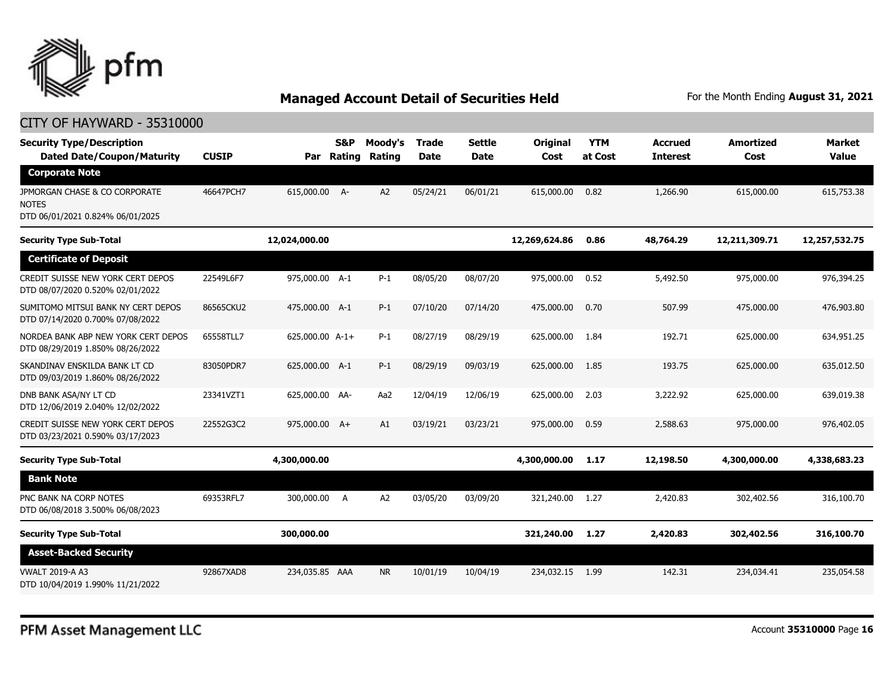## Managed Account Detail of Securities Held

For the Month Ending **August 31, 2021**

CITY OF HAYWARD - 35310000

| Security Type/Description<br>Dated Date/Coupon/Maturity | CUSIP | Par | S&P Rating | Moody's Rating | Trade Date | Settle Date | Original Cost | YTM at Cost | Accrued Interest | Amortized Cost | Market Value |
|---|---|---|---|---|---|---|---|---|---|---|---|
| **Corporate Note** | | | | | | | | | | | |
| JPMORGAN CHASE & CO CORPORATE NOTES<br>DTD 06/01/2021 0.824% 06/01/2025 | 46647PCH7 | 615,000.00 | A- | A2 | 05/24/21 | 06/01/21 | 615,000.00 | 0.82 | 1,266.90 | 615,000.00 | 615,753.38 |
| **Security Type Sub-Total** | | **12,024,000.00** | | | | | **12,269,624.86** | **0.86** | **48,764.29** | **12,211,309.71** | **12,257,532.75** |
| **Certificate of Deposit** | | | | | | | | | | | |
| CREDIT SUISSE NEW YORK CERT DEPOS<br>DTD 08/07/2020 0.520% 02/01/2022 | 22549L6F7 | 975,000.00 | A-1 | P-1 | 08/05/20 | 08/07/20 | 975,000.00 | 0.52 | 5,492.50 | 975,000.00 | 976,394.25 |
| SUMITOMO MITSUI BANK NY CERT DEPOS<br>DTD 07/14/2020 0.700% 07/08/2022 | 86565CKU2 | 475,000.00 | A-1 | P-1 | 07/10/20 | 07/14/20 | 475,000.00 | 0.70 | 507.99 | 475,000.00 | 476,903.80 |
| NORDEA BANK ABP NEW YORK CERT DEPOS<br>DTD 08/29/2019 1.850% 08/26/2022 | 65558TLL7 | 625,000.00 | A-1+ | P-1 | 08/27/19 | 08/29/19 | 625,000.00 | 1.84 | 192.71 | 625,000.00 | 634,951.25 |
| SKANDINAV ENSKILDA BANK LT CD<br>DTD 09/03/2019 1.860% 08/26/2022 | 83050PDR7 | 625,000.00 | A-1 | P-1 | 08/29/19 | 09/03/19 | 625,000.00 | 1.85 | 193.75 | 625,000.00 | 635,012.50 |
| DNB BANK ASA/NY LT CD<br>DTD 12/06/2019 2.040% 12/02/2022 | 23341VZT1 | 625,000.00 | AA- | Aa2 | 12/04/19 | 12/06/19 | 625,000.00 | 2.03 | 3,222.92 | 625,000.00 | 639,019.38 |
| CREDIT SUISSE NEW YORK CERT DEPOS<br>DTD 03/23/2021 0.590% 03/17/2023 | 22552G3C2 | 975,000.00 | A+ | A1 | 03/19/21 | 03/23/21 | 975,000.00 | 0.59 | 2,588.63 | 975,000.00 | 976,402.05 |
| **Security Type Sub-Total** | | **4,300,000.00** | | | | | **4,300,000.00** | **1.17** | **12,198.50** | **4,300,000.00** | **4,338,683.23** |
| **Bank Note** | | | | | | | | | | | |
| PNC BANK NA CORP NOTES<br>DTD 06/08/2018 3.500% 06/08/2023 | 69353RFL7 | 300,000.00 | A | A2 | 03/05/20 | 03/09/20 | 321,240.00 | 1.27 | 2,420.83 | 302,402.56 | 316,100.70 |
| **Security Type Sub-Total** | | **300,000.00** | | | | | **321,240.00** | **1.27** | **2,420.83** | **302,402.56** | **316,100.70** |
| **Asset-Backed Security** | | | | | | | | | | | |
| VWALT 2019-A A3<br>DTD 10/04/2019 1.990% 11/21/2022 | 92867XAD8 | 234,035.85 | AAA | NR | 10/01/19 | 10/04/19 | 234,032.15 | 1.99 | 142.31 | 234,034.41 | 235,054.58 |

PFM Asset Management LLC

Account **35310000**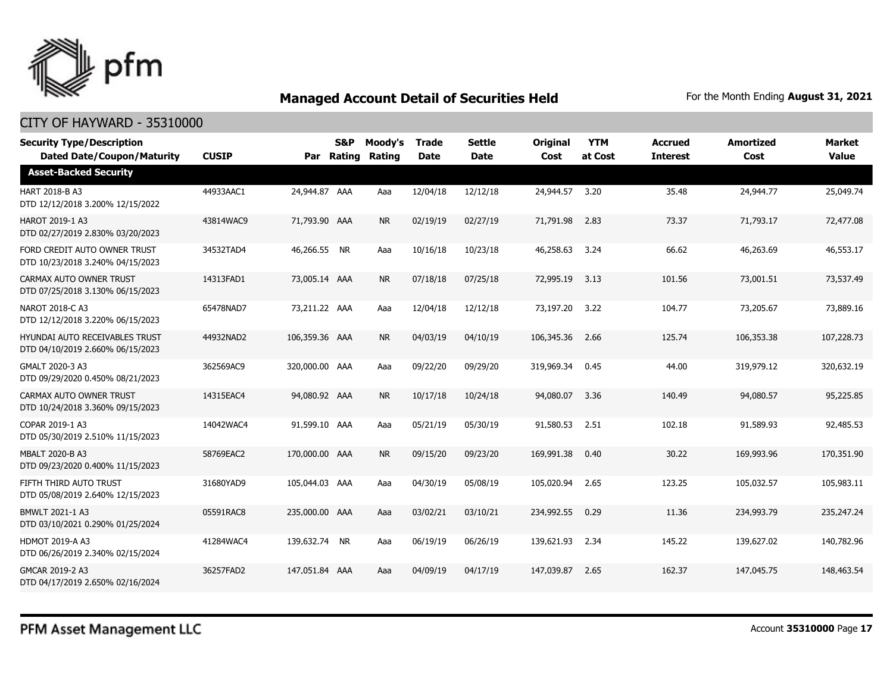## Managed Account Detail of Securities Held

For the Month Ending **August 31, 2021**

### CITY OF HAYWARD - 35310000

| Security Type/Description<br>Dated Date/Coupon/Maturity | CUSIP | Par | S&P Rating | Moody's Rating | Trade Date | Settle Date | Original Cost | YTM at Cost | Accrued Interest | Amortized Cost | Market Value |
|---|---|---|---|---|---|---|---|---|---|---|---|
| **Asset-Backed Security** | | | | | | | | | | | |
| HART 2018-B A3<br>DTD 12/12/2018 3.200% 12/15/2022 | 44933AAC1 | 24,944.87 | AAA | Aaa | 12/04/18 | 12/12/18 | 24,944.57 | 3.20 | 35.48 | 24,944.77 | 25,049.74 |
| HAROT 2019-1 A3<br>DTD 02/27/2019 2.830% 03/20/2023 | 43814WAC9 | 71,793.90 | AAA | NR | 02/19/19 | 02/27/19 | 71,791.98 | 2.83 | 73.37 | 71,793.17 | 72,477.08 |
| FORD CREDIT AUTO OWNER TRUST<br>DTD 10/23/2018 3.240% 04/15/2023 | 34532TAD4 | 46,266.55 | NR | Aaa | 10/16/18 | 10/23/18 | 46,258.63 | 3.24 | 66.62 | 46,263.69 | 46,553.17 |
| CARMAX AUTO OWNER TRUST<br>DTD 07/25/2018 3.130% 06/15/2023 | 14313FAD1 | 73,005.14 | AAA | NR | 07/18/18 | 07/25/18 | 72,995.19 | 3.13 | 101.56 | 73,001.51 | 73,537.49 |
| NAROT 2018-C A3<br>DTD 12/12/2018 3.220% 06/15/2023 | 65478NAD7 | 73,211.22 | AAA | Aaa | 12/04/18 | 12/12/18 | 73,197.20 | 3.22 | 104.77 | 73,205.67 | 73,889.16 |
| HYUNDAI AUTO RECEIVABLES TRUST<br>DTD 04/10/2019 2.660% 06/15/2023 | 44932NAD2 | 106,359.36 | AAA | NR | 04/03/19 | 04/10/19 | 106,345.36 | 2.66 | 125.74 | 106,353.38 | 107,228.73 |
| GMALT 2020-3 A3<br>DTD 09/29/2020 0.450% 08/21/2023 | 362569AC9 | 320,000.00 | AAA | Aaa | 09/22/20 | 09/29/20 | 319,969.34 | 0.45 | 44.00 | 319,979.12 | 320,632.19 |
| CARMAX AUTO OWNER TRUST<br>DTD 10/24/2018 3.360% 09/15/2023 | 14315EAC4 | 94,080.92 | AAA | NR | 10/17/18 | 10/24/18 | 94,080.07 | 3.36 | 140.49 | 94,080.57 | 95,225.85 |
| COPAR 2019-1 A3<br>DTD 05/30/2019 2.510% 11/15/2023 | 14042WAC4 | 91,599.10 | AAA | Aaa | 05/21/19 | 05/30/19 | 91,580.53 | 2.51 | 102.18 | 91,589.93 | 92,485.53 |
| MBALT 2020-B A3<br>DTD 09/23/2020 0.400% 11/15/2023 | 58769EAC2 | 170,000.00 | AAA | NR | 09/15/20 | 09/23/20 | 169,991.38 | 0.40 | 30.22 | 169,993.96 | 170,351.90 |
| FIFTH THIRD AUTO TRUST<br>DTD 05/08/2019 2.640% 12/15/2023 | 31680YAD9 | 105,044.03 | AAA | Aaa | 04/30/19 | 05/08/19 | 105,020.94 | 2.65 | 123.25 | 105,032.57 | 105,983.11 |
| BMWLT 2021-1 A3<br>DTD 03/10/2021 0.290% 01/25/2024 | 05591RAC8 | 235,000.00 | AAA | Aaa | 03/02/21 | 03/10/21 | 234,992.55 | 0.29 | 11.36 | 234,993.79 | 235,247.24 |
| HDMOT 2019-A A3<br>DTD 06/26/2019 2.340% 02/15/2024 | 41284WAC4 | 139,632.74 | NR | Aaa | 06/19/19 | 06/26/19 | 139,621.93 | 2.34 | 145.22 | 139,627.02 | 140,782.96 |
| GMCAR 2019-2 A3<br>DTD 04/17/2019 2.650% 02/16/2024 | 36257FAD2 | 147,051.84 | AAA | Aaa | 04/09/19 | 04/17/19 | 147,039.87 | 2.65 | 162.37 | 147,045.75 | 148,463.54 |

PFM Asset Management LLC

Account **35310000**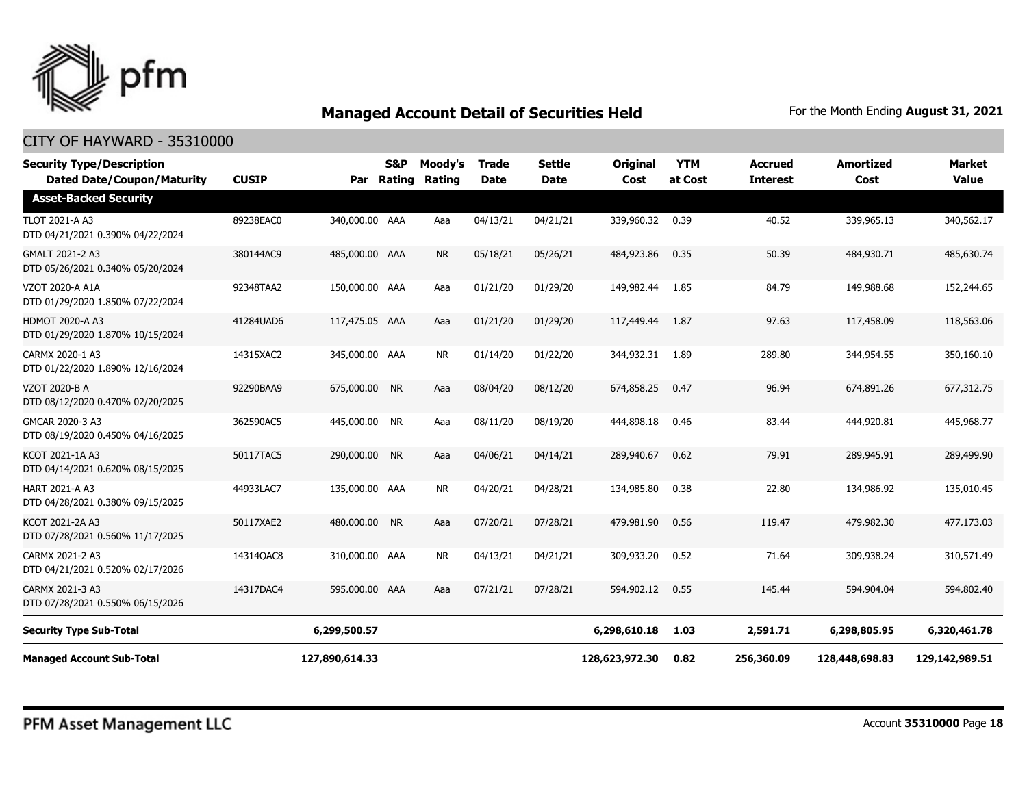## Managed Account Detail of Securities Held

For the Month Ending **August 31, 2021**

CITY OF HAYWARD - 35310000

| Security Type/Description Dated Date/Coupon/Maturity | CUSIP | Par | S&P Rating | Moody's Rating | Trade Date | Settle Date | Original Cost | YTM at Cost | Accrued Interest | Amortized Cost | Market Value |
|---|---|---|---|---|---|---|---|---|---|---|---|
| **Asset-Backed Security** | | | | | | | | | | | |
| TLOT 2021-A A3 DTD 04/21/2021 0.390% 04/22/2024 | 89238EAC0 | 340,000.00 | AAA | Aaa | 04/13/21 | 04/21/21 | 339,960.32 | 0.39 | 40.52 | 339,965.13 | 340,562.17 |
| GMALT 2021-2 A3 DTD 05/26/2021 0.340% 05/20/2024 | 380144AC9 | 485,000.00 | AAA | NR | 05/18/21 | 05/26/21 | 484,923.86 | 0.35 | 50.39 | 484,930.71 | 485,630.74 |
| VZOT 2020-A A1A DTD 01/29/2020 1.850% 07/22/2024 | 92348TAA2 | 150,000.00 | AAA | Aaa | 01/21/20 | 01/29/20 | 149,982.44 | 1.85 | 84.79 | 149,988.68 | 152,244.65 |
| HDMOT 2020-A A3 DTD 01/29/2020 1.870% 10/15/2024 | 41284UAD6 | 117,475.05 | AAA | Aaa | 01/21/20 | 01/29/20 | 117,449.44 | 1.87 | 97.63 | 117,458.09 | 118,563.06 |
| CARMX 2020-1 A3 DTD 01/22/2020 1.890% 12/16/2024 | 14315XAC2 | 345,000.00 | AAA | NR | 01/14/20 | 01/22/20 | 344,932.31 | 1.89 | 289.80 | 344,954.55 | 350,160.10 |
| VZOT 2020-B A DTD 08/12/2020 0.470% 02/20/2025 | 92290BAA9 | 675,000.00 | NR | Aaa | 08/04/20 | 08/12/20 | 674,858.25 | 0.47 | 96.94 | 674,891.26 | 677,312.75 |
| GMCAR 2020-3 A3 DTD 08/19/2020 0.450% 04/16/2025 | 362590AC5 | 445,000.00 | NR | Aaa | 08/11/20 | 08/19/20 | 444,898.18 | 0.46 | 83.44 | 444,920.81 | 445,968.77 |
| KCOT 2021-1A A3 DTD 04/14/2021 0.620% 08/15/2025 | 50117TAC5 | 290,000.00 | NR | Aaa | 04/06/21 | 04/14/21 | 289,940.67 | 0.62 | 79.91 | 289,945.91 | 289,499.90 |
| HART 2021-A A3 DTD 04/28/2021 0.380% 09/15/2025 | 44933LAC7 | 135,000.00 | AAA | NR | 04/20/21 | 04/28/21 | 134,985.80 | 0.38 | 22.80 | 134,986.92 | 135,010.45 |
| KCOT 2021-2A A3 DTD 07/28/2021 0.560% 11/17/2025 | 50117XAE2 | 480,000.00 | NR | Aaa | 07/20/21 | 07/28/21 | 479,981.90 | 0.56 | 119.47 | 479,982.30 | 477,173.03 |
| CARMX 2021-2 A3 DTD 04/21/2021 0.520% 02/17/2026 | 14314QAC8 | 310,000.00 | AAA | NR | 04/13/21 | 04/21/21 | 309,933.20 | 0.52 | 71.64 | 309,938.24 | 310,571.49 |
| CARMX 2021-3 A3 DTD 07/28/2021 0.550% 06/15/2026 | 14317DAC4 | 595,000.00 | AAA | Aaa | 07/21/21 | 07/28/21 | 594,902.12 | 0.55 | 145.44 | 594,904.04 | 594,802.40 |
| **Security Type Sub-Total** | | **6,299,500.57** | | | | | **6,298,610.18** | **1.03** | **2,591.71** | **6,298,805.95** | **6,320,461.78** |
| **Managed Account Sub-Total** | | **127,890,614.33** | | | | | **128,623,972.30** | **0.82** | **256,360.09** | **128,448,698.83** | **129,142,989.51** |

PFM Asset Management LLC

Account **35310000**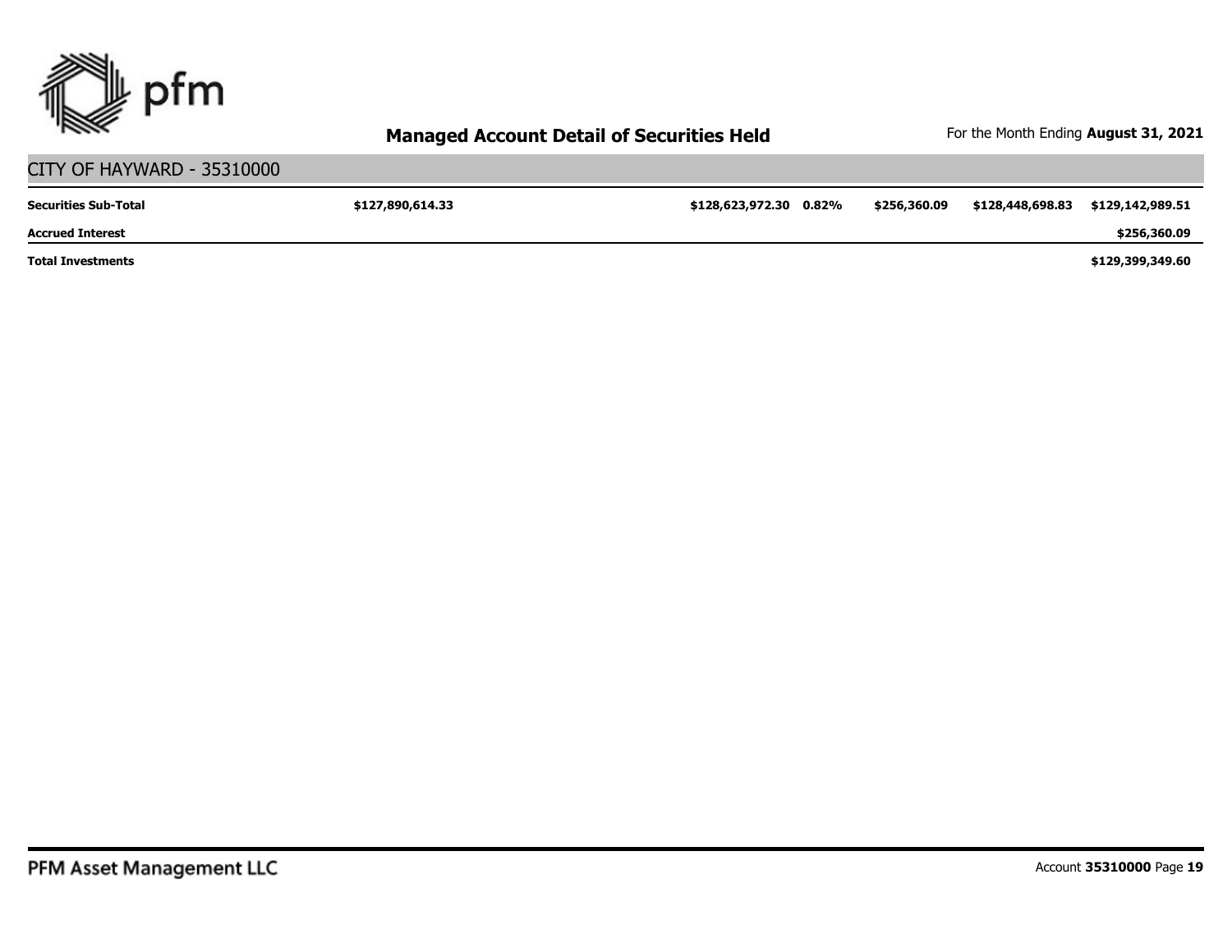# Managed Account Detail of Securities Held

For the Month Ending **August 31, 2021**

## CITY OF HAYWARD - 35310000

| | | | | | | |
|---|---|---|---|---|---|---|
| **Securities Sub-Total** | **$127,890,614.33** | **$128,623,972.30** | **0.82%** | **$256,360.09** | **$128,448,698.83** | **$129,142,989.51** |
| **Accrued Interest** | | | | | | **$256,360.09** |
| **Total Investments** | | | | | | **$129,399,349.60** |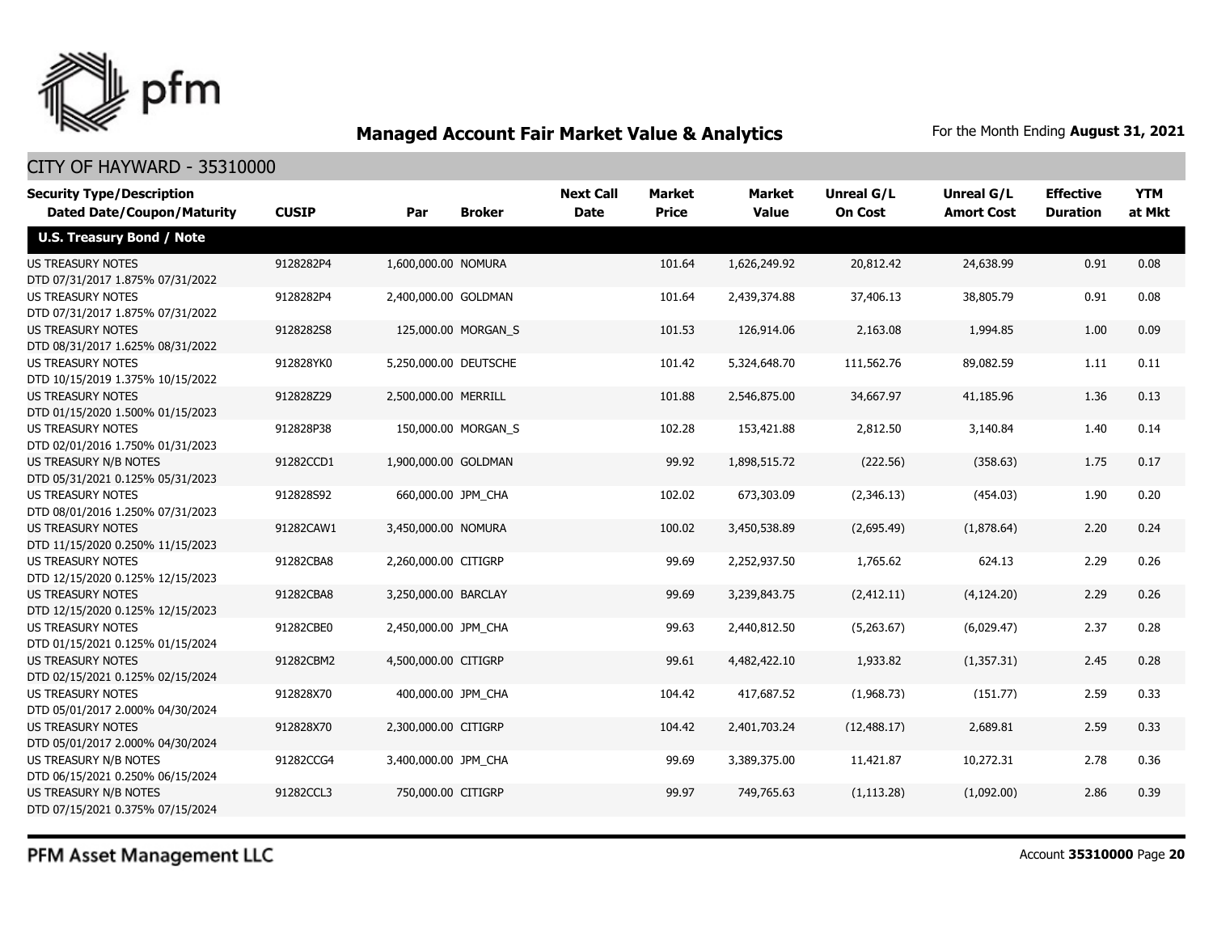# Managed Account Fair Market Value & Analytics

For the Month Ending **August 31, 2021**

## CITY OF HAYWARD - 35310000

| Security Type/Description<br>Dated Date/Coupon/Maturity | CUSIP | Par | Broker | Next Call Date | Market Price | Market Value | Unreal G/L On Cost | Unreal G/L Amort Cost | Effective Duration | YTM at Mkt |
|---|---|---|---|---|---|---|---|---|---|---|
| **U.S. Treasury Bond / Note** | | | | | | | | | | |
| US TREASURY NOTES<br>DTD 07/31/2017 1.875% 07/31/2022 | 9128282P4 | 1,600,000.00 | NOMURA | | 101.64 | 1,626,249.92 | 20,812.42 | 24,638.99 | 0.91 | 0.08 |
| US TREASURY NOTES<br>DTD 07/31/2017 1.875% 07/31/2022 | 9128282P4 | 2,400,000.00 | GOLDMAN | | 101.64 | 2,439,374.88 | 37,406.13 | 38,805.79 | 0.91 | 0.08 |
| US TREASURY NOTES<br>DTD 08/31/2017 1.625% 08/31/2022 | 9128282S8 | 125,000.00 | MORGAN_S | | 101.53 | 126,914.06 | 2,163.08 | 1,994.85 | 1.00 | 0.09 |
| US TREASURY NOTES<br>DTD 10/15/2019 1.375% 10/15/2022 | 912828YK0 | 5,250,000.00 | DEUTSCHE | | 101.42 | 5,324,648.70 | 111,562.76 | 89,082.59 | 1.11 | 0.11 |
| US TREASURY NOTES<br>DTD 01/15/2020 1.500% 01/15/2023 | 912828Z29 | 2,500,000.00 | MERRILL | | 101.88 | 2,546,875.00 | 34,667.97 | 41,185.96 | 1.36 | 0.13 |
| US TREASURY NOTES<br>DTD 02/01/2016 1.750% 01/31/2023 | 912828P38 | 150,000.00 | MORGAN_S | | 102.28 | 153,421.88 | 2,812.50 | 3,140.84 | 1.40 | 0.14 |
| US TREASURY N/B NOTES<br>DTD 05/31/2021 0.125% 05/31/2023 | 91282CCD1 | 1,900,000.00 | GOLDMAN | | 99.92 | 1,898,515.72 | (222.56) | (358.63) | 1.75 | 0.17 |
| US TREASURY NOTES<br>DTD 08/01/2016 1.250% 07/31/2023 | 912828S92 | 660,000.00 | JPM_CHA | | 102.02 | 673,303.09 | (2,346.13) | (454.03) | 1.90 | 0.20 |
| US TREASURY NOTES<br>DTD 11/15/2020 0.250% 11/15/2023 | 91282CAW1 | 3,450,000.00 | NOMURA | | 100.02 | 3,450,538.89 | (2,695.49) | (1,878.64) | 2.20 | 0.24 |
| US TREASURY NOTES<br>DTD 12/15/2020 0.125% 12/15/2023 | 91282CBA8 | 2,260,000.00 | CITIGRP | | 99.69 | 2,252,937.50 | 1,765.62 | 624.13 | 2.29 | 0.26 |
| US TREASURY NOTES<br>DTD 12/15/2020 0.125% 12/15/2023 | 91282CBA8 | 3,250,000.00 | BARCLAY | | 99.69 | 3,239,843.75 | (2,412.11) | (4,124.20) | 2.29 | 0.26 |
| US TREASURY NOTES<br>DTD 01/15/2021 0.125% 01/15/2024 | 91282CBE0 | 2,450,000.00 | JPM_CHA | | 99.63 | 2,440,812.50 | (5,263.67) | (6,029.47) | 2.37 | 0.28 |
| US TREASURY NOTES<br>DTD 02/15/2021 0.125% 02/15/2024 | 91282CBM2 | 4,500,000.00 | CITIGRP | | 99.61 | 4,482,422.10 | 1,933.82 | (1,357.31) | 2.45 | 0.28 |
| US TREASURY NOTES<br>DTD 05/01/2017 2.000% 04/30/2024 | 912828X70 | 400,000.00 | JPM_CHA | | 104.42 | 417,687.52 | (1,968.73) | (151.77) | 2.59 | 0.33 |
| US TREASURY NOTES<br>DTD 05/01/2017 2.000% 04/30/2024 | 912828X70 | 2,300,000.00 | CITIGRP | | 104.42 | 2,401,703.24 | (12,488.17) | 2,689.81 | 2.59 | 0.33 |
| US TREASURY N/B NOTES<br>DTD 06/15/2021 0.250% 06/15/2024 | 91282CCG4 | 3,400,000.00 | JPM_CHA | | 99.69 | 3,389,375.00 | 11,421.87 | 10,272.31 | 2.78 | 0.36 |
| US TREASURY N/B NOTES<br>DTD 07/15/2021 0.375% 07/15/2024 | 91282CCL3 | 750,000.00 | CITIGRP | | 99.97 | 749,765.63 | (1,113.28) | (1,092.00) | 2.86 | 0.39 |

PFM Asset Management LLC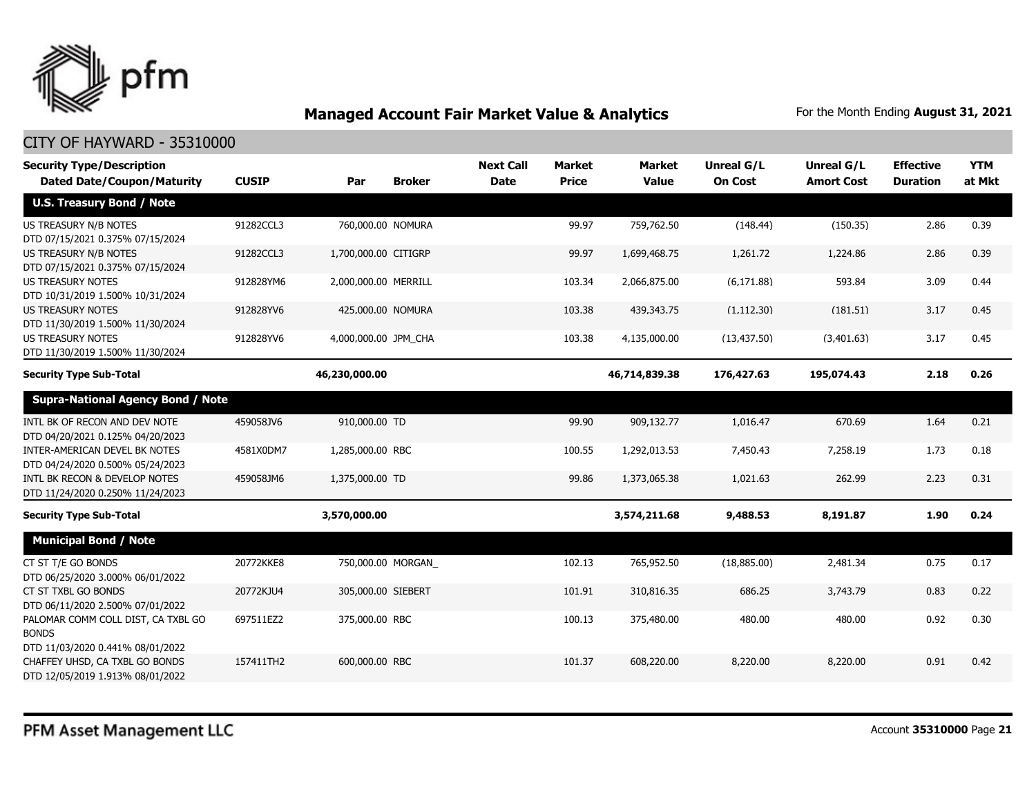## Managed Account Fair Market Value & Analytics

For the Month Ending **August 31, 2021**

CITY OF HAYWARD - 35310000

| Security Type/Description Dated Date/Coupon/Maturity | CUSIP | Par | Broker | Next Call Date | Market Price | Market Value | Unreal G/L On Cost | Unreal G/L Amort Cost | Effective Duration | YTM at Mkt |
|---|---|---|---|---|---|---|---|---|---|---|
| **U.S. Treasury Bond / Note** | | | | | | | | | | |
| US TREASURY N/B NOTES DTD 07/15/2021 0.375% 07/15/2024 | 91282CCL3 | 760,000.00 | NOMURA | | 99.97 | 759,762.50 | (148.44) | (150.35) | 2.86 | 0.39 |
| US TREASURY N/B NOTES DTD 07/15/2021 0.375% 07/15/2024 | 91282CCL3 | 1,700,000.00 | CITIGRP | | 99.97 | 1,699,468.75 | 1,261.72 | 1,224.86 | 2.86 | 0.39 |
| US TREASURY NOTES DTD 10/31/2019 1.500% 10/31/2024 | 912828YM6 | 2,000,000.00 | MERRILL | | 103.34 | 2,066,875.00 | (6,171.88) | 593.84 | 3.09 | 0.44 |
| US TREASURY NOTES DTD 11/30/2019 1.500% 11/30/2024 | 912828YV6 | 425,000.00 | NOMURA | | 103.38 | 439,343.75 | (1,112.30) | (181.51) | 3.17 | 0.45 |
| US TREASURY NOTES DTD 11/30/2019 1.500% 11/30/2024 | 912828YV6 | 4,000,000.00 | JPM_CHA | | 103.38 | 4,135,000.00 | (13,437.50) | (3,401.63) | 3.17 | 0.45 |
| **Security Type Sub-Total** | | **46,230,000.00** | | | | **46,714,839.38** | **176,427.63** | **195,074.43** | **2.18** | **0.26** |
| **Supra-National Agency Bond / Note** | | | | | | | | | | |
| INTL BK OF RECON AND DEV NOTE DTD 04/20/2021 0.125% 04/20/2023 | 459058JV6 | 910,000.00 | TD | | 99.90 | 909,132.77 | 1,016.47 | 670.69 | 1.64 | 0.21 |
| INTER-AMERICAN DEVEL BK NOTES DTD 04/24/2020 0.500% 05/24/2023 | 4581X0DM7 | 1,285,000.00 | RBC | | 100.55 | 1,292,013.53 | 7,450.43 | 7,258.19 | 1.73 | 0.18 |
| INTL BK RECON & DEVELOP NOTES DTD 11/24/2020 0.250% 11/24/2023 | 459058JM6 | 1,375,000.00 | TD | | 99.86 | 1,373,065.38 | 1,021.63 | 262.99 | 2.23 | 0.31 |
| **Security Type Sub-Total** | | **3,570,000.00** | | | | **3,574,211.68** | **9,488.53** | **8,191.87** | **1.90** | **0.24** |
| **Municipal Bond / Note** | | | | | | | | | | |
| CT ST T/E GO BONDS DTD 06/25/2020 3.000% 06/01/2022 | 20772KKE8 | 750,000.00 | MORGAN_ | | 102.13 | 765,952.50 | (18,885.00) | 2,481.34 | 0.75 | 0.17 |
| CT ST TXBL GO BONDS DTD 06/11/2020 2.500% 07/01/2022 | 20772KJU4 | 305,000.00 | SIEBERT | | 101.91 | 310,816.35 | 686.25 | 3,743.79 | 0.83 | 0.22 |
| PALOMAR COMM COLL DIST, CA TXBL GO BONDS DTD 11/03/2020 0.441% 08/01/2022 | 697511EZ2 | 375,000.00 | RBC | | 100.13 | 375,480.00 | 480.00 | 480.00 | 0.92 | 0.30 |
| CHAFFEY UHSD, CA TXBL GO BONDS DTD 12/05/2019 1.913% 08/01/2022 | 157411TH2 | 600,000.00 | RBC | | 101.37 | 608,220.00 | 8,220.00 | 8,220.00 | 0.91 | 0.42 |

PFM Asset Management LLC

Account **35310000**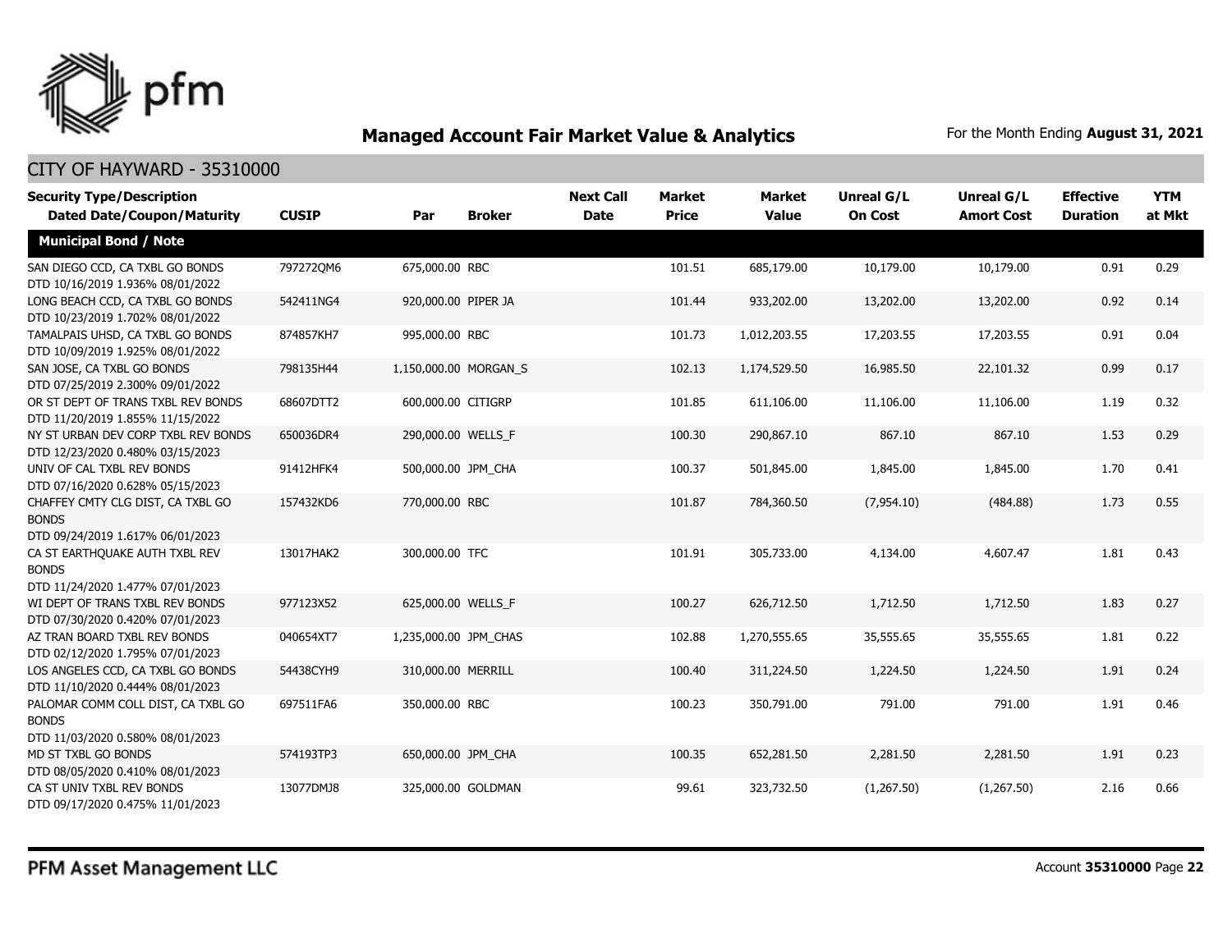# Managed Account Fair Market Value & Analytics

For the Month Ending **August 31, 2021**

## CITY OF HAYWARD - 35310000

| Security Type/Description Dated Date/Coupon/Maturity | CUSIP | Par | Broker | Next Call Date | Market Price | Market Value | Unreal G/L On Cost | Unreal G/L Amort Cost | Effective Duration | YTM at Mkt |
|---|---|---|---|---|---|---|---|---|---|---|
| **Municipal Bond / Note** | | | | | | | | | | |
| SAN DIEGO CCD, CA TXBL GO BONDS DTD 10/16/2019 1.936% 08/01/2022 | 797272QM6 | 675,000.00 | RBC | | 101.51 | 685,179.00 | 10,179.00 | 10,179.00 | 0.91 | 0.29 |
| LONG BEACH CCD, CA TXBL GO BONDS DTD 10/23/2019 1.702% 08/01/2022 | 542411NG4 | 920,000.00 | PIPER JA | | 101.44 | 933,202.00 | 13,202.00 | 13,202.00 | 0.92 | 0.14 |
| TAMALPAIS UHSD, CA TXBL GO BONDS DTD 10/09/2019 1.925% 08/01/2022 | 874857KH7 | 995,000.00 | RBC | | 101.73 | 1,012,203.55 | 17,203.55 | 17,203.55 | 0.91 | 0.04 |
| SAN JOSE, CA TXBL GO BONDS DTD 07/25/2019 2.300% 09/01/2022 | 798135H44 | 1,150,000.00 | MORGAN_S | | 102.13 | 1,174,529.50 | 16,985.50 | 22,101.32 | 0.99 | 0.17 |
| OR ST DEPT OF TRANS TXBL REV BONDS DTD 11/20/2019 1.855% 11/15/2022 | 68607DTT2 | 600,000.00 | CITIGRP | | 101.85 | 611,106.00 | 11,106.00 | 11,106.00 | 1.19 | 0.32 |
| NY ST URBAN DEV CORP TXBL REV BONDS DTD 12/23/2020 0.480% 03/15/2023 | 650036DR4 | 290,000.00 | WELLS_F | | 100.30 | 290,867.10 | 867.10 | 867.10 | 1.53 | 0.29 |
| UNIV OF CAL TXBL REV BONDS DTD 07/16/2020 0.628% 05/15/2023 | 91412HFK4 | 500,000.00 | JPM_CHA | | 100.37 | 501,845.00 | 1,845.00 | 1,845.00 | 1.70 | 0.41 |
| CHAFFEY CMTY CLG DIST, CA TXBL GO BONDS DTD 09/24/2019 1.617% 06/01/2023 | 157432KD6 | 770,000.00 | RBC | | 101.87 | 784,360.50 | (7,954.10) | (484.88) | 1.73 | 0.55 |
| CA ST EARTHQUAKE AUTH TXBL REV BONDS DTD 11/24/2020 1.477% 07/01/2023 | 13017HAK2 | 300,000.00 | TFC | | 101.91 | 305,733.00 | 4,134.00 | 4,607.47 | 1.81 | 0.43 |
| WI DEPT OF TRANS TXBL REV BONDS DTD 07/30/2020 0.420% 07/01/2023 | 977123X52 | 625,000.00 | WELLS_F | | 100.27 | 626,712.50 | 1,712.50 | 1,712.50 | 1.83 | 0.27 |
| AZ TRAN BOARD TXBL REV BONDS DTD 02/12/2020 1.795% 07/01/2023 | 040654XT7 | 1,235,000.00 | JPM_CHAS | | 102.88 | 1,270,555.65 | 35,555.65 | 35,555.65 | 1.81 | 0.22 |
| LOS ANGELES CCD, CA TXBL GO BONDS DTD 11/10/2020 0.444% 08/01/2023 | 54438CYH9 | 310,000.00 | MERRILL | | 100.40 | 311,224.50 | 1,224.50 | 1,224.50 | 1.91 | 0.24 |
| PALOMAR COMM COLL DIST, CA TXBL GO BONDS DTD 11/03/2020 0.580% 08/01/2023 | 697511FA6 | 350,000.00 | RBC | | 100.23 | 350,791.00 | 791.00 | 791.00 | 1.91 | 0.46 |
| MD ST TXBL GO BONDS DTD 08/05/2020 0.410% 08/01/2023 | 574193TP3 | 650,000.00 | JPM_CHA | | 100.35 | 652,281.50 | 2,281.50 | 2,281.50 | 1.91 | 0.23 |
| CA ST UNIV TXBL REV BONDS DTD 09/17/2020 0.475% 11/01/2023 | 13077DMJ8 | 325,000.00 | GOLDMAN | | 99.61 | 323,732.50 | (1,267.50) | (1,267.50) | 2.16 | 0.66 |

PFM Asset Management LLC

Account **35310000**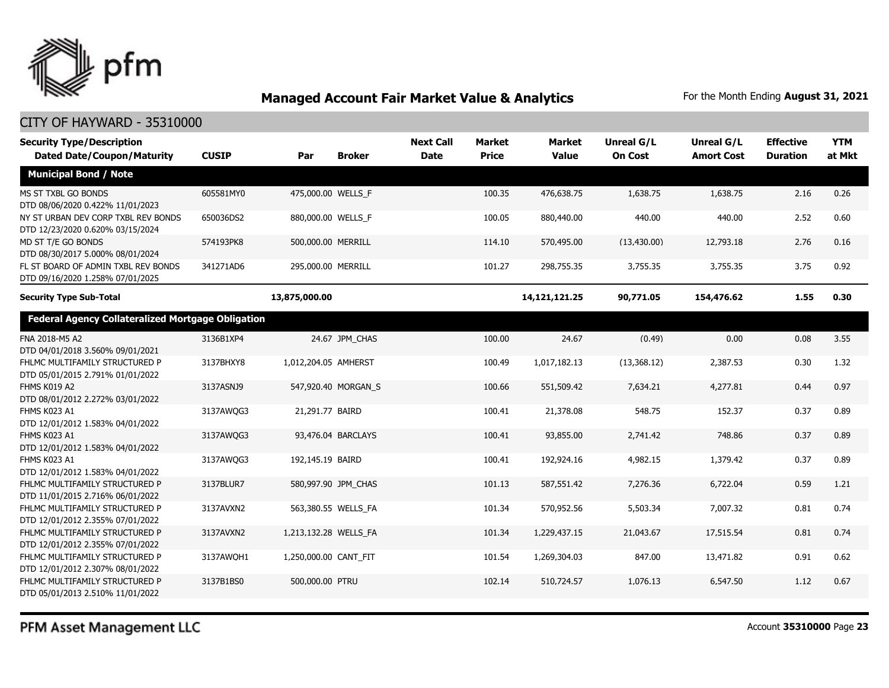# Managed Account Fair Market Value & Analytics

For the Month Ending **August 31, 2021**

## CITY OF HAYWARD - 35310000

| Security Type/Description Dated Date/Coupon/Maturity | CUSIP | Par | Broker | Next Call Date | Market Price | Market Value | Unreal G/L On Cost | Unreal G/L Amort Cost | Effective Duration | YTM at Mkt |
|---|---|---|---|---|---|---|---|---|---|---|
| **Municipal Bond / Note** | | | | | | | | | | |
| MS ST TXBL GO BONDS DTD 08/06/2020 0.422% 11/01/2023 | 605581MY0 | 475,000.00 | WELLS_F | | 100.35 | 476,638.75 | 1,638.75 | 1,638.75 | 2.16 | 0.26 |
| NY ST URBAN DEV CORP TXBL REV BONDS DTD 12/23/2020 0.620% 03/15/2024 | 650036DS2 | 880,000.00 | WELLS_F | | 100.05 | 880,440.00 | 440.00 | 440.00 | 2.52 | 0.60 |
| MD ST T/E GO BONDS DTD 08/30/2017 5.000% 08/01/2024 | 574193PK8 | 500,000.00 | MERRILL | | 114.10 | 570,495.00 | (13,430.00) | 12,793.18 | 2.76 | 0.16 |
| FL ST BOARD OF ADMIN TXBL REV BONDS DTD 09/16/2020 1.258% 07/01/2025 | 341271AD6 | 295,000.00 | MERRILL | | 101.27 | 298,755.35 | 3,755.35 | 3,755.35 | 3.75 | 0.92 |
| **Security Type Sub-Total** | | **13,875,000.00** | | | | **14,121,121.25** | **90,771.05** | **154,476.62** | **1.55** | **0.30** |
| **Federal Agency Collateralized Mortgage Obligation** | | | | | | | | | | |
| FNA 2018-M5 A2 DTD 04/01/2018 3.560% 09/01/2021 | 3136B1XP4 | 24.67 | JPM_CHAS | | 100.00 | 24.67 | (0.49) | 0.00 | 0.08 | 3.55 |
| FHLMC MULTIFAMILY STRUCTURED P DTD 05/01/2015 2.791% 01/01/2022 | 3137BHXY8 | 1,012,204.05 | AMHERST | | 100.49 | 1,017,182.13 | (13,368.12) | 2,387.53 | 0.30 | 1.32 |
| FHMS K019 A2 DTD 08/01/2012 2.272% 03/01/2022 | 3137ASNJ9 | 547,920.40 | MORGAN_S | | 100.66 | 551,509.42 | 7,634.21 | 4,277.81 | 0.44 | 0.97 |
| FHMS K023 A1 DTD 12/01/2012 1.583% 04/01/2022 | 3137AWQG3 | 21,291.77 | BAIRD | | 100.41 | 21,378.08 | 548.75 | 152.37 | 0.37 | 0.89 |
| FHMS K023 A1 DTD 12/01/2012 1.583% 04/01/2022 | 3137AWQG3 | 93,476.04 | BARCLAYS | | 100.41 | 93,855.00 | 2,741.42 | 748.86 | 0.37 | 0.89 |
| FHMS K023 A1 DTD 12/01/2012 1.583% 04/01/2022 | 3137AWQG3 | 192,145.19 | BAIRD | | 100.41 | 192,924.16 | 4,982.15 | 1,379.42 | 0.37 | 0.89 |
| FHLMC MULTIFAMILY STRUCTURED P DTD 11/01/2015 2.716% 06/01/2022 | 3137BLUR7 | 580,997.90 | JPM_CHAS | | 101.13 | 587,551.42 | 7,276.36 | 6,722.04 | 0.59 | 1.21 |
| FHLMC MULTIFAMILY STRUCTURED P DTD 12/01/2012 2.355% 07/01/2022 | 3137AVXN2 | 563,380.55 | WELLS_FA | | 101.34 | 570,952.56 | 5,503.34 | 7,007.32 | 0.81 | 0.74 |
| FHLMC MULTIFAMILY STRUCTURED P DTD 12/01/2012 2.355% 07/01/2022 | 3137AVXN2 | 1,213,132.28 | WELLS_FA | | 101.34 | 1,229,437.15 | 21,043.67 | 17,515.54 | 0.81 | 0.74 |
| FHLMC MULTIFAMILY STRUCTURED P DTD 12/01/2012 2.307% 08/01/2022 | 3137AWQH1 | 1,250,000.00 | CANT_FIT | | 101.54 | 1,269,304.03 | 847.00 | 13,471.82 | 0.91 | 0.62 |
| FHLMC MULTIFAMILY STRUCTURED P DTD 05/01/2013 2.510% 11/01/2022 | 3137B1BS0 | 500,000.00 | PTRU | | 102.14 | 510,724.57 | 1,076.13 | 6,547.50 | 1.12 | 0.67 |

PFM Asset Management LLC

Account **35310000**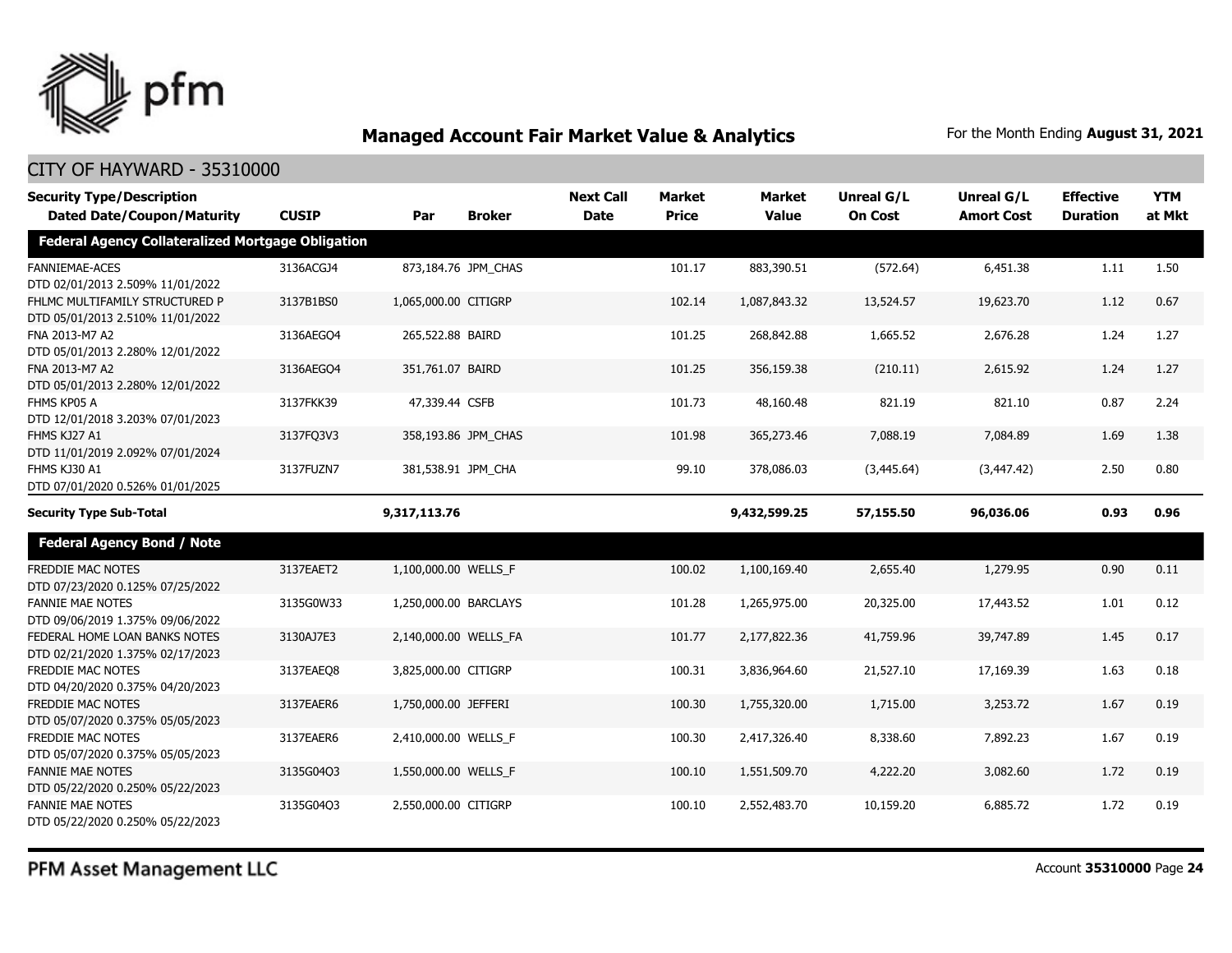## Managed Account Fair Market Value & Analytics

For the Month Ending **August 31, 2021**

CITY OF HAYWARD - 35310000

| Security Type/Description Dated Date/Coupon/Maturity | CUSIP | Par | Broker | Next Call Date | Market Price | Market Value | Unreal G/L On Cost | Unreal G/L Amort Cost | Effective Duration | YTM at Mkt |
|---|---|---|---|---|---|---|---|---|---|---|
| **Federal Agency Collateralized Mortgage Obligation** | | | | | | | | | | |
| FANNIEMAE-ACES DTD 02/01/2013 2.509% 11/01/2022 | 3136ACGJ4 | 873,184.76 | JPM_CHAS | | 101.17 | 883,390.51 | (572.64) | 6,451.38 | 1.11 | 1.50 |
| FHLMC MULTIFAMILY STRUCTURED P DTD 05/01/2013 2.510% 11/01/2022 | 3137B1BS0 | 1,065,000.00 | CITIGRP | | 102.14 | 1,087,843.32 | 13,524.57 | 19,623.70 | 1.12 | 0.67 |
| FNA 2013-M7 A2 DTD 05/01/2013 2.280% 12/01/2022 | 3136AEGO4 | 265,522.88 | BAIRD | | 101.25 | 268,842.88 | 1,665.52 | 2,676.28 | 1.24 | 1.27 |
| FNA 2013-M7 A2 DTD 05/01/2013 2.280% 12/01/2022 | 3136AEGO4 | 351,761.07 | BAIRD | | 101.25 | 356,159.38 | (210.11) | 2,615.92 | 1.24 | 1.27 |
| FHMS KP05 A DTD 12/01/2018 3.203% 07/01/2023 | 3137FKK39 | 47,339.44 | CSFB | | 101.73 | 48,160.48 | 821.19 | 821.10 | 0.87 | 2.24 |
| FHMS KJ27 A1 DTD 11/01/2019 2.092% 07/01/2024 | 3137FQ3V3 | 358,193.86 | JPM_CHAS | | 101.98 | 365,273.46 | 7,088.19 | 7,084.89 | 1.69 | 1.38 |
| FHMS KJ30 A1 DTD 07/01/2020 0.526% 01/01/2025 | 3137FUZN7 | 381,538.91 | JPM_CHA | | 99.10 | 378,086.03 | (3,445.64) | (3,447.42) | 2.50 | 0.80 |
| **Security Type Sub-Total** | | **9,317,113.76** | | | | **9,432,599.25** | **57,155.50** | **96,036.06** | **0.93** | **0.96** |
| **Federal Agency Bond / Note** | | | | | | | | | | |
| FREDDIE MAC NOTES DTD 07/23/2020 0.125% 07/25/2022 | 3137EAET2 | 1,100,000.00 | WELLS_F | | 100.02 | 1,100,169.40 | 2,655.40 | 1,279.95 | 0.90 | 0.11 |
| FANNIE MAE NOTES DTD 09/06/2019 1.375% 09/06/2022 | 3135G0W33 | 1,250,000.00 | BARCLAYS | | 101.28 | 1,265,975.00 | 20,325.00 | 17,443.52 | 1.01 | 0.12 |
| FEDERAL HOME LOAN BANKS NOTES DTD 02/21/2020 1.375% 02/17/2023 | 3130AJ7E3 | 2,140,000.00 | WELLS_FA | | 101.77 | 2,177,822.36 | 41,759.96 | 39,747.89 | 1.45 | 0.17 |
| FREDDIE MAC NOTES DTD 04/20/2020 0.375% 04/20/2023 | 3137EAEQ8 | 3,825,000.00 | CITIGRP | | 100.31 | 3,836,964.60 | 21,527.10 | 17,169.39 | 1.63 | 0.18 |
| FREDDIE MAC NOTES DTD 05/07/2020 0.375% 05/05/2023 | 3137EAER6 | 1,750,000.00 | JEFFERI | | 100.30 | 1,755,320.00 | 1,715.00 | 3,253.72 | 1.67 | 0.19 |
| FREDDIE MAC NOTES DTD 05/07/2020 0.375% 05/05/2023 | 3137EAER6 | 2,410,000.00 | WELLS_F | | 100.30 | 2,417,326.40 | 8,338.60 | 7,892.23 | 1.67 | 0.19 |
| FANNIE MAE NOTES DTD 05/22/2020 0.250% 05/22/2023 | 3135G04Q3 | 1,550,000.00 | WELLS_F | | 100.10 | 1,551,509.70 | 4,222.20 | 3,082.60 | 1.72 | 0.19 |
| FANNIE MAE NOTES DTD 05/22/2020 0.250% 05/22/2023 | 3135G04Q3 | 2,550,000.00 | CITIGRP | | 100.10 | 2,552,483.70 | 10,159.20 | 6,885.72 | 1.72 | 0.19 |

PFM Asset Management LLC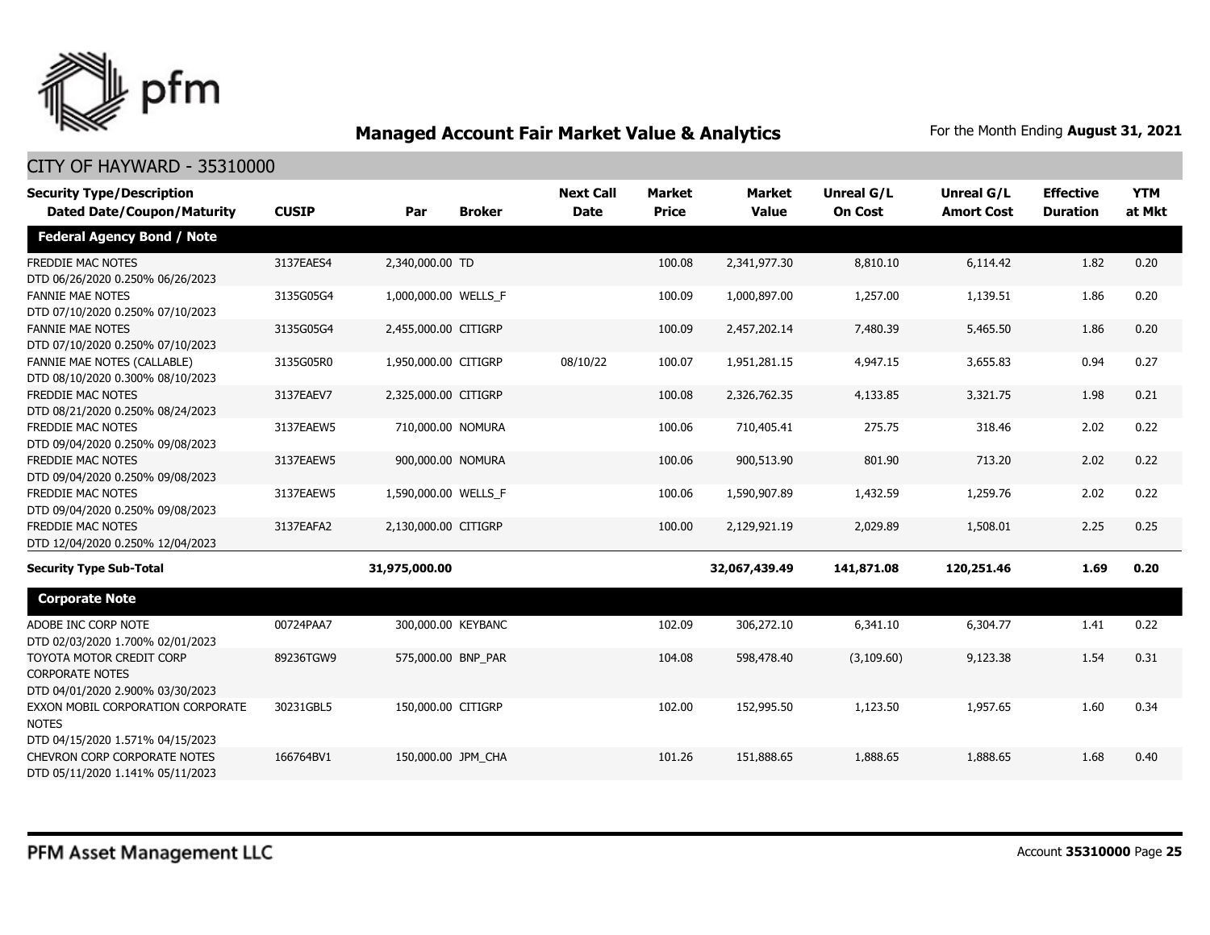## Managed Account Fair Market Value & Analytics

For the Month Ending **August 31, 2021**

CITY OF HAYWARD - 35310000

| Security Type/Description Dated Date/Coupon/Maturity | CUSIP | Par | Broker | Next Call Date | Market Price | Market Value | Unreal G/L On Cost | Unreal G/L Amort Cost | Effective Duration | YTM at Mkt |
|---|---|---|---|---|---|---|---|---|---|---|
| **Federal Agency Bond / Note** | | | | | | | | | | |
| FREDDIE MAC NOTES DTD 06/26/2020 0.250% 06/26/2023 | 3137EAES4 | 2,340,000.00 | TD | | 100.08 | 2,341,977.30 | 8,810.10 | 6,114.42 | 1.82 | 0.20 |
| FANNIE MAE NOTES DTD 07/10/2020 0.250% 07/10/2023 | 3135G05G4 | 1,000,000.00 | WELLS_F | | 100.09 | 1,000,897.00 | 1,257.00 | 1,139.51 | 1.86 | 0.20 |
| FANNIE MAE NOTES DTD 07/10/2020 0.250% 07/10/2023 | 3135G05G4 | 2,455,000.00 | CITIGRP | | 100.09 | 2,457,202.14 | 7,480.39 | 5,465.50 | 1.86 | 0.20 |
| FANNIE MAE NOTES (CALLABLE) DTD 08/10/2020 0.300% 08/10/2023 | 3135G05R0 | 1,950,000.00 | CITIGRP | 08/10/22 | 100.07 | 1,951,281.15 | 4,947.15 | 3,655.83 | 0.94 | 0.27 |
| FREDDIE MAC NOTES DTD 08/21/2020 0.250% 08/24/2023 | 3137EAEV7 | 2,325,000.00 | CITIGRP | | 100.08 | 2,326,762.35 | 4,133.85 | 3,321.75 | 1.98 | 0.21 |
| FREDDIE MAC NOTES DTD 09/04/2020 0.250% 09/08/2023 | 3137EAEW5 | 710,000.00 | NOMURA | | 100.06 | 710,405.41 | 275.75 | 318.46 | 2.02 | 0.22 |
| FREDDIE MAC NOTES DTD 09/04/2020 0.250% 09/08/2023 | 3137EAEW5 | 900,000.00 | NOMURA | | 100.06 | 900,513.90 | 801.90 | 713.20 | 2.02 | 0.22 |
| FREDDIE MAC NOTES DTD 09/04/2020 0.250% 09/08/2023 | 3137EAEW5 | 1,590,000.00 | WELLS_F | | 100.06 | 1,590,907.89 | 1,432.59 | 1,259.76 | 2.02 | 0.22 |
| FREDDIE MAC NOTES DTD 12/04/2020 0.250% 12/04/2023 | 3137EAFA2 | 2,130,000.00 | CITIGRP | | 100.00 | 2,129,921.19 | 2,029.89 | 1,508.01 | 2.25 | 0.25 |
| **Security Type Sub-Total** | | **31,975,000.00** | | | | **32,067,439.49** | **141,871.08** | **120,251.46** | **1.69** | **0.20** |
| **Corporate Note** | | | | | | | | | | |
| ADOBE INC CORP NOTE DTD 02/03/2020 1.700% 02/01/2023 | 00724PAA7 | 300,000.00 | KEYBANC | | 102.09 | 306,272.10 | 6,341.10 | 6,304.77 | 1.41 | 0.22 |
| TOYOTA MOTOR CREDIT CORP CORPORATE NOTES DTD 04/01/2020 2.900% 03/30/2023 | 89236TGW9 | 575,000.00 | BNP_PAR | | 104.08 | 598,478.40 | (3,109.60) | 9,123.38 | 1.54 | 0.31 |
| EXXON MOBIL CORPORATION CORPORATE NOTES DTD 04/15/2020 1.571% 04/15/2023 | 30231GBL5 | 150,000.00 | CITIGRP | | 102.00 | 152,995.50 | 1,123.50 | 1,957.65 | 1.60 | 0.34 |
| CHEVRON CORP CORPORATE NOTES DTD 05/11/2020 1.141% 05/11/2023 | 166764BV1 | 150,000.00 | JPM_CHA | | 101.26 | 151,888.65 | 1,888.65 | 1,888.65 | 1.68 | 0.40 |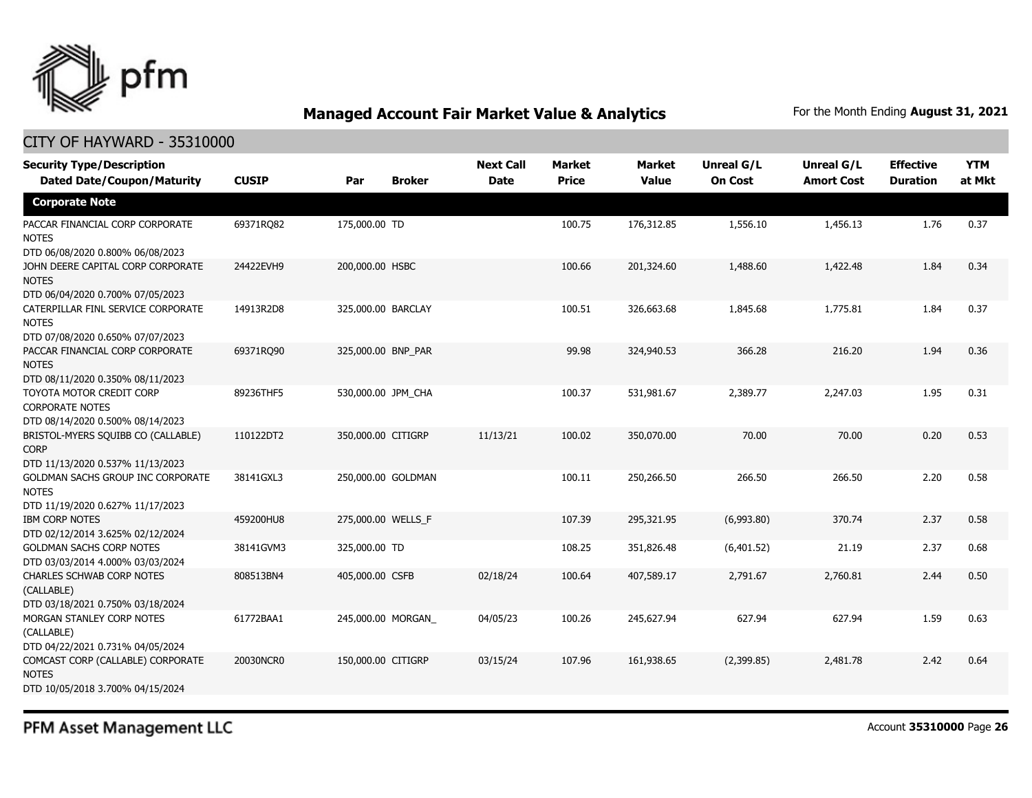## Managed Account Fair Market Value & Analytics

For the Month Ending **August 31, 2021**

### CITY OF HAYWARD - 35310000

| Security Type/Description<br>Dated Date/Coupon/Maturity | CUSIP | Par | Broker | Next Call Date | Market Price | Market Value | Unreal G/L On Cost | Unreal G/L Amort Cost | Effective Duration | YTM at Mkt |
|---|---|---|---|---|---|---|---|---|---|---|
| **Corporate Note** | | | | | | | | | | |
| PACCAR FINANCIAL CORP CORPORATE NOTES<br>DTD 06/08/2020 0.800% 06/08/2023 | 69371RQ82 | 175,000.00 | TD | | 100.75 | 176,312.85 | 1,556.10 | 1,456.13 | 1.76 | 0.37 |
| JOHN DEERE CAPITAL CORP CORPORATE NOTES<br>DTD 06/04/2020 0.700% 07/05/2023 | 24422EVH9 | 200,000.00 | HSBC | | 100.66 | 201,324.60 | 1,488.60 | 1,422.48 | 1.84 | 0.34 |
| CATERPILLAR FINL SERVICE CORPORATE NOTES<br>DTD 07/08/2020 0.650% 07/07/2023 | 14913R2D8 | 325,000.00 | BARCLAY | | 100.51 | 326,663.68 | 1,845.68 | 1,775.81 | 1.84 | 0.37 |
| PACCAR FINANCIAL CORP CORPORATE NOTES<br>DTD 08/11/2020 0.350% 08/11/2023 | 69371RQ90 | 325,000.00 | BNP_PAR | | 99.98 | 324,940.53 | 366.28 | 216.20 | 1.94 | 0.36 |
| TOYOTA MOTOR CREDIT CORP CORPORATE NOTES<br>DTD 08/14/2020 0.500% 08/14/2023 | 89236THF5 | 530,000.00 | JPM_CHA | | 100.37 | 531,981.67 | 2,389.77 | 2,247.03 | 1.95 | 0.31 |
| BRISTOL-MYERS SQUIBB CO (CALLABLE) CORP<br>DTD 11/13/2020 0.537% 11/13/2023 | 110122DT2 | 350,000.00 | CITIGRP | 11/13/21 | 100.02 | 350,070.00 | 70.00 | 70.00 | 0.20 | 0.53 |
| GOLDMAN SACHS GROUP INC CORPORATE NOTES<br>DTD 11/19/2020 0.627% 11/17/2023 | 38141GXL3 | 250,000.00 | GOLDMAN | | 100.11 | 250,266.50 | 266.50 | 266.50 | 2.20 | 0.58 |
| IBM CORP NOTES<br>DTD 02/12/2014 3.625% 02/12/2024 | 459200HU8 | 275,000.00 | WELLS_F | | 107.39 | 295,321.95 | (6,993.80) | 370.74 | 2.37 | 0.58 |
| GOLDMAN SACHS CORP NOTES<br>DTD 03/03/2014 4.000% 03/03/2024 | 38141GVM3 | 325,000.00 | TD | | 108.25 | 351,826.48 | (6,401.52) | 21.19 | 2.37 | 0.68 |
| CHARLES SCHWAB CORP NOTES (CALLABLE)<br>DTD 03/18/2021 0.750% 03/18/2024 | 808513BN4 | 405,000.00 | CSFB | 02/18/24 | 100.64 | 407,589.17 | 2,791.67 | 2,760.81 | 2.44 | 0.50 |
| MORGAN STANLEY CORP NOTES (CALLABLE)<br>DTD 04/22/2021 0.731% 04/05/2024 | 61772BAA1 | 245,000.00 | MORGAN_ | 04/05/23 | 100.26 | 245,627.94 | 627.94 | 627.94 | 1.59 | 0.63 |
| COMCAST CORP (CALLABLE) CORPORATE NOTES<br>DTD 10/05/2018 3.700% 04/15/2024 | 20030NCR0 | 150,000.00 | CITIGRP | 03/15/24 | 107.96 | 161,938.65 | (2,399.85) | 2,481.78 | 2.42 | 0.64 |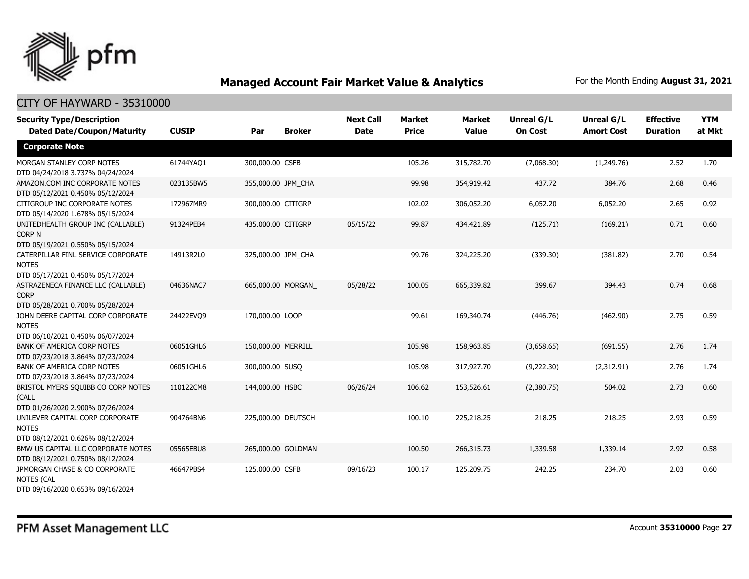## Managed Account Fair Market Value & Analytics

For the Month Ending **August 31, 2021**

CITY OF HAYWARD - 35310000

| Security Type/Description Dated Date/Coupon/Maturity | CUSIP | Par | Broker | Next Call Date | Market Price | Market Value | Unreal G/L On Cost | Unreal G/L Amort Cost | Effective Duration | YTM at Mkt |
|---|---|---|---|---|---|---|---|---|---|---|
| **Corporate Note** | | | | | | | | | | |
| MORGAN STANLEY CORP NOTES DTD 04/24/2018 3.737% 04/24/2024 | 61744YAQ1 | 300,000.00 | CSFB | | 105.26 | 315,782.70 | (7,068.30) | (1,249.76) | 2.52 | 1.70 |
| AMAZON.COM INC CORPORATE NOTES DTD 05/12/2021 0.450% 05/12/2024 | 023135BW5 | 355,000.00 | JPM_CHA | | 99.98 | 354,919.42 | 437.72 | 384.76 | 2.68 | 0.46 |
| CITIGROUP INC CORPORATE NOTES DTD 05/14/2020 1.678% 05/15/2024 | 172967MR9 | 300,000.00 | CITIGRP | | 102.02 | 306,052.20 | 6,052.20 | 6,052.20 | 2.65 | 0.92 |
| UNITEDHEALTH GROUP INC (CALLABLE) CORP N DTD 05/19/2021 0.550% 05/15/2024 | 91324PEB4 | 435,000.00 | CITIGRP | 05/15/22 | 99.87 | 434,421.89 | (125.71) | (169.21) | 0.71 | 0.60 |
| CATERPILLAR FINL SERVICE CORPORATE NOTES DTD 05/17/2021 0.450% 05/17/2024 | 14913R2L0 | 325,000.00 | JPM_CHA | | 99.76 | 324,225.20 | (339.30) | (381.82) | 2.70 | 0.54 |
| ASTRAZENECA FINANCE LLC (CALLABLE) CORP DTD 05/28/2021 0.700% 05/28/2024 | 04636NAC7 | 665,000.00 | MORGAN_ | 05/28/22 | 100.05 | 665,339.82 | 399.67 | 394.43 | 0.74 | 0.68 |
| JOHN DEERE CAPITAL CORP CORPORATE NOTES DTD 06/10/2021 0.450% 06/07/2024 | 24422EVQ9 | 170,000.00 | LOOP | | 99.61 | 169,340.74 | (446.76) | (462.90) | 2.75 | 0.59 |
| BANK OF AMERICA CORP NOTES DTD 07/23/2018 3.864% 07/23/2024 | 06051GHL6 | 150,000.00 | MERRILL | | 105.98 | 158,963.85 | (3,658.65) | (691.55) | 2.76 | 1.74 |
| BANK OF AMERICA CORP NOTES DTD 07/23/2018 3.864% 07/23/2024 | 06051GHL6 | 300,000.00 | SUSQ | | 105.98 | 317,927.70 | (9,222.30) | (2,312.91) | 2.76 | 1.74 |
| BRISTOL MYERS SQUIBB CO CORP NOTES (CALL DTD 01/26/2020 2.900% 07/26/2024 | 110122CM8 | 144,000.00 | HSBC | 06/26/24 | 106.62 | 153,526.61 | (2,380.75) | 504.02 | 2.73 | 0.60 |
| UNILEVER CAPITAL CORP CORPORATE NOTES DTD 08/12/2021 0.626% 08/12/2024 | 904764BN6 | 225,000.00 | DEUTSCH | | 100.10 | 225,218.25 | 218.25 | 218.25 | 2.93 | 0.59 |
| BMW US CAPITAL LLC CORPORATE NOTES DTD 08/12/2021 0.750% 08/12/2024 | 05565EBU8 | 265,000.00 | GOLDMAN | | 100.50 | 266,315.73 | 1,339.58 | 1,339.14 | 2.92 | 0.58 |
| JPMORGAN CHASE & CO CORPORATE NOTES (CAL DTD 09/16/2020 0.653% 09/16/2024 | 46647PBS4 | 125,000.00 | CSFB | 09/16/23 | 100.17 | 125,209.75 | 242.25 | 234.70 | 2.03 | 0.60 |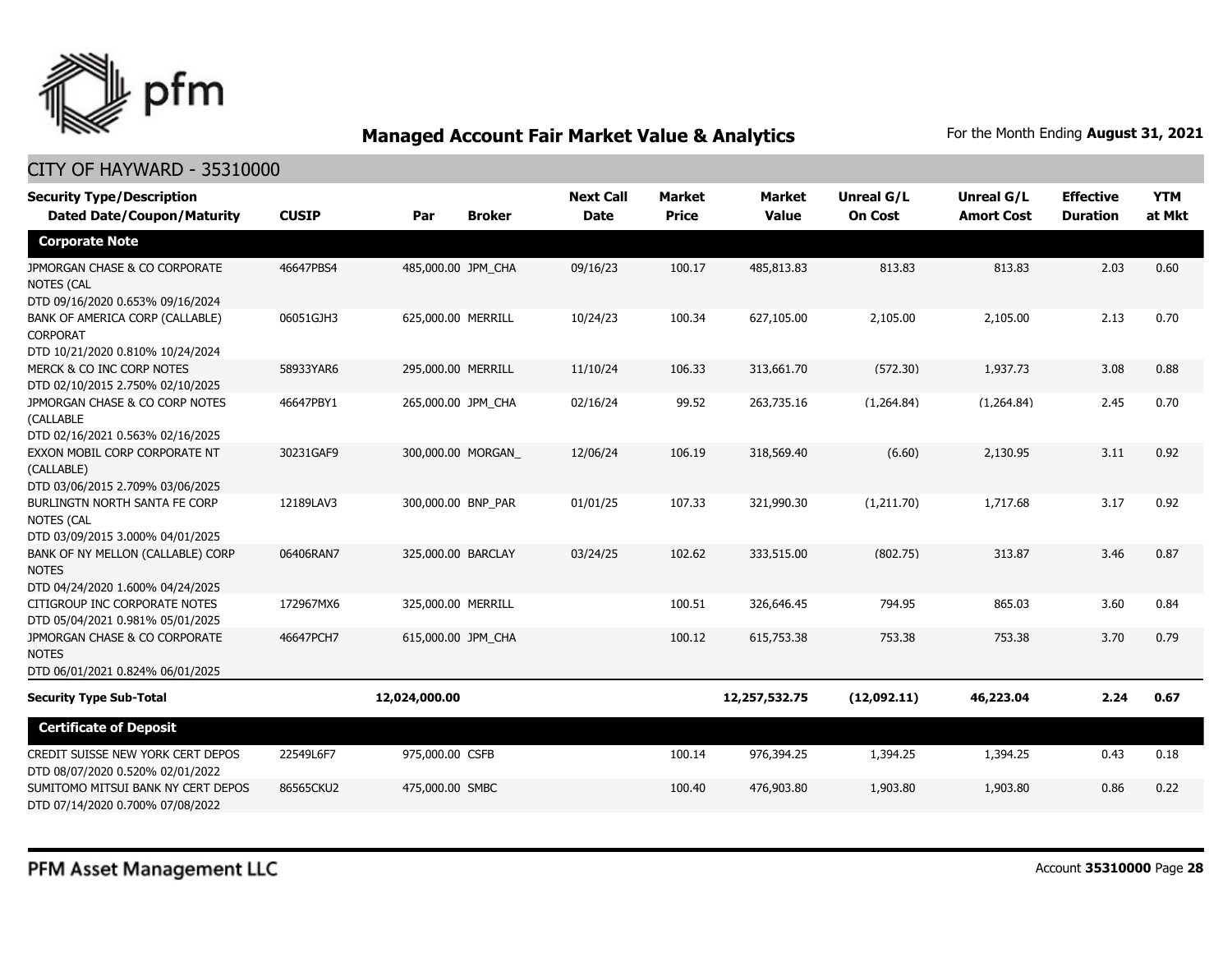## Managed Account Fair Market Value & Analytics

For the Month Ending **August 31, 2021**

CITY OF HAYWARD - 35310000

| Security Type/Description Dated Date/Coupon/Maturity | CUSIP | Par | Broker | Next Call Date | Market Price | Market Value | Unreal G/L On Cost | Unreal G/L Amort Cost | Effective Duration | YTM at Mkt |
|---|---|---|---|---|---|---|---|---|---|---|
| **Corporate Note** | | | | | | | | | | |
| JPMORGAN CHASE & CO CORPORATE NOTES (CAL DTD 09/16/2020 0.653% 09/16/2024 | 46647PBS4 | 485,000.00 | JPM_CHA | 09/16/23 | 100.17 | 485,813.83 | 813.83 | 813.83 | 2.03 | 0.60 |
| BANK OF AMERICA CORP (CALLABLE) CORPORAT DTD 10/21/2020 0.810% 10/24/2024 | 06051GJH3 | 625,000.00 | MERRILL | 10/24/23 | 100.34 | 627,105.00 | 2,105.00 | 2,105.00 | 2.13 | 0.70 |
| MERCK & CO INC CORP NOTES DTD 02/10/2015 2.750% 02/10/2025 | 58933YAR6 | 295,000.00 | MERRILL | 11/10/24 | 106.33 | 313,661.70 | (572.30) | 1,937.73 | 3.08 | 0.88 |
| JPMORGAN CHASE & CO CORP NOTES (CALLABLE DTD 02/16/2021 0.563% 02/16/2025 | 46647PBY1 | 265,000.00 | JPM_CHA | 02/16/24 | 99.52 | 263,735.16 | (1,264.84) | (1,264.84) | 2.45 | 0.70 |
| EXXON MOBIL CORP CORPORATE NT (CALLABLE) DTD 03/06/2015 2.709% 03/06/2025 | 30231GAF9 | 300,000.00 | MORGAN_ | 12/06/24 | 106.19 | 318,569.40 | (6.60) | 2,130.95 | 3.11 | 0.92 |
| BURLINGTN NORTH SANTA FE CORP NOTES (CAL DTD 03/09/2015 3.000% 04/01/2025 | 12189LAV3 | 300,000.00 | BNP_PAR | 01/01/25 | 107.33 | 321,990.30 | (1,211.70) | 1,717.68 | 3.17 | 0.92 |
| BANK OF NY MELLON (CALLABLE) CORP NOTES DTD 04/24/2020 1.600% 04/24/2025 | 06406RAN7 | 325,000.00 | BARCLAY | 03/24/25 | 102.62 | 333,515.00 | (802.75) | 313.87 | 3.46 | 0.87 |
| CITIGROUP INC CORPORATE NOTES DTD 05/04/2021 0.981% 05/01/2025 | 172967MX6 | 325,000.00 | MERRILL | | 100.51 | 326,646.45 | 794.95 | 865.03 | 3.60 | 0.84 |
| JPMORGAN CHASE & CO CORPORATE NOTES DTD 06/01/2021 0.824% 06/01/2025 | 46647PCH7 | 615,000.00 | JPM_CHA | | 100.12 | 615,753.38 | 753.38 | 753.38 | 3.70 | 0.79 |
| **Security Type Sub-Total** | | **12,024,000.00** | | | | **12,257,532.75** | **(12,092.11)** | **46,223.04** | **2.24** | **0.67** |
| **Certificate of Deposit** | | | | | | | | | | |
| CREDIT SUISSE NEW YORK CERT DEPOS DTD 08/07/2020 0.520% 02/01/2022 | 22549L6F7 | 975,000.00 | CSFB | | 100.14 | 976,394.25 | 1,394.25 | 1,394.25 | 0.43 | 0.18 |
| SUMITOMO MITSUI BANK NY CERT DEPOS DTD 07/14/2020 0.700% 07/08/2022 | 86565CKU2 | 475,000.00 | SMBC | | 100.40 | 476,903.80 | 1,903.80 | 1,903.80 | 0.86 | 0.22 |

PFM Asset Management LLC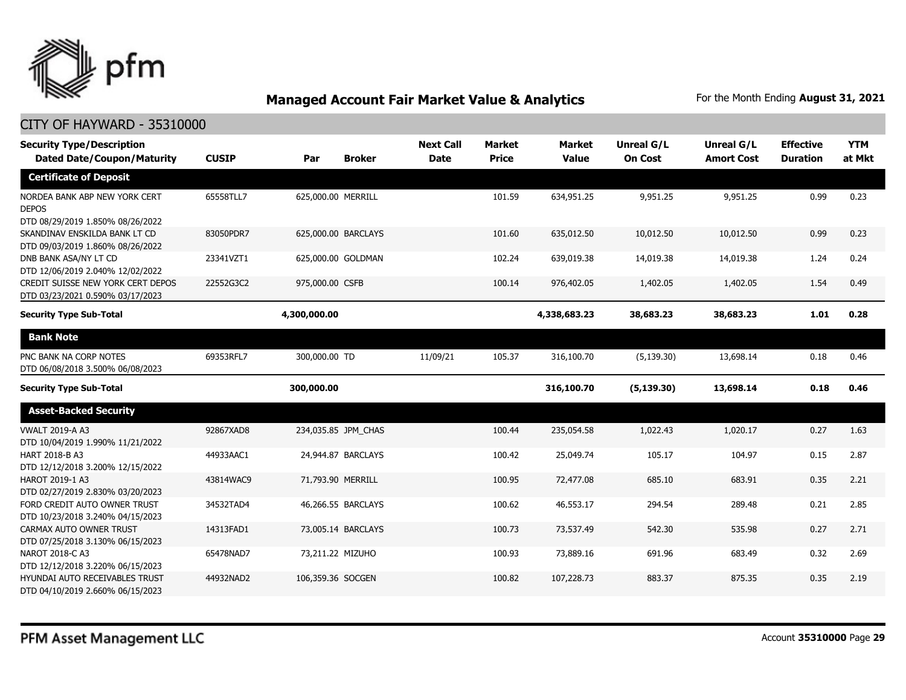## Managed Account Fair Market Value & Analytics

For the Month Ending **August 31, 2021**

CITY OF HAYWARD - 35310000

| Security Type/Description Dated Date/Coupon/Maturity | CUSIP | Par | Broker | Next Call Date | Market Price | Market Value | Unreal G/L On Cost | Unreal G/L Amort Cost | Effective Duration | YTM at Mkt |
|---|---|---|---|---|---|---|---|---|---|---|
| **Certificate of Deposit** | | | | | | | | | | |
| NORDEA BANK ABP NEW YORK CERT DEPOS DTD 08/29/2019 1.850% 08/26/2022 | 65558TLL7 | 625,000.00 | MERRILL | | 101.59 | 634,951.25 | 9,951.25 | 9,951.25 | 0.99 | 0.23 |
| SKANDINAV ENSKILDA BANK LT CD DTD 09/03/2019 1.860% 08/26/2022 | 83050PDR7 | 625,000.00 | BARCLAYS | | 101.60 | 635,012.50 | 10,012.50 | 10,012.50 | 0.99 | 0.23 |
| DNB BANK ASA/NY LT CD DTD 12/06/2019 2.040% 12/02/2022 | 23341VZT1 | 625,000.00 | GOLDMAN | | 102.24 | 639,019.38 | 14,019.38 | 14,019.38 | 1.24 | 0.24 |
| CREDIT SUISSE NEW YORK CERT DEPOS DTD 03/23/2021 0.590% 03/17/2023 | 22552G3C2 | 975,000.00 | CSFB | | 100.14 | 976,402.05 | 1,402.05 | 1,402.05 | 1.54 | 0.49 |
| **Security Type Sub-Total** | | **4,300,000.00** | | | | **4,338,683.23** | **38,683.23** | **38,683.23** | **1.01** | **0.28** |
| **Bank Note** | | | | | | | | | | |
| PNC BANK NA CORP NOTES DTD 06/08/2018 3.500% 06/08/2023 | 69353RFL7 | 300,000.00 | TD | 11/09/21 | 105.37 | 316,100.70 | (5,139.30) | 13,698.14 | 0.18 | 0.46 |
| **Security Type Sub-Total** | | **300,000.00** | | | | **316,100.70** | **(5,139.30)** | **13,698.14** | **0.18** | **0.46** |
| **Asset-Backed Security** | | | | | | | | | | |
| VWALT 2019-A A3 DTD 10/04/2019 1.990% 11/21/2022 | 92867XAD8 | 234,035.85 | JPM_CHAS | | 100.44 | 235,054.58 | 1,022.43 | 1,020.17 | 0.27 | 1.63 |
| HART 2018-B A3 DTD 12/12/2018 3.200% 12/15/2022 | 44933AAC1 | 24,944.87 | BARCLAYS | | 100.42 | 25,049.74 | 105.17 | 104.97 | 0.15 | 2.87 |
| HAROT 2019-1 A3 DTD 02/27/2019 2.830% 03/20/2023 | 43814WAC9 | 71,793.90 | MERRILL | | 100.95 | 72,477.08 | 685.10 | 683.91 | 0.35 | 2.21 |
| FORD CREDIT AUTO OWNER TRUST DTD 10/23/2018 3.240% 04/15/2023 | 34532TAD4 | 46,266.55 | BARCLAYS | | 100.62 | 46,553.17 | 294.54 | 289.48 | 0.21 | 2.85 |
| CARMAX AUTO OWNER TRUST DTD 07/25/2018 3.130% 06/15/2023 | 14313FAD1 | 73,005.14 | BARCLAYS | | 100.73 | 73,537.49 | 542.30 | 535.98 | 0.27 | 2.71 |
| NAROT 2018-C A3 DTD 12/12/2018 3.220% 06/15/2023 | 65478NAD7 | 73,211.22 | MIZUHO | | 100.93 | 73,889.16 | 691.96 | 683.49 | 0.32 | 2.69 |
| HYUNDAI AUTO RECEIVABLES TRUST DTD 04/10/2019 2.660% 06/15/2023 | 44932NAD2 | 106,359.36 | SOCGEN | | 100.82 | 107,228.73 | 883.37 | 875.35 | 0.35 | 2.19 |

PFM Asset Management LLC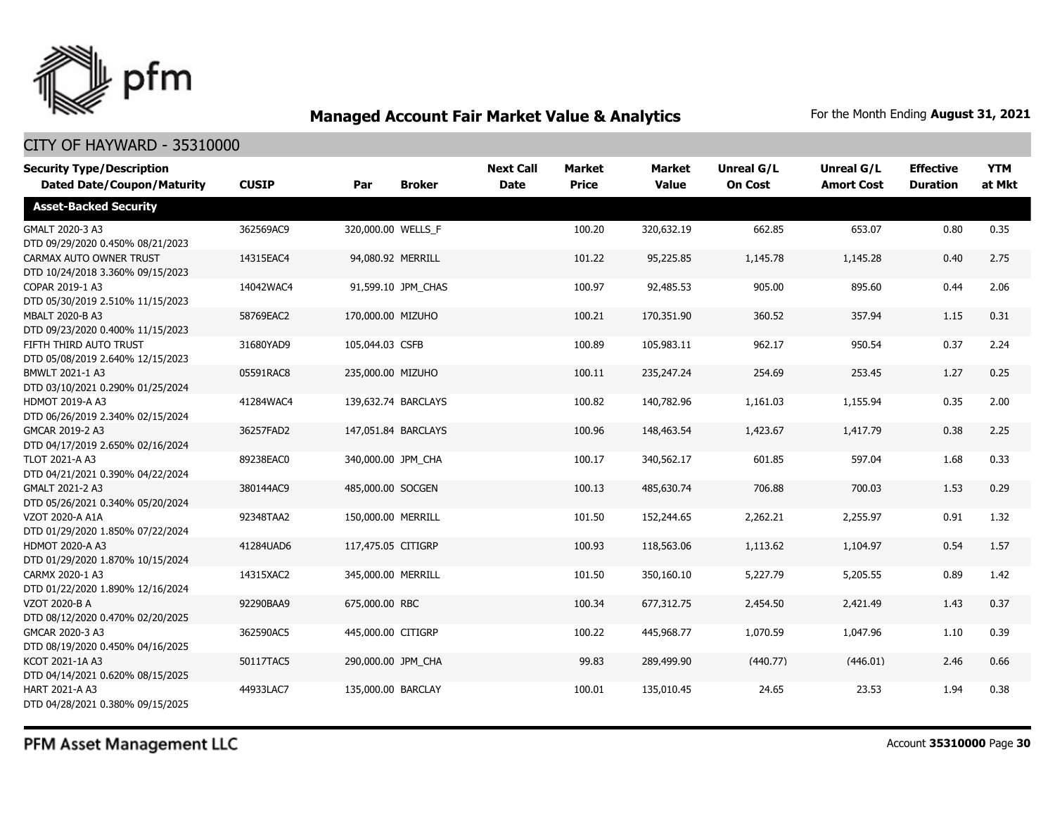# Managed Account Fair Market Value & Analytics

For the Month Ending **August 31, 2021**

## CITY OF HAYWARD - 35310000

| Security Type/Description Dated Date/Coupon/Maturity | CUSIP | Par | Broker | Next Call Date | Market Price | Market Value | Unreal G/L On Cost | Unreal G/L Amort Cost | Effective Duration | YTM at Mkt |
|---|---|---|---|---|---|---|---|---|---|---|
| **Asset-Backed Security** | | | | | | | | | | |
| GMALT 2020-3 A3 DTD 09/29/2020 0.450% 08/21/2023 | 362569AC9 | 320,000.00 | WELLS_F | | 100.20 | 320,632.19 | 662.85 | 653.07 | 0.80 | 0.35 |
| CARMAX AUTO OWNER TRUST DTD 10/24/2018 3.360% 09/15/2023 | 14315EAC4 | 94,080.92 | MERRILL | | 101.22 | 95,225.85 | 1,145.78 | 1,145.28 | 0.40 | 2.75 |
| COPAR 2019-1 A3 DTD 05/30/2019 2.510% 11/15/2023 | 14042WAC4 | 91,599.10 | JPM_CHAS | | 100.97 | 92,485.53 | 905.00 | 895.60 | 0.44 | 2.06 |
| MBALT 2020-B A3 DTD 09/23/2020 0.400% 11/15/2023 | 58769EAC2 | 170,000.00 | MIZUHO | | 100.21 | 170,351.90 | 360.52 | 357.94 | 1.15 | 0.31 |
| FIFTH THIRD AUTO TRUST DTD 05/08/2019 2.640% 12/15/2023 | 31680YAD9 | 105,044.03 | CSFB | | 100.89 | 105,983.11 | 962.17 | 950.54 | 0.37 | 2.24 |
| BMWLT 2021-1 A3 DTD 03/10/2021 0.290% 01/25/2024 | 05591RAC8 | 235,000.00 | MIZUHO | | 100.11 | 235,247.24 | 254.69 | 253.45 | 1.27 | 0.25 |
| HDMOT 2019-A A3 DTD 06/26/2019 2.340% 02/15/2024 | 41284WAC4 | 139,632.74 | BARCLAYS | | 100.82 | 140,782.96 | 1,161.03 | 1,155.94 | 0.35 | 2.00 |
| GMCAR 2019-2 A3 DTD 04/17/2019 2.650% 02/16/2024 | 36257FAD2 | 147,051.84 | BARCLAYS | | 100.96 | 148,463.54 | 1,423.67 | 1,417.79 | 0.38 | 2.25 |
| TLOT 2021-A A3 DTD 04/21/2021 0.390% 04/22/2024 | 89238EAC0 | 340,000.00 | JPM_CHA | | 100.17 | 340,562.17 | 601.85 | 597.04 | 1.68 | 0.33 |
| GMALT 2021-2 A3 DTD 05/26/2021 0.340% 05/20/2024 | 380144AC9 | 485,000.00 | SOCGEN | | 100.13 | 485,630.74 | 706.88 | 700.03 | 1.53 | 0.29 |
| VZOT 2020-A A1A DTD 01/29/2020 1.850% 07/22/2024 | 92348TAA2 | 150,000.00 | MERRILL | | 101.50 | 152,244.65 | 2,262.21 | 2,255.97 | 0.91 | 1.32 |
| HDMOT 2020-A A3 DTD 01/29/2020 1.870% 10/15/2024 | 41284UAD6 | 117,475.05 | CITIGRP | | 100.93 | 118,563.06 | 1,113.62 | 1,104.97 | 0.54 | 1.57 |
| CARMX 2020-1 A3 DTD 01/22/2020 1.890% 12/16/2024 | 14315XAC2 | 345,000.00 | MERRILL | | 101.50 | 350,160.10 | 5,227.79 | 5,205.55 | 0.89 | 1.42 |
| VZOT 2020-B A DTD 08/12/2020 0.470% 02/20/2025 | 92290BAA9 | 675,000.00 | RBC | | 100.34 | 677,312.75 | 2,454.50 | 2,421.49 | 1.43 | 0.37 |
| GMCAR 2020-3 A3 DTD 08/19/2020 0.450% 04/16/2025 | 362590AC5 | 445,000.00 | CITIGRP | | 100.22 | 445,968.77 | 1,070.59 | 1,047.96 | 1.10 | 0.39 |
| KCOT 2021-1A A3 DTD 04/14/2021 0.620% 08/15/2025 | 50117TAC5 | 290,000.00 | JPM_CHA | | 99.83 | 289,499.90 | (440.77) | (446.01) | 2.46 | 0.66 |
| HART 2021-A A3 DTD 04/28/2021 0.380% 09/15/2025 | 44933LAC7 | 135,000.00 | BARCLAY | | 100.01 | 135,010.45 | 24.65 | 23.53 | 1.94 | 0.38 |

PFM Asset Management LLC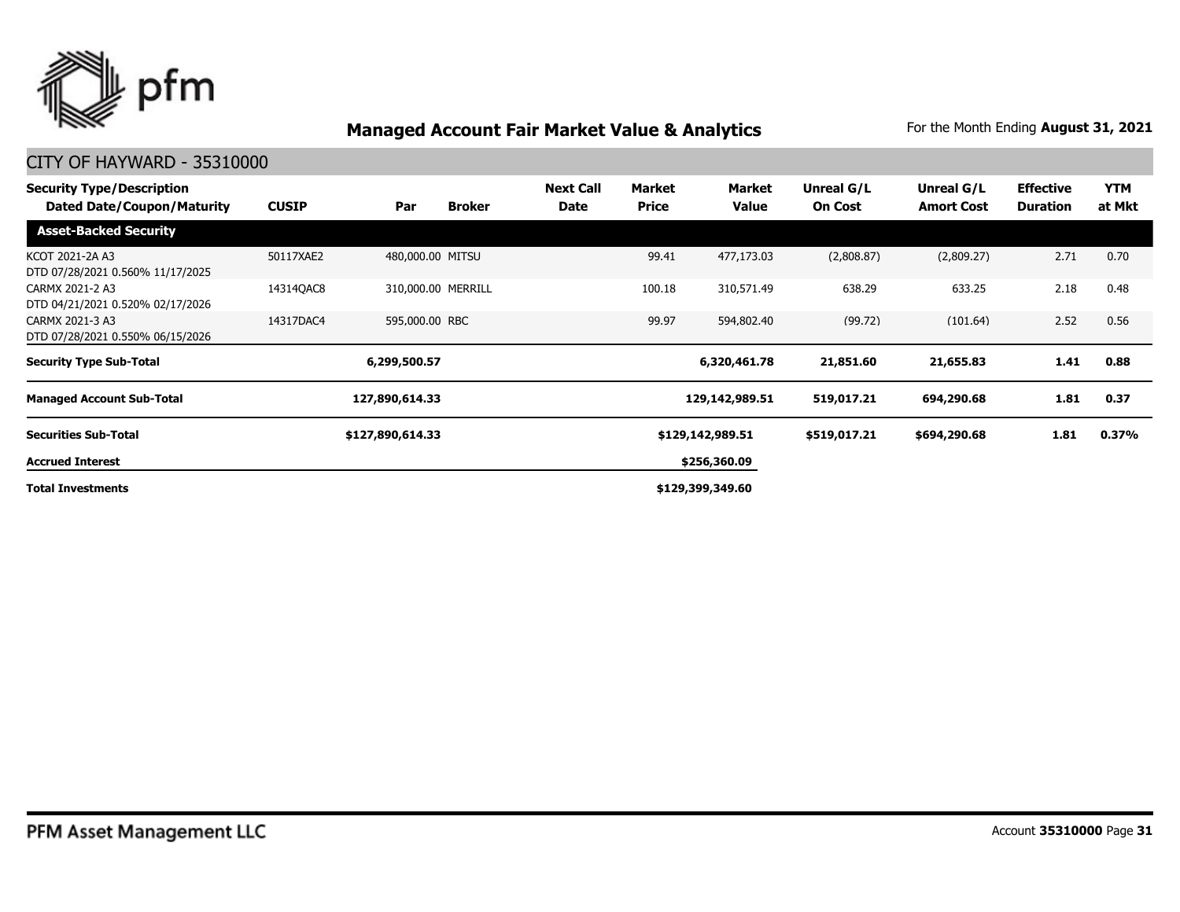## Managed Account Fair Market Value & Analytics

For the Month Ending **August 31, 2021**

### CITY OF HAYWARD - 35310000

| Security Type/Description Dated Date/Coupon/Maturity | CUSIP | Par | Broker | Next Call Date | Market Price | Market Value | Unreal G/L On Cost | Unreal G/L Amort Cost | Effective Duration | YTM at Mkt |
|---|---|---|---|---|---|---|---|---|---|---|
| **Asset-Backed Security** | | | | | | | | | | |
| KCOT 2021-2A A3 DTD 07/28/2021 0.560% 11/17/2025 | 50117XAE2 | 480,000.00 | MITSU | | 99.41 | 477,173.03 | (2,808.87) | (2,809.27) | 2.71 | 0.70 |
| CARMX 2021-2 A3 DTD 04/21/2021 0.520% 02/17/2026 | 14314QAC8 | 310,000.00 | MERRILL | | 100.18 | 310,571.49 | 638.29 | 633.25 | 2.18 | 0.48 |
| CARMX 2021-3 A3 DTD 07/28/2021 0.550% 06/15/2026 | 14317DAC4 | 595,000.00 | RBC | | 99.97 | 594,802.40 | (99.72) | (101.64) | 2.52 | 0.56 |
| **Security Type Sub-Total** | | **6,299,500.57** | | | | **6,320,461.78** | **21,851.60** | **21,655.83** | **1.41** | **0.88** |
| **Managed Account Sub-Total** | | **127,890,614.33** | | | | **129,142,989.51** | **519,017.21** | **694,290.68** | **1.81** | **0.37** |
| **Securities Sub-Total** | | **$127,890,614.33** | | | | **$129,142,989.51** | **$519,017.21** | **$694,290.68** | **1.81** | **0.37%** |
| **Accrued Interest** | | | | | | **$256,360.09** | | | | |
| **Total Investments** | | | | | | **$129,399,349.60** | | | | |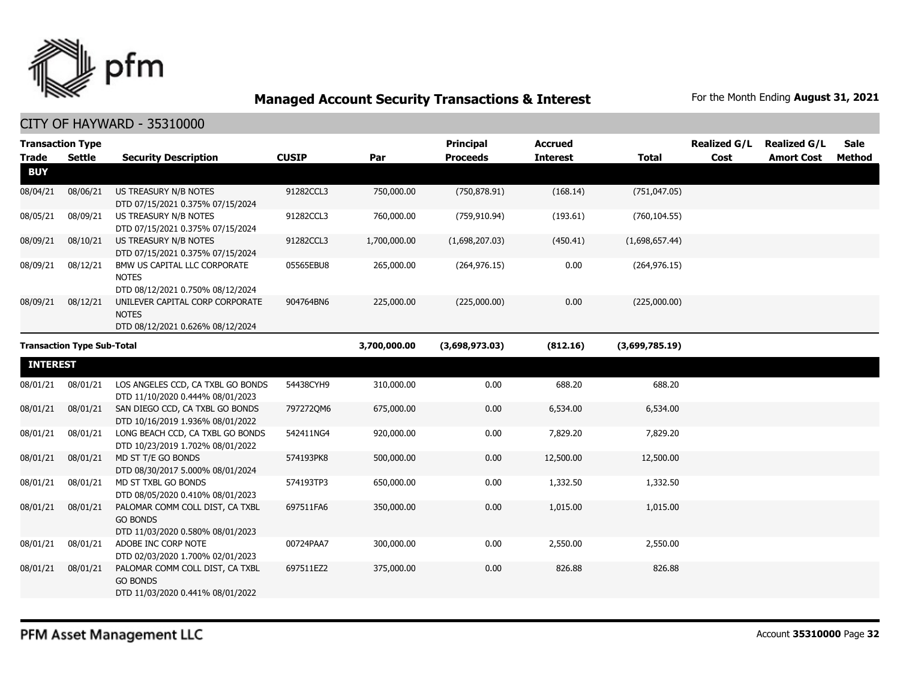## Managed Account Security Transactions & Interest

For the Month Ending **August 31, 2021**

CITY OF HAYWARD - 35310000

| Transaction Type Trade | Settle | Security Description | CUSIP | Par | Principal Proceeds | Accrued Interest | Total | Realized G/L Cost | Realized G/L Amort Cost | Sale Method |
|---|---|---|---|---|---|---|---|---|---|---|
| **BUY** | | | | | | | | | | |
| 08/04/21 | 08/06/21 | US TREASURY N/B NOTES DTD 07/15/2021 0.375% 07/15/2024 | 91282CCL3 | 750,000.00 | (750,878.91) | (168.14) | (751,047.05) | | | |
| 08/05/21 | 08/09/21 | US TREASURY N/B NOTES DTD 07/15/2021 0.375% 07/15/2024 | 91282CCL3 | 760,000.00 | (759,910.94) | (193.61) | (760,104.55) | | | |
| 08/09/21 | 08/10/21 | US TREASURY N/B NOTES DTD 07/15/2021 0.375% 07/15/2024 | 91282CCL3 | 1,700,000.00 | (1,698,207.03) | (450.41) | (1,698,657.44) | | | |
| 08/09/21 | 08/12/21 | BMW US CAPITAL LLC CORPORATE NOTES DTD 08/12/2021 0.750% 08/12/2024 | 05565EBU8 | 265,000.00 | (264,976.15) | 0.00 | (264,976.15) | | | |
| 08/09/21 | 08/12/21 | UNILEVER CAPITAL CORP CORPORATE NOTES DTD 08/12/2021 0.626% 08/12/2024 | 904764BN6 | 225,000.00 | (225,000.00) | 0.00 | (225,000.00) | | | |
| **Transaction Type Sub-Total** | | | | **3,700,000.00** | **(3,698,973.03)** | **(812.16)** | **(3,699,785.19)** | | | |
| **INTEREST** | | | | | | | | | | |
| 08/01/21 | 08/01/21 | LOS ANGELES CCD, CA TXBL GO BONDS DTD 11/10/2020 0.444% 08/01/2023 | 54438CYH9 | 310,000.00 | 0.00 | 688.20 | 688.20 | | | |
| 08/01/21 | 08/01/21 | SAN DIEGO CCD, CA TXBL GO BONDS DTD 10/16/2019 1.936% 08/01/2022 | 797272QM6 | 675,000.00 | 0.00 | 6,534.00 | 6,534.00 | | | |
| 08/01/21 | 08/01/21 | LONG BEACH CCD, CA TXBL GO BONDS DTD 10/23/2019 1.702% 08/01/2022 | 542411NG4 | 920,000.00 | 0.00 | 7,829.20 | 7,829.20 | | | |
| 08/01/21 | 08/01/21 | MD ST T/E GO BONDS DTD 08/30/2017 5.000% 08/01/2024 | 574193PK8 | 500,000.00 | 0.00 | 12,500.00 | 12,500.00 | | | |
| 08/01/21 | 08/01/21 | MD ST TXBL GO BONDS DTD 08/05/2020 0.410% 08/01/2023 | 574193TP3 | 650,000.00 | 0.00 | 1,332.50 | 1,332.50 | | | |
| 08/01/21 | 08/01/21 | PALOMAR COMM COLL DIST, CA TXBL GO BONDS DTD 11/03/2020 0.580% 08/01/2023 | 697511FA6 | 350,000.00 | 0.00 | 1,015.00 | 1,015.00 | | | |
| 08/01/21 | 08/01/21 | ADOBE INC CORP NOTE DTD 02/03/2020 1.700% 02/01/2023 | 00724PAA7 | 300,000.00 | 0.00 | 2,550.00 | 2,550.00 | | | |
| 08/01/21 | 08/01/21 | PALOMAR COMM COLL DIST, CA TXBL GO BONDS DTD 11/03/2020 0.441% 08/01/2022 | 697511EZ2 | 375,000.00 | 0.00 | 826.88 | 826.88 | | | |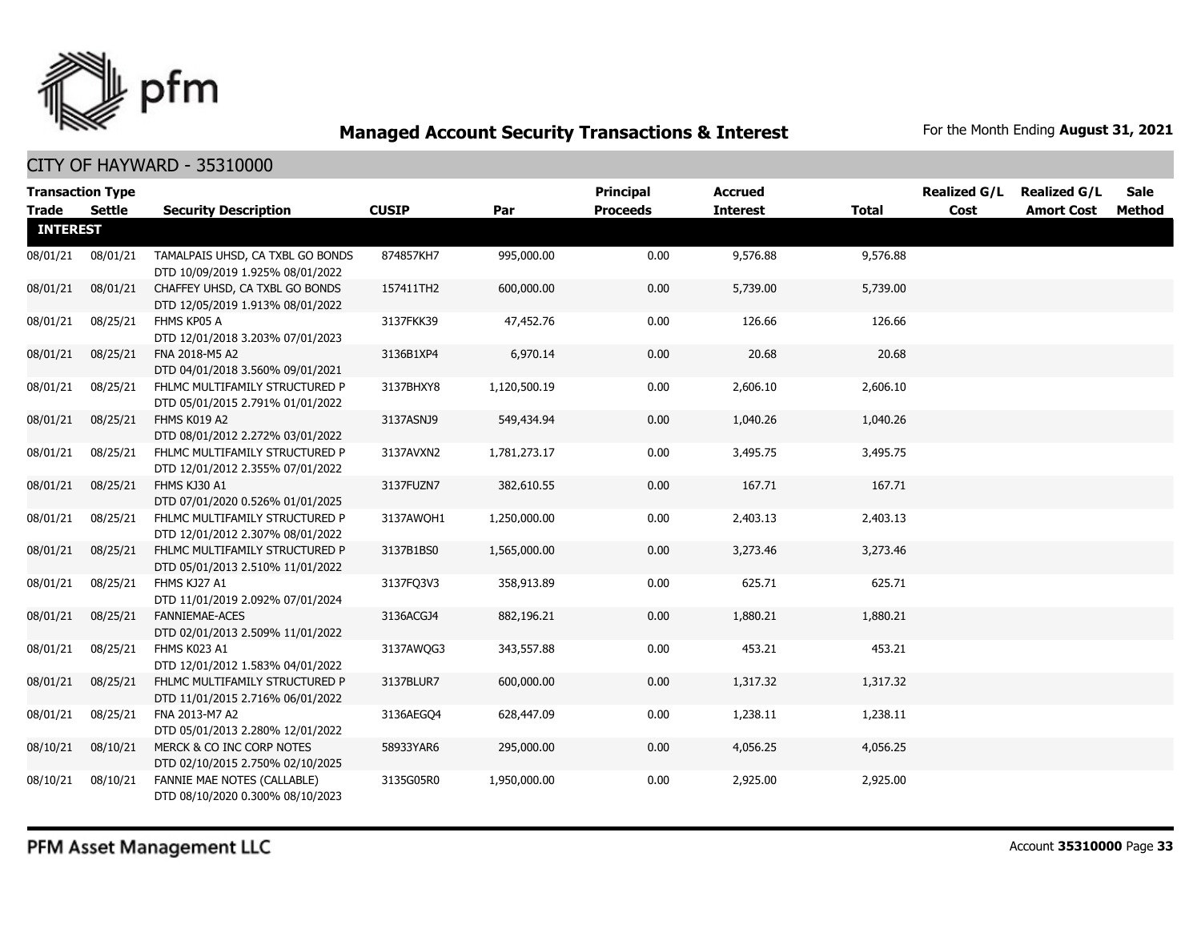# Managed Account Security Transactions & Interest

For the Month Ending **August 31, 2021**

## CITY OF HAYWARD - 35310000

| Transaction Type Trade | Settle | Security Description | CUSIP | Par | Principal Proceeds | Accrued Interest | Total | Realized G/L Cost | Realized G/L Amort Cost | Sale Method |
|---|---|---|---|---|---|---|---|---|---|---|
| **INTEREST** | | | | | | | | | | |
| 08/01/21 | 08/01/21 | TAMALPAIS UHSD, CA TXBL GO BONDS DTD 10/09/2019 1.925% 08/01/2022 | 874857KH7 | 995,000.00 | 0.00 | 9,576.88 | 9,576.88 | | | |
| 08/01/21 | 08/01/21 | CHAFFEY UHSD, CA TXBL GO BONDS DTD 12/05/2019 1.913% 08/01/2022 | 157411TH2 | 600,000.00 | 0.00 | 5,739.00 | 5,739.00 | | | |
| 08/01/21 | 08/25/21 | FHMS KP05 A DTD 12/01/2018 3.203% 07/01/2023 | 3137FKK39 | 47,452.76 | 0.00 | 126.66 | 126.66 | | | |
| 08/01/21 | 08/25/21 | FNA 2018-M5 A2 DTD 04/01/2018 3.560% 09/01/2021 | 3136B1XP4 | 6,970.14 | 0.00 | 20.68 | 20.68 | | | |
| 08/01/21 | 08/25/21 | FHLMC MULTIFAMILY STRUCTURED P DTD 05/01/2015 2.791% 01/01/2022 | 3137BHXY8 | 1,120,500.19 | 0.00 | 2,606.10 | 2,606.10 | | | |
| 08/01/21 | 08/25/21 | FHMS K019 A2 DTD 08/01/2012 2.272% 03/01/2022 | 3137ASNJ9 | 549,434.94 | 0.00 | 1,040.26 | 1,040.26 | | | |
| 08/01/21 | 08/25/21 | FHLMC MULTIFAMILY STRUCTURED P DTD 12/01/2012 2.355% 07/01/2022 | 3137AVXN2 | 1,781,273.17 | 0.00 | 3,495.75 | 3,495.75 | | | |
| 08/01/21 | 08/25/21 | FHMS KJ30 A1 DTD 07/01/2020 0.526% 01/01/2025 | 3137FUZN7 | 382,610.55 | 0.00 | 167.71 | 167.71 | | | |
| 08/01/21 | 08/25/21 | FHLMC MULTIFAMILY STRUCTURED P DTD 12/01/2012 2.307% 08/01/2022 | 3137AWQH1 | 1,250,000.00 | 0.00 | 2,403.13 | 2,403.13 | | | |
| 08/01/21 | 08/25/21 | FHLMC MULTIFAMILY STRUCTURED P DTD 05/01/2013 2.510% 11/01/2022 | 3137B1BS0 | 1,565,000.00 | 0.00 | 3,273.46 | 3,273.46 | | | |
| 08/01/21 | 08/25/21 | FHMS KJ27 A1 DTD 11/01/2019 2.092% 07/01/2024 | 3137FQ3V3 | 358,913.89 | 0.00 | 625.71 | 625.71 | | | |
| 08/01/21 | 08/25/21 | FANNIEMAE-ACES DTD 02/01/2013 2.509% 11/01/2022 | 3136ACGJ4 | 882,196.21 | 0.00 | 1,880.21 | 1,880.21 | | | |
| 08/01/21 | 08/25/21 | FHMS K023 A1 DTD 12/01/2012 1.583% 04/01/2022 | 3137AWQG3 | 343,557.88 | 0.00 | 453.21 | 453.21 | | | |
| 08/01/21 | 08/25/21 | FHLMC MULTIFAMILY STRUCTURED P DTD 11/01/2015 2.716% 06/01/2022 | 3137BLUR7 | 600,000.00 | 0.00 | 1,317.32 | 1,317.32 | | | |
| 08/01/21 | 08/25/21 | FNA 2013-M7 A2 DTD 05/01/2013 2.280% 12/01/2022 | 3136AEGQ4 | 628,447.09 | 0.00 | 1,238.11 | 1,238.11 | | | |
| 08/10/21 | 08/10/21 | MERCK & CO INC CORP NOTES DTD 02/10/2015 2.750% 02/10/2025 | 58933YAR6 | 295,000.00 | 0.00 | 4,056.25 | 4,056.25 | | | |
| 08/10/21 | 08/10/21 | FANNIE MAE NOTES (CALLABLE) DTD 08/10/2020 0.300% 08/10/2023 | 3135G05R0 | 1,950,000.00 | 0.00 | 2,925.00 | 2,925.00 | | | |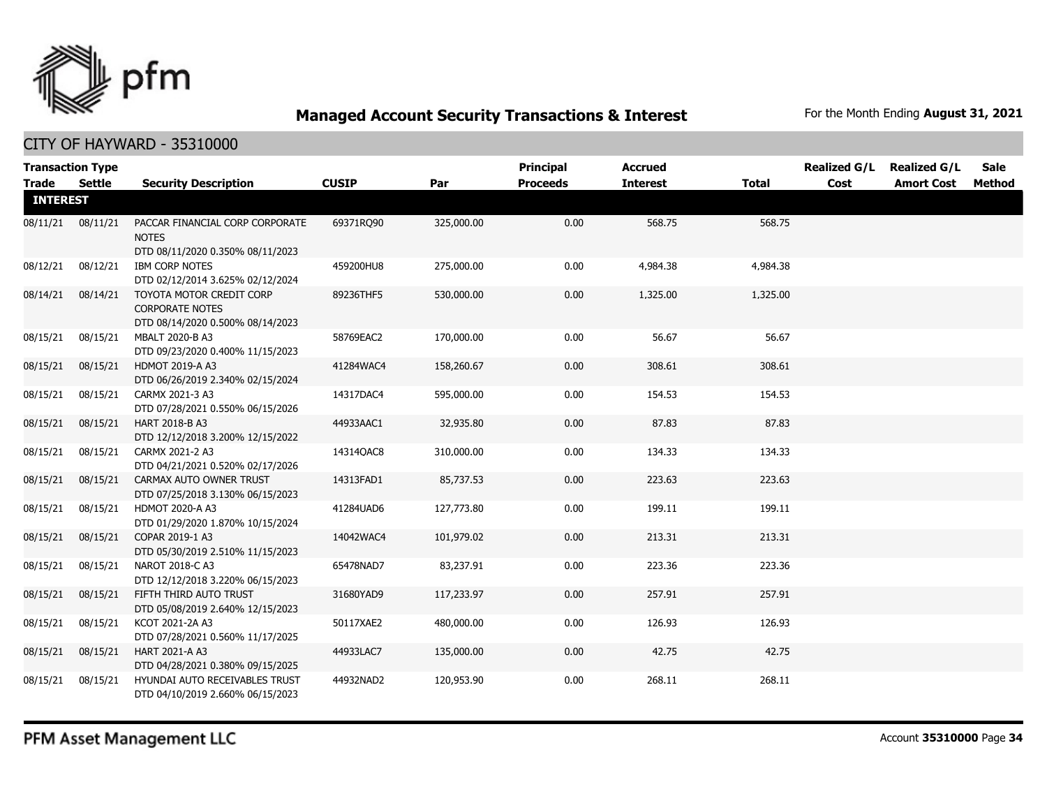# Managed Account Security Transactions & Interest

For the Month Ending **August 31, 2021**

## CITY OF HAYWARD - 35310000

| Transaction Type Trade | Settle | Security Description | CUSIP | Par | Principal Proceeds | Accrued Interest | Total | Realized G/L Cost | Realized G/L Amort Cost | Sale Method |
|---|---|---|---|---|---|---|---|---|---|---|
| **INTEREST** | | | | | | | | | | |
| 08/11/21 | 08/11/21 | PACCAR FINANCIAL CORP CORPORATE NOTES DTD 08/11/2020 0.350% 08/11/2023 | 69371RQ90 | 325,000.00 | 0.00 | 568.75 | 568.75 | | | |
| 08/12/21 | 08/12/21 | IBM CORP NOTES DTD 02/12/2014 3.625% 02/12/2024 | 459200HU8 | 275,000.00 | 0.00 | 4,984.38 | 4,984.38 | | | |
| 08/14/21 | 08/14/21 | TOYOTA MOTOR CREDIT CORP CORPORATE NOTES DTD 08/14/2020 0.500% 08/14/2023 | 89236THF5 | 530,000.00 | 0.00 | 1,325.00 | 1,325.00 | | | |
| 08/15/21 | 08/15/21 | MBALT 2020-B A3 DTD 09/23/2020 0.400% 11/15/2023 | 58769EAC2 | 170,000.00 | 0.00 | 56.67 | 56.67 | | | |
| 08/15/21 | 08/15/21 | HDMOT 2019-A A3 DTD 06/26/2019 2.340% 02/15/2024 | 41284WAC4 | 158,260.67 | 0.00 | 308.61 | 308.61 | | | |
| 08/15/21 | 08/15/21 | CARMX 2021-3 A3 DTD 07/28/2021 0.550% 06/15/2026 | 14317DAC4 | 595,000.00 | 0.00 | 154.53 | 154.53 | | | |
| 08/15/21 | 08/15/21 | HART 2018-B A3 DTD 12/12/2018 3.200% 12/15/2022 | 44933AAC1 | 32,935.80 | 0.00 | 87.83 | 87.83 | | | |
| 08/15/21 | 08/15/21 | CARMX 2021-2 A3 DTD 04/21/2021 0.520% 02/17/2026 | 14314QAC8 | 310,000.00 | 0.00 | 134.33 | 134.33 | | | |
| 08/15/21 | 08/15/21 | CARMAX AUTO OWNER TRUST DTD 07/25/2018 3.130% 06/15/2023 | 14313FAD1 | 85,737.53 | 0.00 | 223.63 | 223.63 | | | |
| 08/15/21 | 08/15/21 | HDMOT 2020-A A3 DTD 01/29/2020 1.870% 10/15/2024 | 41284UAD6 | 127,773.80 | 0.00 | 199.11 | 199.11 | | | |
| 08/15/21 | 08/15/21 | COPAR 2019-1 A3 DTD 05/30/2019 2.510% 11/15/2023 | 14042WAC4 | 101,979.02 | 0.00 | 213.31 | 213.31 | | | |
| 08/15/21 | 08/15/21 | NAROT 2018-C A3 DTD 12/12/2018 3.220% 06/15/2023 | 65478NAD7 | 83,237.91 | 0.00 | 223.36 | 223.36 | | | |
| 08/15/21 | 08/15/21 | FIFTH THIRD AUTO TRUST DTD 05/08/2019 2.640% 12/15/2023 | 31680YAD9 | 117,233.97 | 0.00 | 257.91 | 257.91 | | | |
| 08/15/21 | 08/15/21 | KCOT 2021-2A A3 DTD 07/28/2021 0.560% 11/17/2025 | 50117XAE2 | 480,000.00 | 0.00 | 126.93 | 126.93 | | | |
| 08/15/21 | 08/15/21 | HART 2021-A A3 DTD 04/28/2021 0.380% 09/15/2025 | 44933LAC7 | 135,000.00 | 0.00 | 42.75 | 42.75 | | | |
| 08/15/21 | 08/15/21 | HYUNDAI AUTO RECEIVABLES TRUST DTD 04/10/2019 2.660% 06/15/2023 | 44932NAD2 | 120,953.90 | 0.00 | 268.11 | 268.11 | | | |

PFM Asset Management LLC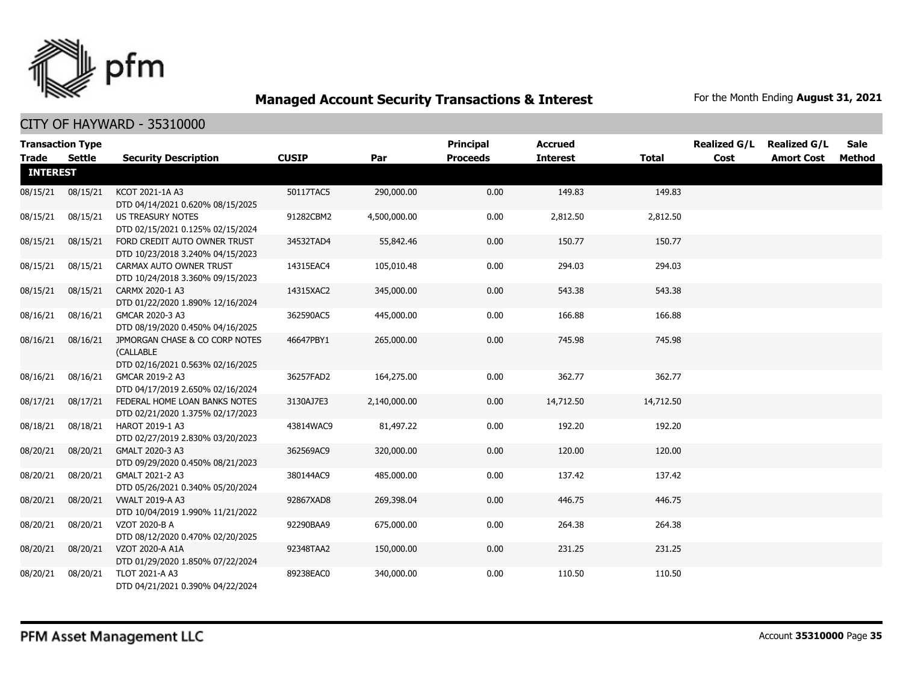# Managed Account Security Transactions & Interest

For the Month Ending **August 31, 2021**

## CITY OF HAYWARD - 35310000

| Transaction Type | | | | | | | | | | |
|---|---|---|---|---|---|---|---|---|---|---|
| **Trade** | **Settle** | **Security Description** | **CUSIP** | **Par** | **Principal Proceeds** | **Accrued Interest** | **Total** | **Realized G/L Cost** | **Realized G/L Amort Cost** | **Sale Method** |
| **INTEREST** | | | | | | | | | | |
| 08/15/21 | 08/15/21 | KCOT 2021-1A A3<br>DTD 04/14/2021 0.620% 08/15/2025 | 50117TAC5 | 290,000.00 | 0.00 | 149.83 | 149.83 | | | |
| 08/15/21 | 08/15/21 | US TREASURY NOTES<br>DTD 02/15/2021 0.125% 02/15/2024 | 91282CBM2 | 4,500,000.00 | 0.00 | 2,812.50 | 2,812.50 | | | |
| 08/15/21 | 08/15/21 | FORD CREDIT AUTO OWNER TRUST<br>DTD 10/23/2018 3.240% 04/15/2023 | 34532TAD4 | 55,842.46 | 0.00 | 150.77 | 150.77 | | | |
| 08/15/21 | 08/15/21 | CARMAX AUTO OWNER TRUST<br>DTD 10/24/2018 3.360% 09/15/2023 | 14315EAC4 | 105,010.48 | 0.00 | 294.03 | 294.03 | | | |
| 08/15/21 | 08/15/21 | CARMX 2020-1 A3<br>DTD 01/22/2020 1.890% 12/16/2024 | 14315XAC2 | 345,000.00 | 0.00 | 543.38 | 543.38 | | | |
| 08/16/21 | 08/16/21 | GMCAR 2020-3 A3<br>DTD 08/19/2020 0.450% 04/16/2025 | 362590AC5 | 445,000.00 | 0.00 | 166.88 | 166.88 | | | |
| 08/16/21 | 08/16/21 | JPMORGAN CHASE & CO CORP NOTES (CALLABLE<br>DTD 02/16/2021 0.563% 02/16/2025 | 46647PBY1 | 265,000.00 | 0.00 | 745.98 | 745.98 | | | |
| 08/16/21 | 08/16/21 | GMCAR 2019-2 A3<br>DTD 04/17/2019 2.650% 02/16/2024 | 36257FAD2 | 164,275.00 | 0.00 | 362.77 | 362.77 | | | |
| 08/17/21 | 08/17/21 | FEDERAL HOME LOAN BANKS NOTES<br>DTD 02/21/2020 1.375% 02/17/2023 | 3130AJ7E3 | 2,140,000.00 | 0.00 | 14,712.50 | 14,712.50 | | | |
| 08/18/21 | 08/18/21 | HAROT 2019-1 A3<br>DTD 02/27/2019 2.830% 03/20/2023 | 43814WAC9 | 81,497.22 | 0.00 | 192.20 | 192.20 | | | |
| 08/20/21 | 08/20/21 | GMALT 2020-3 A3<br>DTD 09/29/2020 0.450% 08/21/2023 | 362569AC9 | 320,000.00 | 0.00 | 120.00 | 120.00 | | | |
| 08/20/21 | 08/20/21 | GMALT 2021-2 A3<br>DTD 05/26/2021 0.340% 05/20/2024 | 380144AC9 | 485,000.00 | 0.00 | 137.42 | 137.42 | | | |
| 08/20/21 | 08/20/21 | VWALT 2019-A A3<br>DTD 10/04/2019 1.990% 11/21/2022 | 92867XAD8 | 269,398.04 | 0.00 | 446.75 | 446.75 | | | |
| 08/20/21 | 08/20/21 | VZOT 2020-B A<br>DTD 08/12/2020 0.470% 02/20/2025 | 92290BAA9 | 675,000.00 | 0.00 | 264.38 | 264.38 | | | |
| 08/20/21 | 08/20/21 | VZOT 2020-A A1A<br>DTD 01/29/2020 1.850% 07/22/2024 | 92348TAA2 | 150,000.00 | 0.00 | 231.25 | 231.25 | | | |
| 08/20/21 | 08/20/21 | TLOT 2021-A A3<br>DTD 04/21/2021 0.390% 04/22/2024 | 89238EAC0 | 340,000.00 | 0.00 | 110.50 | 110.50 | | | |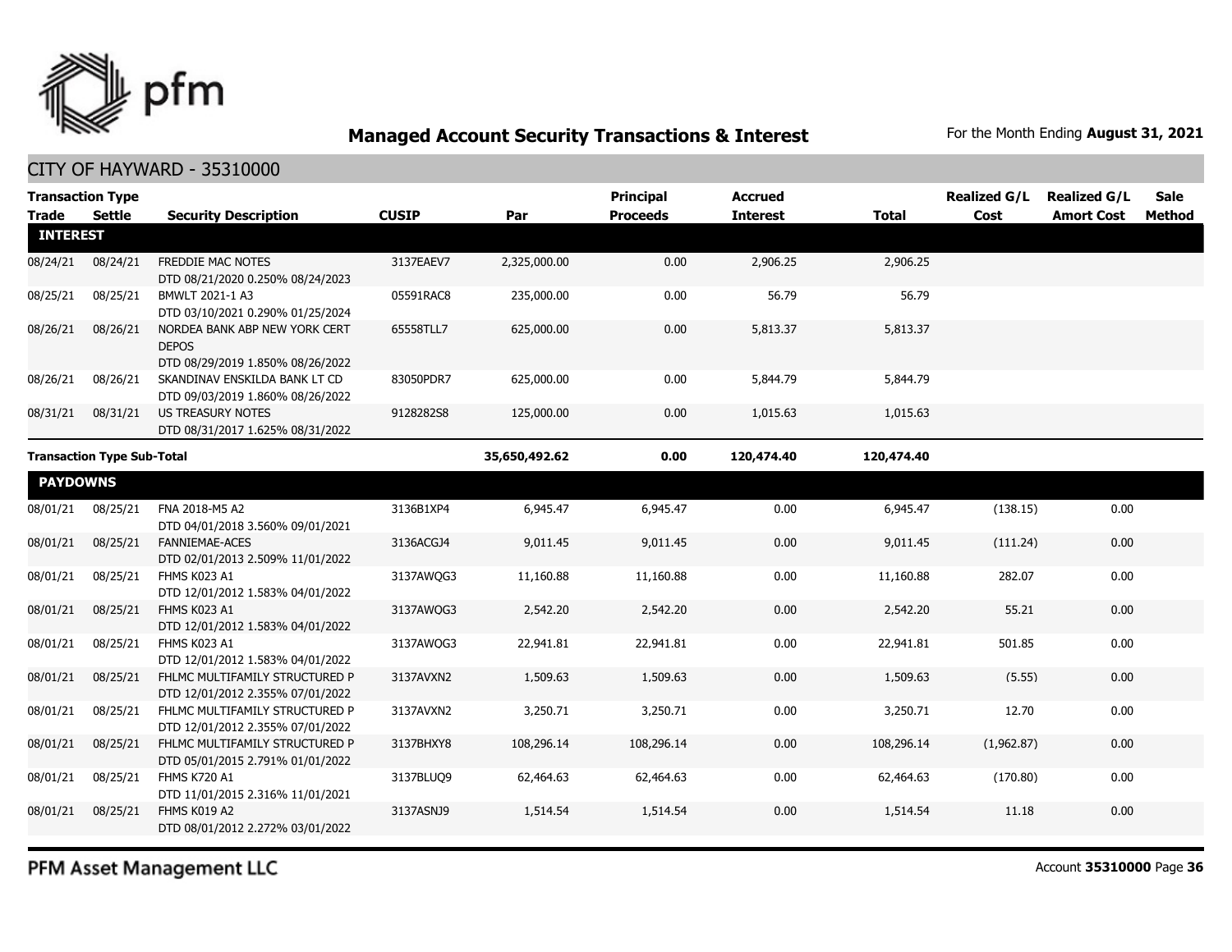# Managed Account Security Transactions & Interest

For the Month Ending **August 31, 2021**

## CITY OF HAYWARD - 35310000

| Transaction Type Trade | Settle | Security Description | CUSIP | Par | Principal Proceeds | Accrued Interest | Total | Realized G/L Cost | Realized G/L Amort Cost | Sale Method |
|---|---|---|---|---|---|---|---|---|---|---|
| **INTEREST** | | | | | | | | | | |
| 08/24/21 | 08/24/21 | FREDDIE MAC NOTES DTD 08/21/2020 0.250% 08/24/2023 | 3137EAEV7 | 2,325,000.00 | 0.00 | 2,906.25 | 2,906.25 | | | |
| 08/25/21 | 08/25/21 | BMWLT 2021-1 A3 DTD 03/10/2021 0.290% 01/25/2024 | 05591RAC8 | 235,000.00 | 0.00 | 56.79 | 56.79 | | | |
| 08/26/21 | 08/26/21 | NORDEA BANK ABP NEW YORK CERT DEPOS DTD 08/29/2019 1.850% 08/26/2022 | 65558TLL7 | 625,000.00 | 0.00 | 5,813.37 | 5,813.37 | | | |
| 08/26/21 | 08/26/21 | SKANDINAV ENSKILDA BANK LT CD DTD 09/03/2019 1.860% 08/26/2022 | 83050PDR7 | 625,000.00 | 0.00 | 5,844.79 | 5,844.79 | | | |
| 08/31/21 | 08/31/21 | US TREASURY NOTES DTD 08/31/2017 1.625% 08/31/2022 | 9128282S8 | 125,000.00 | 0.00 | 1,015.63 | 1,015.63 | | | |
| **Transaction Type Sub-Total** | | | | **35,650,492.62** | **0.00** | **120,474.40** | **120,474.40** | | | |
| **PAYDOWNS** | | | | | | | | | | |
| 08/01/21 | 08/25/21 | FNA 2018-M5 A2 DTD 04/01/2018 3.560% 09/01/2021 | 3136B1XP4 | 6,945.47 | 6,945.47 | 0.00 | 6,945.47 | (138.15) | 0.00 | |
| 08/01/21 | 08/25/21 | FANNIEMAE-ACES DTD 02/01/2013 2.509% 11/01/2022 | 3136ACGJ4 | 9,011.45 | 9,011.45 | 0.00 | 9,011.45 | (111.24) | 0.00 | |
| 08/01/21 | 08/25/21 | FHMS K023 A1 DTD 12/01/2012 1.583% 04/01/2022 | 3137AWQG3 | 11,160.88 | 11,160.88 | 0.00 | 11,160.88 | 282.07 | 0.00 | |
| 08/01/21 | 08/25/21 | FHMS K023 A1 DTD 12/01/2012 1.583% 04/01/2022 | 3137AWQG3 | 2,542.20 | 2,542.20 | 0.00 | 2,542.20 | 55.21 | 0.00 | |
| 08/01/21 | 08/25/21 | FHMS K023 A1 DTD 12/01/2012 1.583% 04/01/2022 | 3137AWQG3 | 22,941.81 | 22,941.81 | 0.00 | 22,941.81 | 501.85 | 0.00 | |
| 08/01/21 | 08/25/21 | FHLMC MULTIFAMILY STRUCTURED P DTD 12/01/2012 2.355% 07/01/2022 | 3137AVXN2 | 1,509.63 | 1,509.63 | 0.00 | 1,509.63 | (5.55) | 0.00 | |
| 08/01/21 | 08/25/21 | FHLMC MULTIFAMILY STRUCTURED P DTD 12/01/2012 2.355% 07/01/2022 | 3137AVXN2 | 3,250.71 | 3,250.71 | 0.00 | 3,250.71 | 12.70 | 0.00 | |
| 08/01/21 | 08/25/21 | FHLMC MULTIFAMILY STRUCTURED P DTD 05/01/2015 2.791% 01/01/2022 | 3137BHXY8 | 108,296.14 | 108,296.14 | 0.00 | 108,296.14 | (1,962.87) | 0.00 | |
| 08/01/21 | 08/25/21 | FHMS K720 A1 DTD 11/01/2015 2.316% 11/01/2021 | 3137BLUQ9 | 62,464.63 | 62,464.63 | 0.00 | 62,464.63 | (170.80) | 0.00 | |
| 08/01/21 | 08/25/21 | FHMS K019 A2 DTD 08/01/2012 2.272% 03/01/2022 | 3137ASNJ9 | 1,514.54 | 1,514.54 | 0.00 | 1,514.54 | 11.18 | 0.00 | |

PFM Asset Management LLC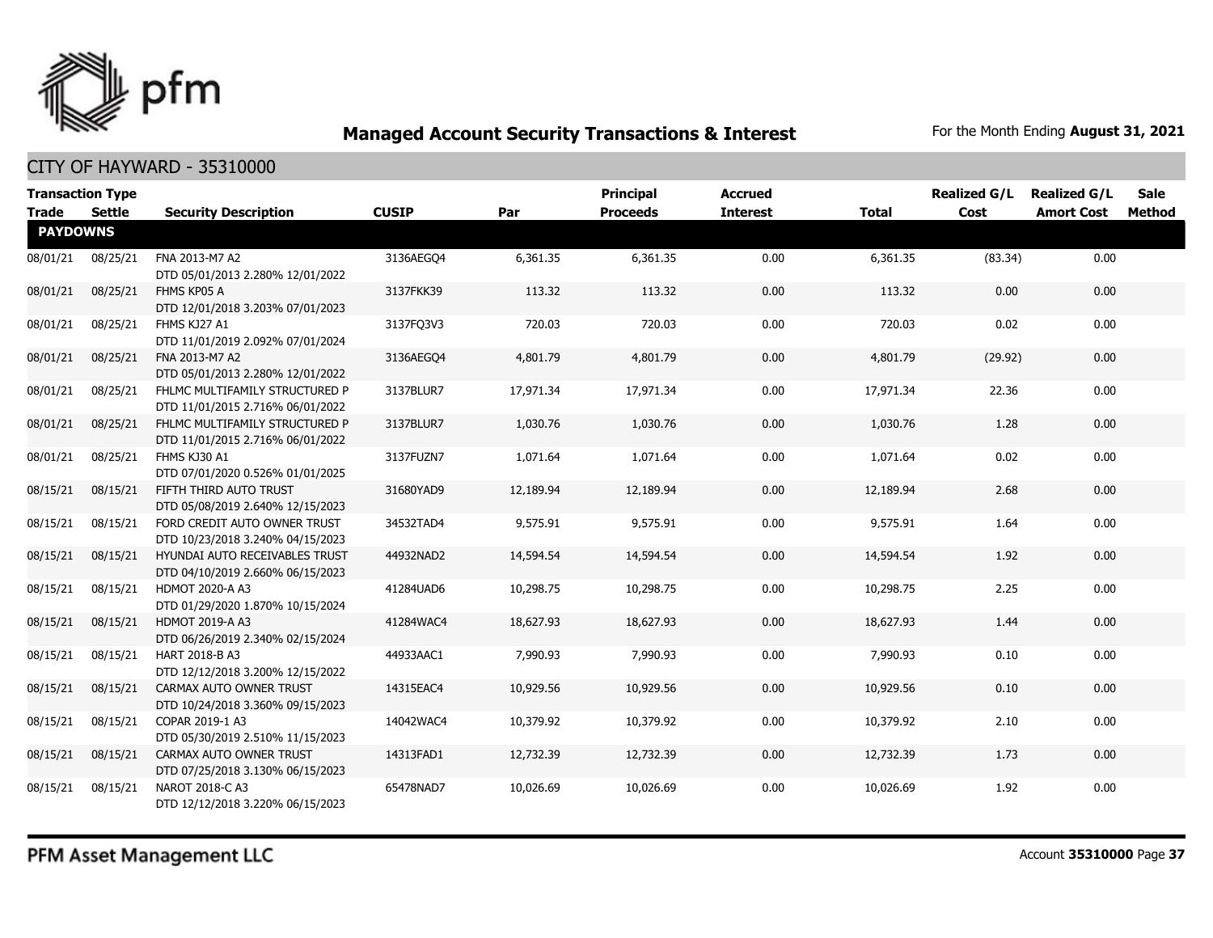## Managed Account Security Transactions & Interest

For the Month Ending **August 31, 2021**

CITY OF HAYWARD - 35310000

| Transaction Type | | | | | Principal | Accrued | | Realized G/L | Realized G/L | Sale |
|---|---|---|---|---|---|---|---|---|---|---|
| **Trade** | **Settle** | **Security Description** | **CUSIP** | **Par** | **Proceeds** | **Interest** | **Total** | **Cost** | **Amort Cost** | **Method** |
| **PAYDOWNS** | | | | | | | | | | |
| 08/01/21 | 08/25/21 | FNA 2013-M7 A2 DTD 05/01/2013 2.280% 12/01/2022 | 3136AEGQ4 | 6,361.35 | 6,361.35 | 0.00 | 6,361.35 | (83.34) | 0.00 | |
| 08/01/21 | 08/25/21 | FHMS KP05 A DTD 12/01/2018 3.203% 07/01/2023 | 3137FKK39 | 113.32 | 113.32 | 0.00 | 113.32 | 0.00 | 0.00 | |
| 08/01/21 | 08/25/21 | FHMS KJ27 A1 DTD 11/01/2019 2.092% 07/01/2024 | 3137FQ3V3 | 720.03 | 720.03 | 0.00 | 720.03 | 0.02 | 0.00 | |
| 08/01/21 | 08/25/21 | FNA 2013-M7 A2 DTD 05/01/2013 2.280% 12/01/2022 | 3136AEGQ4 | 4,801.79 | 4,801.79 | 0.00 | 4,801.79 | (29.92) | 0.00 | |
| 08/01/21 | 08/25/21 | FHLMC MULTIFAMILY STRUCTURED P DTD 11/01/2015 2.716% 06/01/2022 | 3137BLUR7 | 17,971.34 | 17,971.34 | 0.00 | 17,971.34 | 22.36 | 0.00 | |
| 08/01/21 | 08/25/21 | FHLMC MULTIFAMILY STRUCTURED P DTD 11/01/2015 2.716% 06/01/2022 | 3137BLUR7 | 1,030.76 | 1,030.76 | 0.00 | 1,030.76 | 1.28 | 0.00 | |
| 08/01/21 | 08/25/21 | FHMS KJ30 A1 DTD 07/01/2020 0.526% 01/01/2025 | 3137FUZN7 | 1,071.64 | 1,071.64 | 0.00 | 1,071.64 | 0.02 | 0.00 | |
| 08/15/21 | 08/15/21 | FIFTH THIRD AUTO TRUST DTD 05/08/2019 2.640% 12/15/2023 | 31680YAD9 | 12,189.94 | 12,189.94 | 0.00 | 12,189.94 | 2.68 | 0.00 | |
| 08/15/21 | 08/15/21 | FORD CREDIT AUTO OWNER TRUST DTD 10/23/2018 3.240% 04/15/2023 | 34532TAD4 | 9,575.91 | 9,575.91 | 0.00 | 9,575.91 | 1.64 | 0.00 | |
| 08/15/21 | 08/15/21 | HYUNDAI AUTO RECEIVABLES TRUST DTD 04/10/2019 2.660% 06/15/2023 | 44932NAD2 | 14,594.54 | 14,594.54 | 0.00 | 14,594.54 | 1.92 | 0.00 | |
| 08/15/21 | 08/15/21 | HDMOT 2020-A A3 DTD 01/29/2020 1.870% 10/15/2024 | 41284UAD6 | 10,298.75 | 10,298.75 | 0.00 | 10,298.75 | 2.25 | 0.00 | |
| 08/15/21 | 08/15/21 | HDMOT 2019-A A3 DTD 06/26/2019 2.340% 02/15/2024 | 41284WAC4 | 18,627.93 | 18,627.93 | 0.00 | 18,627.93 | 1.44 | 0.00 | |
| 08/15/21 | 08/15/21 | HART 2018-B A3 DTD 12/12/2018 3.200% 12/15/2022 | 44933AAC1 | 7,990.93 | 7,990.93 | 0.00 | 7,990.93 | 0.10 | 0.00 | |
| 08/15/21 | 08/15/21 | CARMAX AUTO OWNER TRUST DTD 10/24/2018 3.360% 09/15/2023 | 14315EAC4 | 10,929.56 | 10,929.56 | 0.00 | 10,929.56 | 0.10 | 0.00 | |
| 08/15/21 | 08/15/21 | COPAR 2019-1 A3 DTD 05/30/2019 2.510% 11/15/2023 | 14042WAC4 | 10,379.92 | 10,379.92 | 0.00 | 10,379.92 | 2.10 | 0.00 | |
| 08/15/21 | 08/15/21 | CARMAX AUTO OWNER TRUST DTD 07/25/2018 3.130% 06/15/2023 | 14313FAD1 | 12,732.39 | 12,732.39 | 0.00 | 12,732.39 | 1.73 | 0.00 | |
| 08/15/21 | 08/15/21 | NAROT 2018-C A3 DTD 12/12/2018 3.220% 06/15/2023 | 65478NAD7 | 10,026.69 | 10,026.69 | 0.00 | 10,026.69 | 1.92 | 0.00 | |

PFM Asset Management LLC

Account **35310000** Page **37**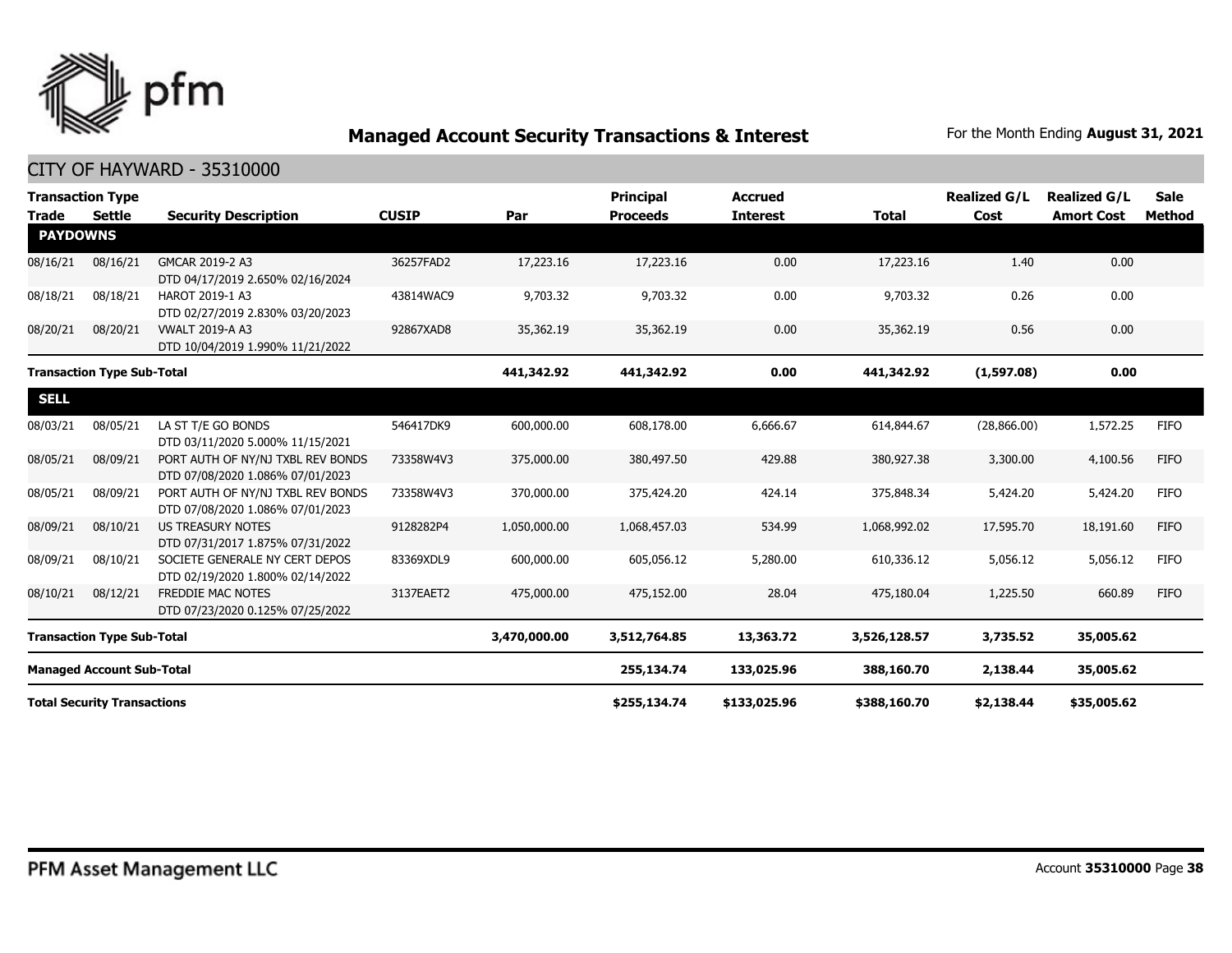## Managed Account Security Transactions & Interest

For the Month Ending **August 31, 2021**

CITY OF HAYWARD - 35310000

| Transaction Type Trade | Settle | Security Description | CUSIP | Par | Principal Proceeds | Accrued Interest | Total | Realized G/L Cost | Realized G/L Amort Cost | Sale Method |
|---|---|---|---|---|---|---|---|---|---|---|
| **PAYDOWNS** | | | | | | | | | | |
| 08/16/21 | 08/16/21 | GMCAR 2019-2 A3 DTD 04/17/2019 2.650% 02/16/2024 | 36257FAD2 | 17,223.16 | 17,223.16 | 0.00 | 17,223.16 | 1.40 | 0.00 | |
| 08/18/21 | 08/18/21 | HAROT 2019-1 A3 DTD 02/27/2019 2.830% 03/20/2023 | 43814WAC9 | 9,703.32 | 9,703.32 | 0.00 | 9,703.32 | 0.26 | 0.00 | |
| 08/20/21 | 08/20/21 | VWALT 2019-A A3 DTD 10/04/2019 1.990% 11/21/2022 | 92867XAD8 | 35,362.19 | 35,362.19 | 0.00 | 35,362.19 | 0.56 | 0.00 | |
| **Transaction Type Sub-Total** | | | | **441,342.92** | **441,342.92** | **0.00** | **441,342.92** | **(1,597.08)** | **0.00** | |
| **SELL** | | | | | | | | | | |
| 08/03/21 | 08/05/21 | LA ST T/E GO BONDS DTD 03/11/2020 5.000% 11/15/2021 | 546417DK9 | 600,000.00 | 608,178.00 | 6,666.67 | 614,844.67 | (28,866.00) | 1,572.25 | FIFO |
| 08/05/21 | 08/09/21 | PORT AUTH OF NY/NJ TXBL REV BONDS DTD 07/08/2020 1.086% 07/01/2023 | 73358W4V3 | 375,000.00 | 380,497.50 | 429.88 | 380,927.38 | 3,300.00 | 4,100.56 | FIFO |
| 08/05/21 | 08/09/21 | PORT AUTH OF NY/NJ TXBL REV BONDS DTD 07/08/2020 1.086% 07/01/2023 | 73358W4V3 | 370,000.00 | 375,424.20 | 424.14 | 375,848.34 | 5,424.20 | 5,424.20 | FIFO |
| 08/09/21 | 08/10/21 | US TREASURY NOTES DTD 07/31/2017 1.875% 07/31/2022 | 9128282P4 | 1,050,000.00 | 1,068,457.03 | 534.99 | 1,068,992.02 | 17,595.70 | 18,191.60 | FIFO |
| 08/09/21 | 08/10/21 | SOCIETE GENERALE NY CERT DEPOS DTD 02/19/2020 1.800% 02/14/2022 | 83369XDL9 | 600,000.00 | 605,056.12 | 5,280.00 | 610,336.12 | 5,056.12 | 5,056.12 | FIFO |
| 08/10/21 | 08/12/21 | FREDDIE MAC NOTES DTD 07/23/2020 0.125% 07/25/2022 | 3137EAET2 | 475,000.00 | 475,152.00 | 28.04 | 475,180.04 | 1,225.50 | 660.89 | FIFO |
| **Transaction Type Sub-Total** | | | | **3,470,000.00** | **3,512,764.85** | **13,363.72** | **3,526,128.57** | **3,735.52** | **35,005.62** | |
| **Managed Account Sub-Total** | | | | | **255,134.74** | **133,025.96** | **388,160.70** | **2,138.44** | **35,005.62** | |
| **Total Security Transactions** | | | | | **$255,134.74** | **$133,025.96** | **$388,160.70** | **$2,138.44** | **$35,005.62** | |

PFM Asset Management LLC